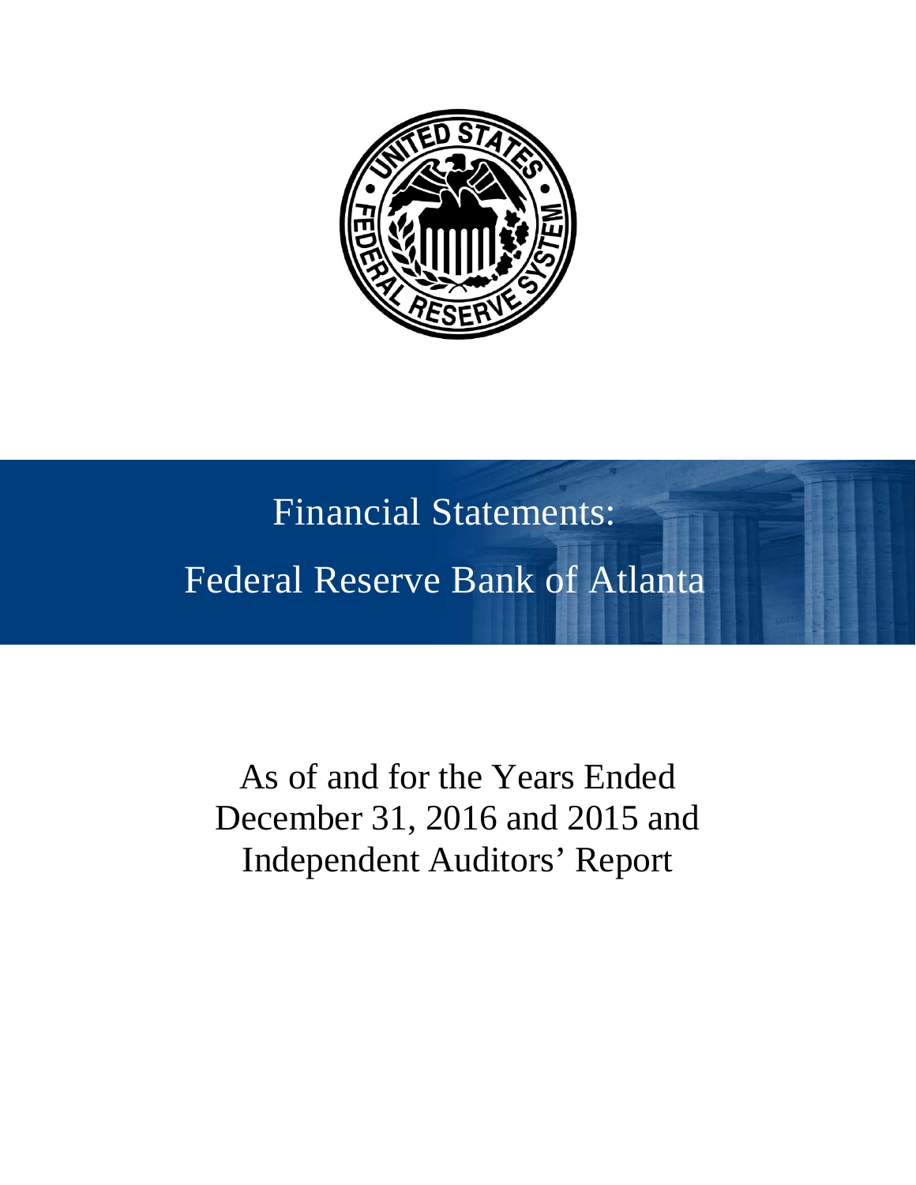# Financial Statements:

# Federal Reserve Bank of Atlanta

As of and for the Years Ended December 31, 2016 and 2015 and Independent Auditors' Report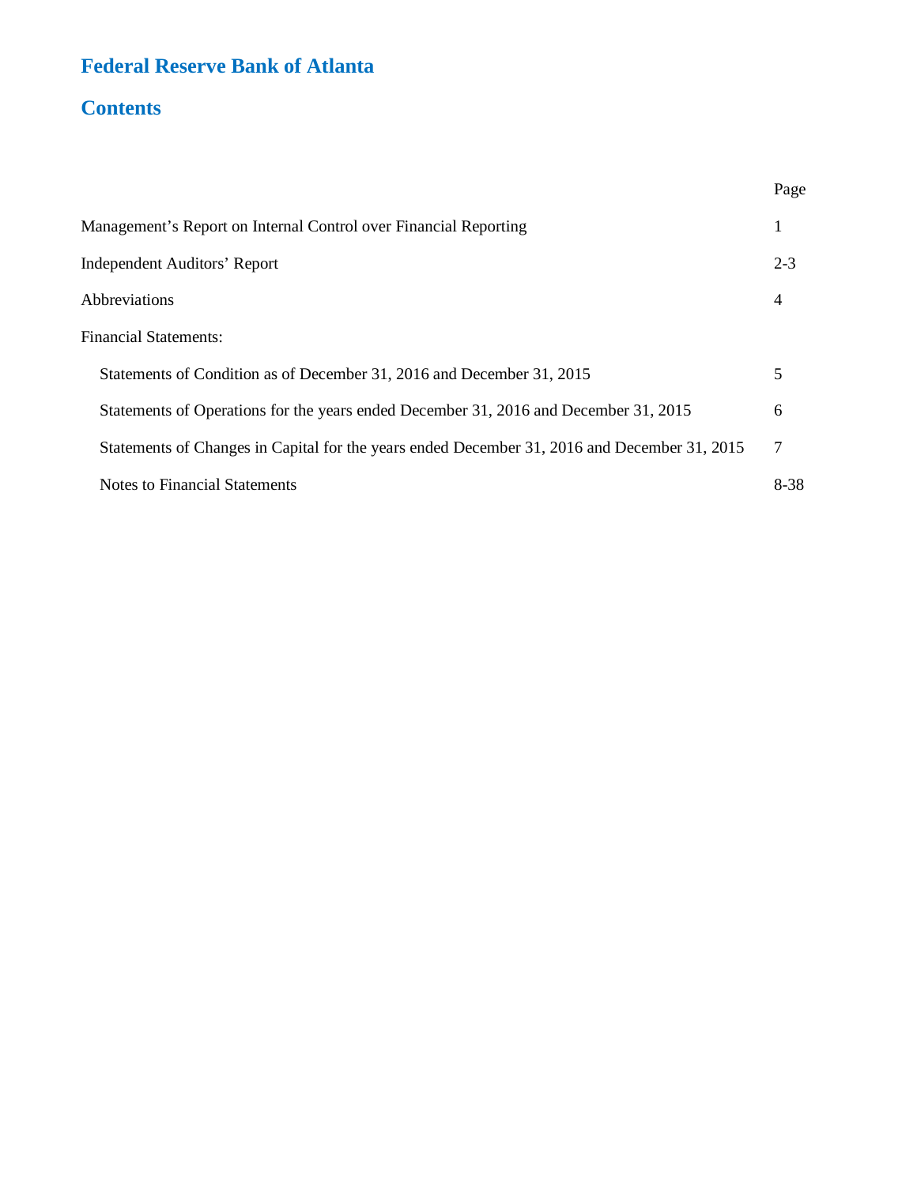# Federal Reserve Bank of Atlanta

## Contents

| | Page |
|---|---|
| Management's Report on Internal Control over Financial Reporting | 1 |
| Independent Auditors' Report | 2-3 |
| Abbreviations | 4 |
| Financial Statements: | |
| Statements of Condition as of December 31, 2016 and December 31, 2015 | 5 |
| Statements of Operations for the years ended December 31, 2016 and December 31, 2015 | 6 |
| Statements of Changes in Capital for the years ended December 31, 2016 and December 31, 2015 | 7 |
| Notes to Financial Statements | 8-38 |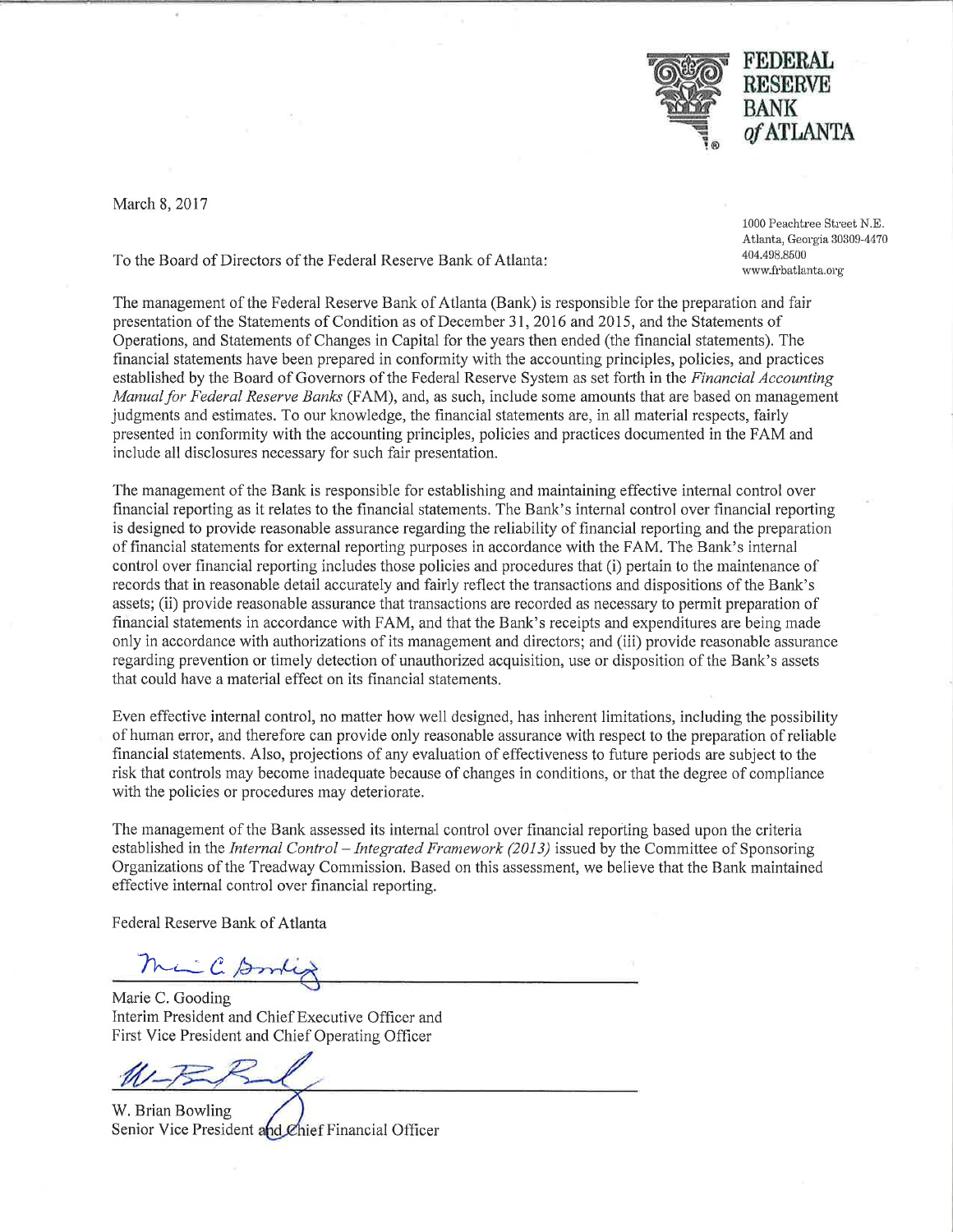**FEDERAL RESERVE BANK *of* ATLANTA**

March 8, 2017

1000 Peachtree Street N.E.
Atlanta, Georgia 30309-4470
404.498.8500
www.frbatlanta.org

To the Board of Directors of the Federal Reserve Bank of Atlanta:

The management of the Federal Reserve Bank of Atlanta (Bank) is responsible for the preparation and fair presentation of the Statements of Condition as of December 31, 2016 and 2015, and the Statements of Operations, and Statements of Changes in Capital for the years then ended (the financial statements). The financial statements have been prepared in conformity with the accounting principles, policies, and practices established by the Board of Governors of the Federal Reserve System as set forth in the *Financial Accounting Manual for Federal Reserve Banks* (FAM), and, as such, include some amounts that are based on management judgments and estimates. To our knowledge, the financial statements are, in all material respects, fairly presented in conformity with the accounting principles, policies and practices documented in the FAM and include all disclosures necessary for such fair presentation.

The management of the Bank is responsible for establishing and maintaining effective internal control over financial reporting as it relates to the financial statements. The Bank's internal control over financial reporting is designed to provide reasonable assurance regarding the reliability of financial reporting and the preparation of financial statements for external reporting purposes in accordance with the FAM. The Bank's internal control over financial reporting includes those policies and procedures that (i) pertain to the maintenance of records that in reasonable detail accurately and fairly reflect the transactions and dispositions of the Bank's assets; (ii) provide reasonable assurance that transactions are recorded as necessary to permit preparation of financial statements in accordance with FAM, and that the Bank's receipts and expenditures are being made only in accordance with authorizations of its management and directors; and (iii) provide reasonable assurance regarding prevention or timely detection of unauthorized acquisition, use or disposition of the Bank's assets that could have a material effect on its financial statements.

Even effective internal control, no matter how well designed, has inherent limitations, including the possibility of human error, and therefore can provide only reasonable assurance with respect to the preparation of reliable financial statements. Also, projections of any evaluation of effectiveness to future periods are subject to the risk that controls may become inadequate because of changes in conditions, or that the degree of compliance with the policies or procedures may deteriorate.

The management of the Bank assessed its internal control over financial reporting based upon the criteria established in the *Internal Control – Integrated Framework (2013)* issued by the Committee of Sponsoring Organizations of the Treadway Commission. Based on this assessment, we believe that the Bank maintained effective internal control over financial reporting.

Federal Reserve Bank of Atlanta

Marie C. Gooding
Interim President and Chief Executive Officer and
First Vice President and Chief Operating Officer

W. Brian Bowling
Senior Vice President and Chief Financial Officer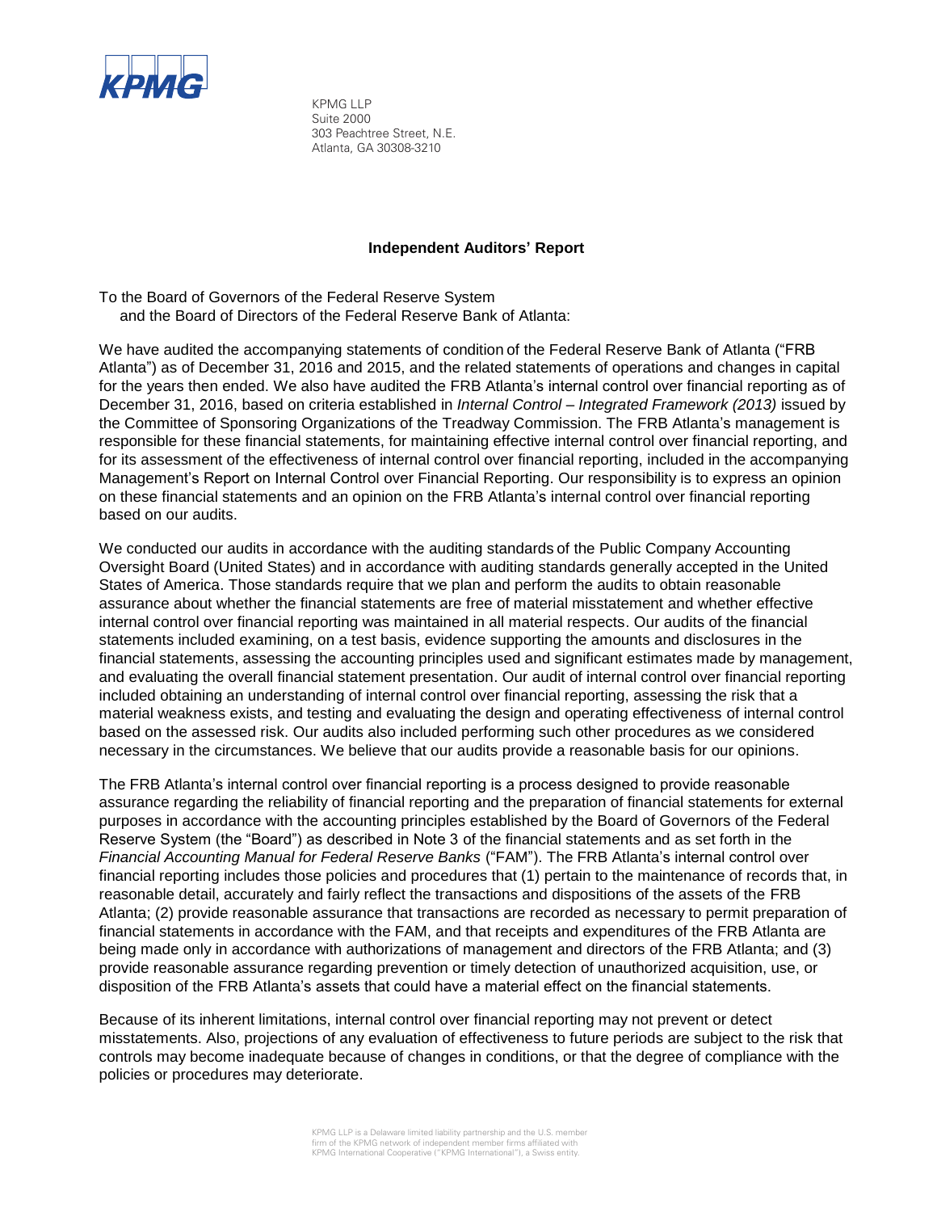KPMG LLP
Suite 2000
303 Peachtree Street, N.E.
Atlanta, GA 30308-3210

## Independent Auditors' Report

To the Board of Governors of the Federal Reserve System
and the Board of Directors of the Federal Reserve Bank of Atlanta:

We have audited the accompanying statements of condition of the Federal Reserve Bank of Atlanta ("FRB Atlanta") as of December 31, 2016 and 2015, and the related statements of operations and changes in capital for the years then ended. We also have audited the FRB Atlanta's internal control over financial reporting as of December 31, 2016, based on criteria established in *Internal Control – Integrated Framework (2013)* issued by the Committee of Sponsoring Organizations of the Treadway Commission. The FRB Atlanta's management is responsible for these financial statements, for maintaining effective internal control over financial reporting, and for its assessment of the effectiveness of internal control over financial reporting, included in the accompanying Management's Report on Internal Control over Financial Reporting. Our responsibility is to express an opinion on these financial statements and an opinion on the FRB Atlanta's internal control over financial reporting based on our audits.

We conducted our audits in accordance with the auditing standards of the Public Company Accounting Oversight Board (United States) and in accordance with auditing standards generally accepted in the United States of America. Those standards require that we plan and perform the audits to obtain reasonable assurance about whether the financial statements are free of material misstatement and whether effective internal control over financial reporting was maintained in all material respects. Our audits of the financial statements included examining, on a test basis, evidence supporting the amounts and disclosures in the financial statements, assessing the accounting principles used and significant estimates made by management, and evaluating the overall financial statement presentation. Our audit of internal control over financial reporting included obtaining an understanding of internal control over financial reporting, assessing the risk that a material weakness exists, and testing and evaluating the design and operating effectiveness of internal control based on the assessed risk. Our audits also included performing such other procedures as we considered necessary in the circumstances. We believe that our audits provide a reasonable basis for our opinions.

The FRB Atlanta's internal control over financial reporting is a process designed to provide reasonable assurance regarding the reliability of financial reporting and the preparation of financial statements for external purposes in accordance with the accounting principles established by the Board of Governors of the Federal Reserve System (the "Board") as described in Note 3 of the financial statements and as set forth in the *Financial Accounting Manual for Federal Reserve Banks* ("FAM"). The FRB Atlanta's internal control over financial reporting includes those policies and procedures that (1) pertain to the maintenance of records that, in reasonable detail, accurately and fairly reflect the transactions and dispositions of the assets of the FRB Atlanta; (2) provide reasonable assurance that transactions are recorded as necessary to permit preparation of financial statements in accordance with the FAM, and that receipts and expenditures of the FRB Atlanta are being made only in accordance with authorizations of management and directors of the FRB Atlanta; and (3) provide reasonable assurance regarding prevention or timely detection of unauthorized acquisition, use, or disposition of the FRB Atlanta's assets that could have a material effect on the financial statements.

Because of its inherent limitations, internal control over financial reporting may not prevent or detect misstatements. Also, projections of any evaluation of effectiveness to future periods are subject to the risk that controls may become inadequate because of changes in conditions, or that the degree of compliance with the policies or procedures may deteriorate.

KPMG LLP is a Delaware limited liability partnership and the U.S. member firm of the KPMG network of independent member firms affiliated with KPMG International Cooperative ("KPMG International"), a Swiss entity.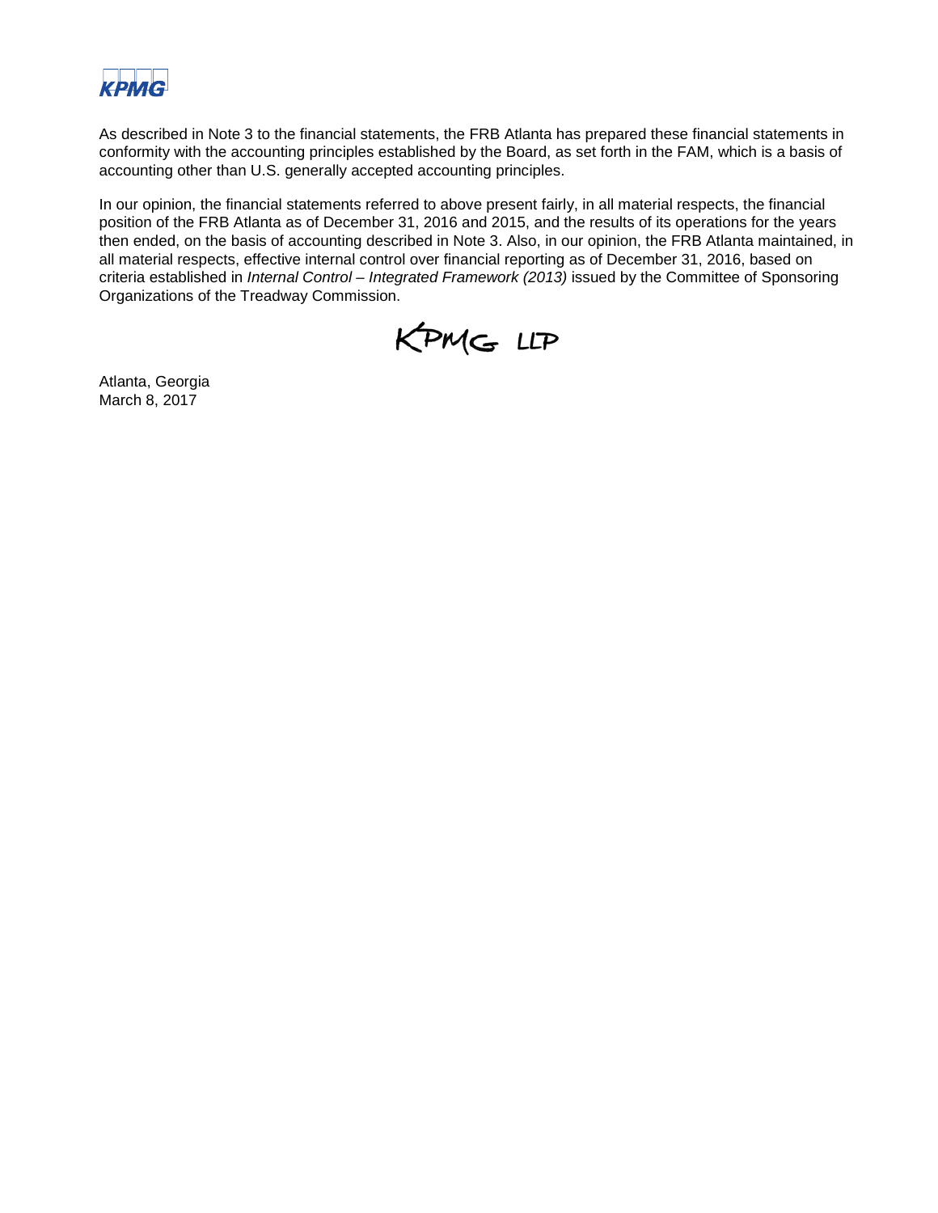As described in Note 3 to the financial statements, the FRB Atlanta has prepared these financial statements in conformity with the accounting principles established by the Board, as set forth in the FAM, which is a basis of accounting other than U.S. generally accepted accounting principles.

In our opinion, the financial statements referred to above present fairly, in all material respects, the financial position of the FRB Atlanta as of December 31, 2016 and 2015, and the results of its operations for the years then ended, on the basis of accounting described in Note 3. Also, in our opinion, the FRB Atlanta maintained, in all material respects, effective internal control over financial reporting as of December 31, 2016, based on criteria established in *Internal Control – Integrated Framework (2013)* issued by the Committee of Sponsoring Organizations of the Treadway Commission.

KPMG LLP

Atlanta, Georgia
March 8, 2017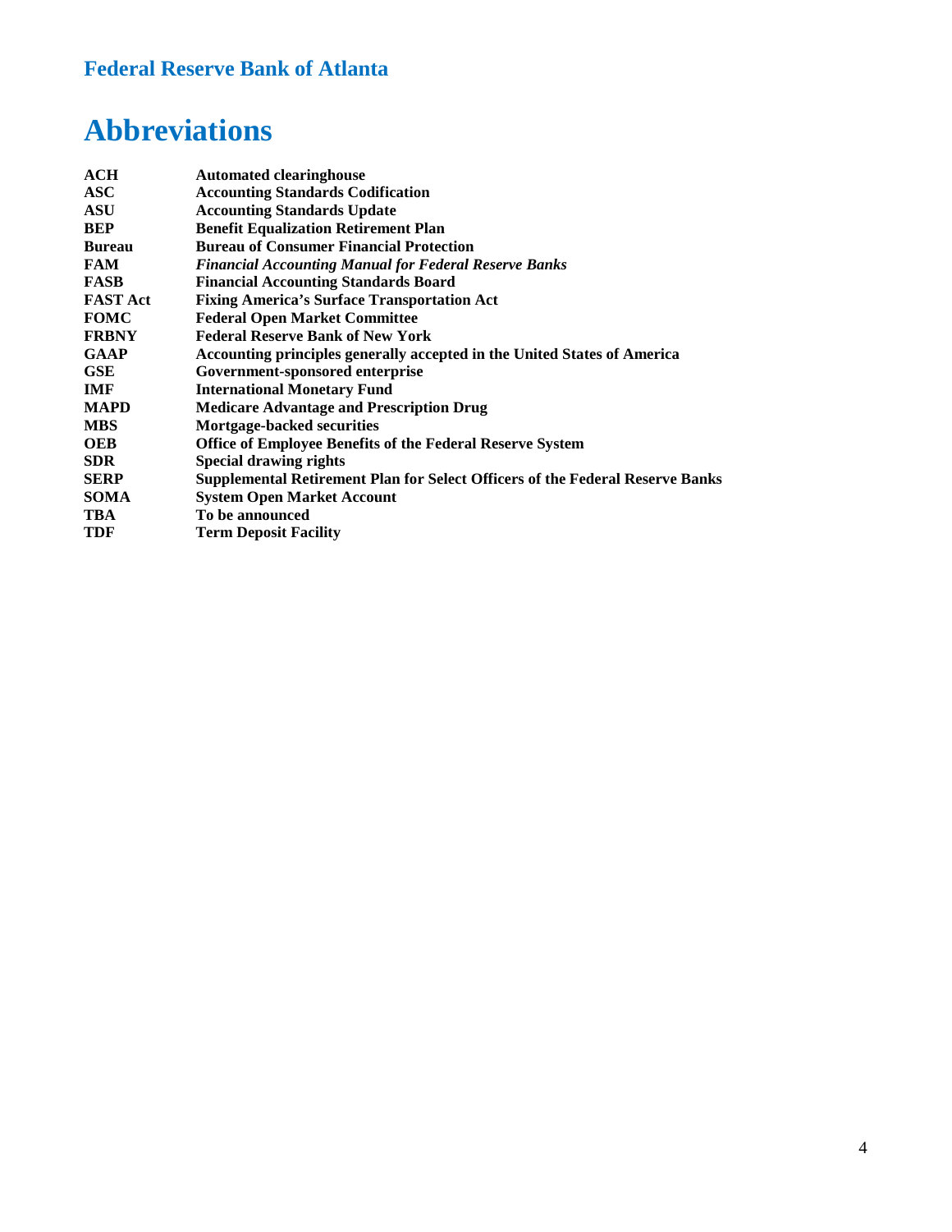# Abbreviations

| | |
|---|---|
| **ACH** | **Automated clearinghouse** |
| **ASC** | **Accounting Standards Codification** |
| **ASU** | **Accounting Standards Update** |
| **BEP** | **Benefit Equalization Retirement Plan** |
| **Bureau** | **Bureau of Consumer Financial Protection** |
| **FAM** | ***Financial Accounting Manual for Federal Reserve Banks*** |
| **FASB** | **Financial Accounting Standards Board** |
| **FAST Act** | **Fixing America's Surface Transportation Act** |
| **FOMC** | **Federal Open Market Committee** |
| **FRBNY** | **Federal Reserve Bank of New York** |
| **GAAP** | **Accounting principles generally accepted in the United States of America** |
| **GSE** | **Government-sponsored enterprise** |
| **IMF** | **International Monetary Fund** |
| **MAPD** | **Medicare Advantage and Prescription Drug** |
| **MBS** | **Mortgage-backed securities** |
| **OEB** | **Office of Employee Benefits of the Federal Reserve System** |
| **SDR** | **Special drawing rights** |
| **SERP** | **Supplemental Retirement Plan for Select Officers of the Federal Reserve Banks** |
| **SOMA** | **System Open Market Account** |
| **TBA** | **To be announced** |
| **TDF** | **Term Deposit Facility** |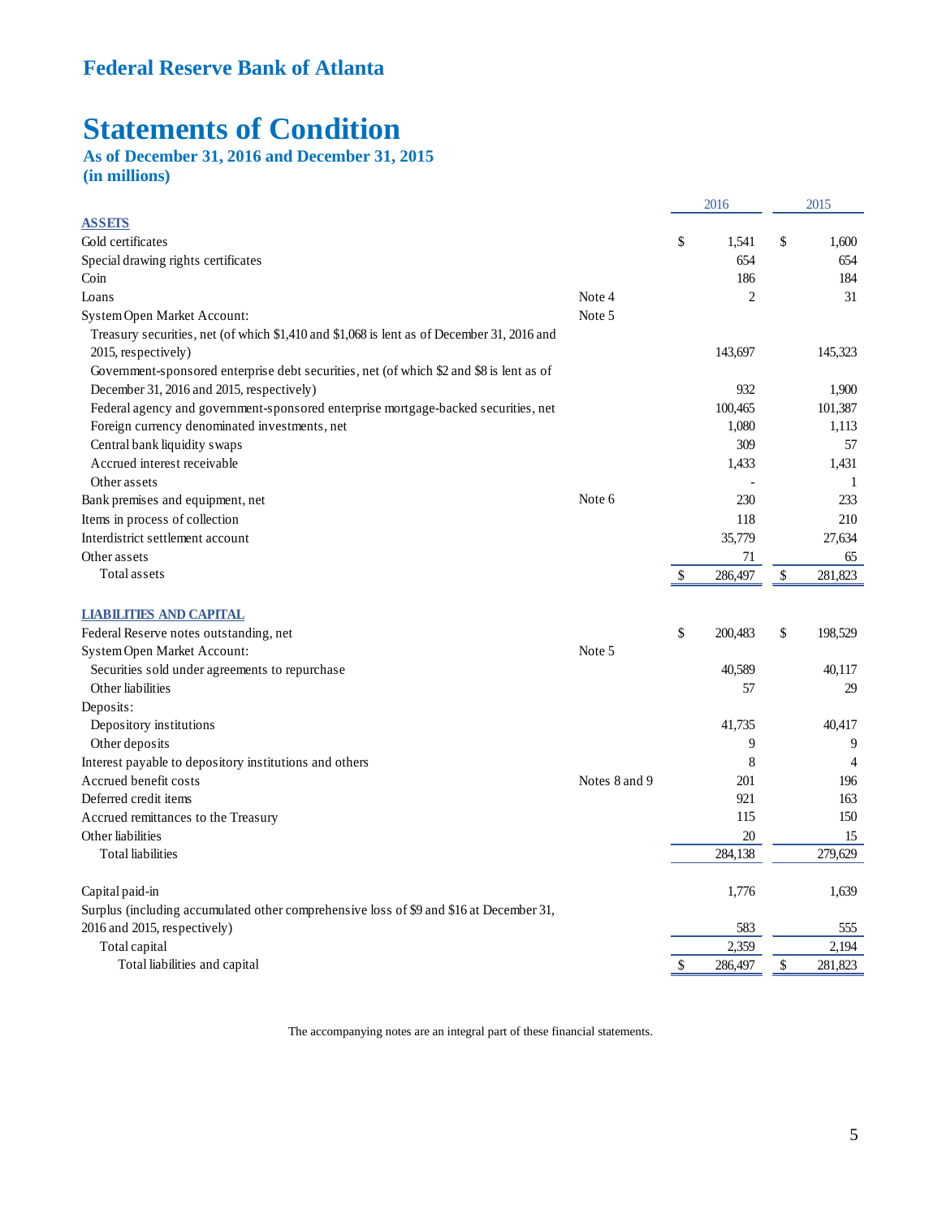# Federal Reserve Bank of Atlanta

# Statements of Condition

### As of December 31, 2016 and December 31, 2015
### (in millions)

| | | 2016 | 2015 |
|---|---|---|---|
| **ASSETS** | | | |
| Gold certificates | | $ 1,541 | $ 1,600 |
| Special drawing rights certificates | | 654 | 654 |
| Coin | | 186 | 184 |
| Loans | Note 4 | 2 | 31 |
| System Open Market Account: | Note 5 | | |
| Treasury securities, net (of which $1,410 and $1,068 is lent as of December 31, 2016 and 2015, respectively) | | 143,697 | 145,323 |
| Government-sponsored enterprise debt securities, net (of which $2 and $8 is lent as of December 31, 2016 and 2015, respectively) | | 932 | 1,900 |
| Federal agency and government-sponsored enterprise mortgage-backed securities, net | | 100,465 | 101,387 |
| Foreign currency denominated investments, net | | 1,080 | 1,113 |
| Central bank liquidity swaps | | 309 | 57 |
| Accrued interest receivable | | 1,433 | 1,431 |
| Other assets | | - | 1 |
| Bank premises and equipment, net | Note 6 | 230 | 233 |
| Items in process of collection | | 118 | 210 |
| Interdistrict settlement account | | 35,779 | 27,634 |
| Other assets | | 71 | 65 |
| Total assets | | $ 286,497 | $ 281,823 |
| **LIABILITIES AND CAPITAL** | | | |
| Federal Reserve notes outstanding, net | | $ 200,483 | $ 198,529 |
| System Open Market Account: | Note 5 | | |
| Securities sold under agreements to repurchase | | 40,589 | 40,117 |
| Other liabilities | | 57 | 29 |
| Deposits: | | | |
| Depository institutions | | 41,735 | 40,417 |
| Other deposits | | 9 | 9 |
| Interest payable to depository institutions and others | | 8 | 4 |
| Accrued benefit costs | Notes 8 and 9 | 201 | 196 |
| Deferred credit items | | 921 | 163 |
| Accrued remittances to the Treasury | | 115 | 150 |
| Other liabilities | | 20 | 15 |
| Total liabilities | | 284,138 | 279,629 |
| Capital paid-in | | 1,776 | 1,639 |
| Surplus (including accumulated other comprehensive loss of $9 and $16 at December 31, 2016 and 2015, respectively) | | 583 | 555 |
| Total capital | | 2,359 | 2,194 |
| Total liabilities and capital | | $ 286,497 | $ 281,823 |

The accompanying notes are an integral part of these financial statements.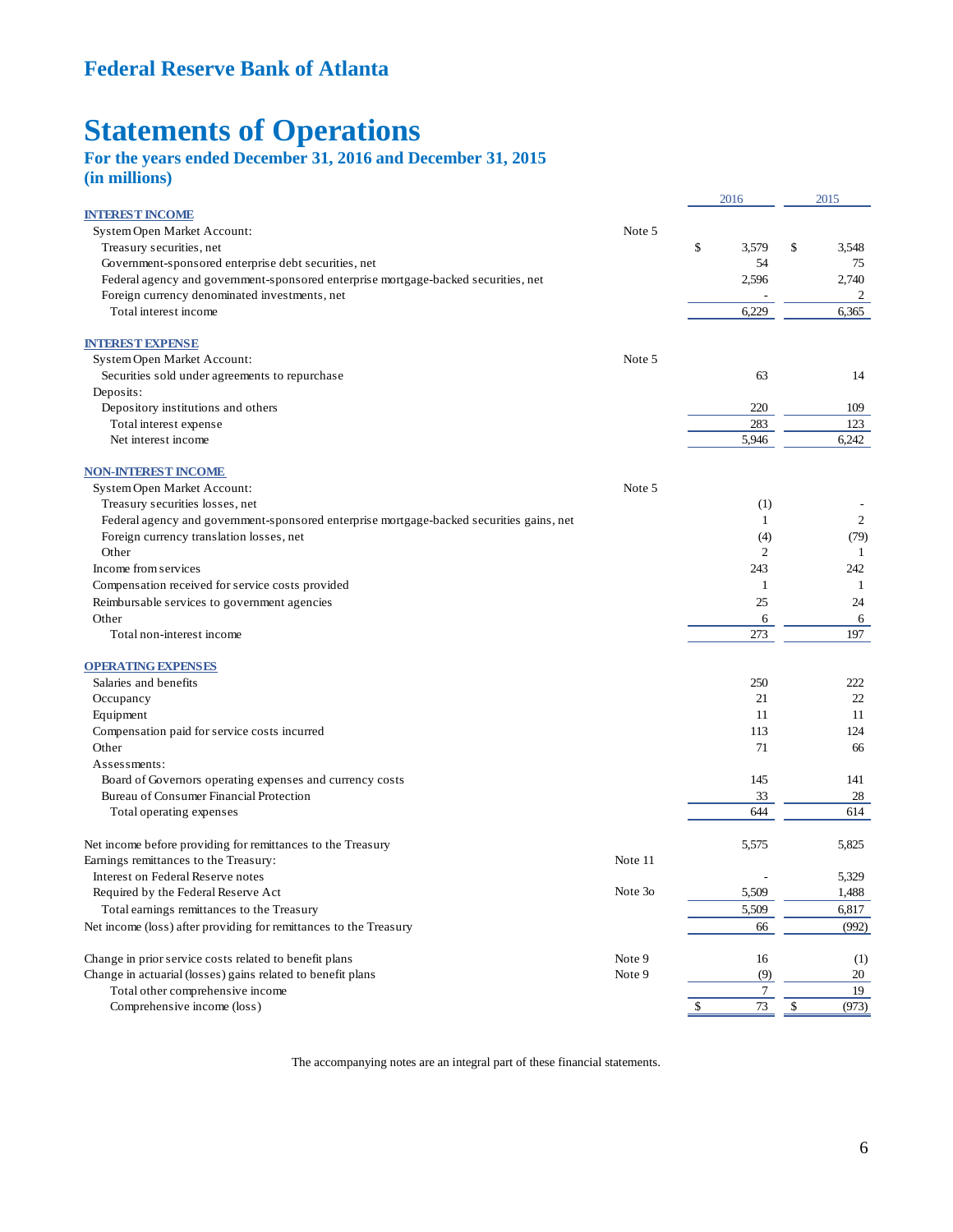# Federal Reserve Bank of Atlanta

# Statements of Operations

### For the years ended December 31, 2016 and December 31, 2015
### (in millions)

| | | 2016 | 2015 |
|---|---|---|---|
| **INTEREST INCOME** | | | |
| System Open Market Account: | Note 5 | | |
| Treasury securities, net | | $ 3,579 | $ 3,548 |
| Government-sponsored enterprise debt securities, net | | 54 | 75 |
| Federal agency and government-sponsored enterprise mortgage-backed securities, net | | 2,596 | 2,740 |
| Foreign currency denominated investments, net | | - | 2 |
| Total interest income | | 6,229 | 6,365 |
| **INTEREST EXPENSE** | | | |
| System Open Market Account: | Note 5 | | |
| Securities sold under agreements to repurchase | | 63 | 14 |
| Deposits: | | | |
| Depository institutions and others | | 220 | 109 |
| Total interest expense | | 283 | 123 |
| Net interest income | | 5,946 | 6,242 |
| **NON-INTEREST INCOME** | | | |
| System Open Market Account: | Note 5 | | |
| Treasury securities losses, net | | (1) | - |
| Federal agency and government-sponsored enterprise mortgage-backed securities gains, net | | 1 | 2 |
| Foreign currency translation losses, net | | (4) | (79) |
| Other | | 2 | 1 |
| Income from services | | 243 | 242 |
| Compensation received for service costs provided | | 1 | 1 |
| Reimbursable services to government agencies | | 25 | 24 |
| Other | | 6 | 6 |
| Total non-interest income | | 273 | 197 |
| **OPERATING EXPENSES** | | | |
| Salaries and benefits | | 250 | 222 |
| Occupancy | | 21 | 22 |
| Equipment | | 11 | 11 |
| Compensation paid for service costs incurred | | 113 | 124 |
| Other | | 71 | 66 |
| Assessments: | | | |
| Board of Governors operating expenses and currency costs | | 145 | 141 |
| Bureau of Consumer Financial Protection | | 33 | 28 |
| Total operating expenses | | 644 | 614 |
| Net income before providing for remittances to the Treasury | | 5,575 | 5,825 |
| Earnings remittances to the Treasury: | Note 11 | | |
| Interest on Federal Reserve notes | | - | 5,329 |
| Required by the Federal Reserve Act | Note 3o | 5,509 | 1,488 |
| Total earnings remittances to the Treasury | | 5,509 | 6,817 |
| Net income (loss) after providing for remittances to the Treasury | | 66 | (992) |
| Change in prior service costs related to benefit plans | Note 9 | 16 | (1) |
| Change in actuarial (losses) gains related to benefit plans | Note 9 | (9) | 20 |
| Total other comprehensive income | | 7 | 19 |
| Comprehensive income (loss) | | $ 73 | $ (973) |

The accompanying notes are an integral part of these financial statements.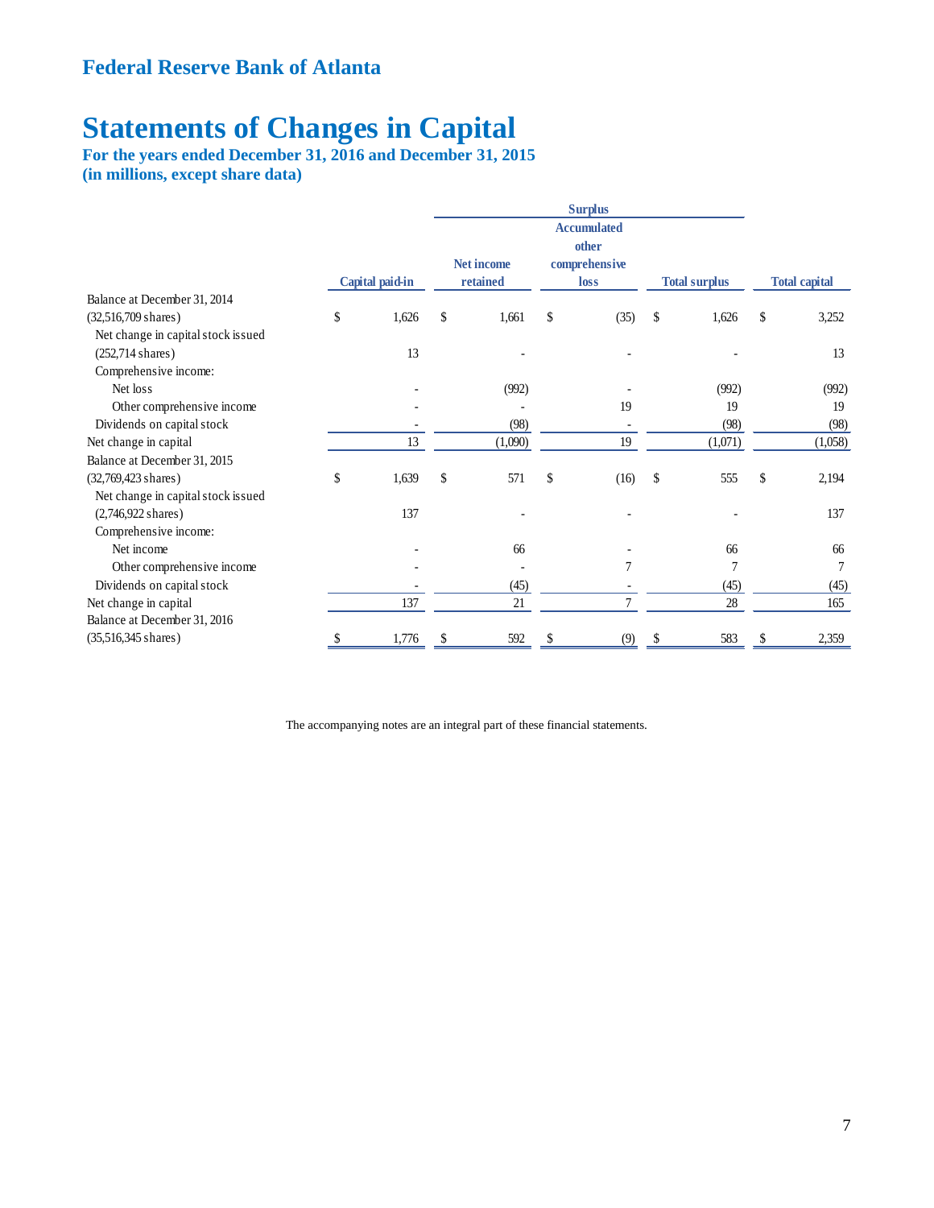# Federal Reserve Bank of Atlanta

# Statements of Changes in Capital

### For the years ended December 31, 2016 and December 31, 2015
### (in millions, except share data)

| | | Surplus | | | |
|---|---|---|---|---|---|
| | Capital paid-in | Net income retained | Accumulated other comprehensive loss | Total surplus | Total capital |
| Balance at December 31, 2014 (32,516,709 shares) | $ 1,626 | $ 1,661 | $ (35) | $ 1,626 | $ 3,252 |
| Net change in capital stock issued (252,714 shares) | 13 | - | - | - | 13 |
| Comprehensive income: | | | | | |
| Net loss | - | (992) | - | (992) | (992) |
| Other comprehensive income | - | - | 19 | 19 | 19 |
| Dividends on capital stock | - | (98) | - | (98) | (98) |
| Net change in capital | 13 | (1,090) | 19 | (1,071) | (1,058) |
| Balance at December 31, 2015 (32,769,423 shares) | $ 1,639 | $ 571 | $ (16) | $ 555 | $ 2,194 |
| Net change in capital stock issued (2,746,922 shares) | 137 | - | - | - | 137 |
| Comprehensive income: | | | | | |
| Net income | - | 66 | - | 66 | 66 |
| Other comprehensive income | - | - | 7 | 7 | 7 |
| Dividends on capital stock | - | (45) | - | (45) | (45) |
| Net change in capital | 137 | 21 | 7 | 28 | 165 |
| Balance at December 31, 2016 (35,516,345 shares) | $ 1,776 | $ 592 | $ (9) | $ 583 | $ 2,359 |

The accompanying notes are an integral part of these financial statements.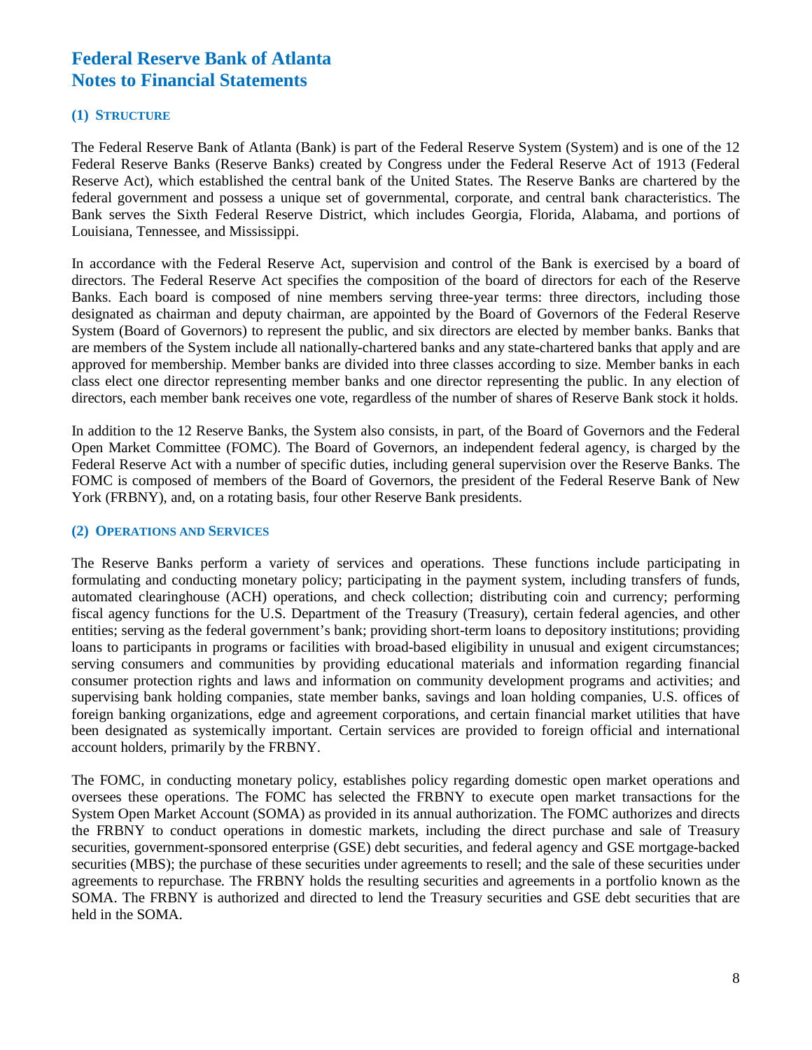# Federal Reserve Bank of Atlanta
# Notes to Financial Statements

### (1) Structure

The Federal Reserve Bank of Atlanta (Bank) is part of the Federal Reserve System (System) and is one of the 12 Federal Reserve Banks (Reserve Banks) created by Congress under the Federal Reserve Act of 1913 (Federal Reserve Act), which established the central bank of the United States. The Reserve Banks are chartered by the federal government and possess a unique set of governmental, corporate, and central bank characteristics. The Bank serves the Sixth Federal Reserve District, which includes Georgia, Florida, Alabama, and portions of Louisiana, Tennessee, and Mississippi.

In accordance with the Federal Reserve Act, supervision and control of the Bank is exercised by a board of directors. The Federal Reserve Act specifies the composition of the board of directors for each of the Reserve Banks. Each board is composed of nine members serving three-year terms: three directors, including those designated as chairman and deputy chairman, are appointed by the Board of Governors of the Federal Reserve System (Board of Governors) to represent the public, and six directors are elected by member banks. Banks that are members of the System include all nationally-chartered banks and any state-chartered banks that apply and are approved for membership. Member banks are divided into three classes according to size. Member banks in each class elect one director representing member banks and one director representing the public. In any election of directors, each member bank receives one vote, regardless of the number of shares of Reserve Bank stock it holds.

In addition to the 12 Reserve Banks, the System also consists, in part, of the Board of Governors and the Federal Open Market Committee (FOMC). The Board of Governors, an independent federal agency, is charged by the Federal Reserve Act with a number of specific duties, including general supervision over the Reserve Banks. The FOMC is composed of members of the Board of Governors, the president of the Federal Reserve Bank of New York (FRBNY), and, on a rotating basis, four other Reserve Bank presidents.

### (2) Operations and Services

The Reserve Banks perform a variety of services and operations. These functions include participating in formulating and conducting monetary policy; participating in the payment system, including transfers of funds, automated clearinghouse (ACH) operations, and check collection; distributing coin and currency; performing fiscal agency functions for the U.S. Department of the Treasury (Treasury), certain federal agencies, and other entities; serving as the federal government's bank; providing short-term loans to depository institutions; providing loans to participants in programs or facilities with broad-based eligibility in unusual and exigent circumstances; serving consumers and communities by providing educational materials and information regarding financial consumer protection rights and laws and information on community development programs and activities; and supervising bank holding companies, state member banks, savings and loan holding companies, U.S. offices of foreign banking organizations, edge and agreement corporations, and certain financial market utilities that have been designated as systemically important. Certain services are provided to foreign official and international account holders, primarily by the FRBNY.

The FOMC, in conducting monetary policy, establishes policy regarding domestic open market operations and oversees these operations. The FOMC has selected the FRBNY to execute open market transactions for the System Open Market Account (SOMA) as provided in its annual authorization. The FOMC authorizes and directs the FRBNY to conduct operations in domestic markets, including the direct purchase and sale of Treasury securities, government-sponsored enterprise (GSE) debt securities, and federal agency and GSE mortgage-backed securities (MBS); the purchase of these securities under agreements to resell; and the sale of these securities under agreements to repurchase. The FRBNY holds the resulting securities and agreements in a portfolio known as the SOMA. The FRBNY is authorized and directed to lend the Treasury securities and GSE debt securities that are held in the SOMA.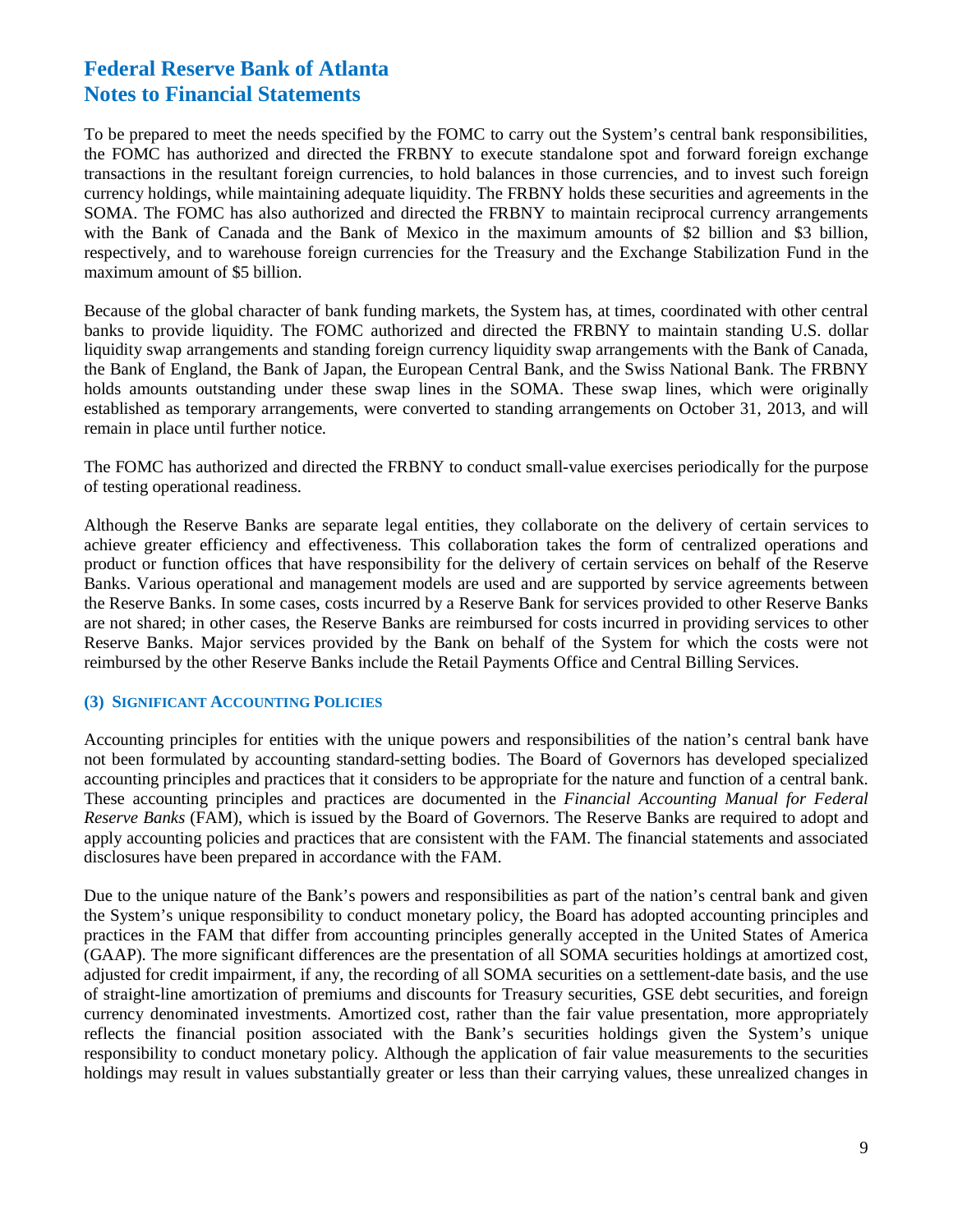To be prepared to meet the needs specified by the FOMC to carry out the System's central bank responsibilities, the FOMC has authorized and directed the FRBNY to execute standalone spot and forward foreign exchange transactions in the resultant foreign currencies, to hold balances in those currencies, and to invest such foreign currency holdings, while maintaining adequate liquidity. The FRBNY holds these securities and agreements in the SOMA. The FOMC has also authorized and directed the FRBNY to maintain reciprocal currency arrangements with the Bank of Canada and the Bank of Mexico in the maximum amounts of $2 billion and $3 billion, respectively, and to warehouse foreign currencies for the Treasury and the Exchange Stabilization Fund in the maximum amount of $5 billion.

Because of the global character of bank funding markets, the System has, at times, coordinated with other central banks to provide liquidity. The FOMC authorized and directed the FRBNY to maintain standing U.S. dollar liquidity swap arrangements and standing foreign currency liquidity swap arrangements with the Bank of Canada, the Bank of England, the Bank of Japan, the European Central Bank, and the Swiss National Bank. The FRBNY holds amounts outstanding under these swap lines in the SOMA. These swap lines, which were originally established as temporary arrangements, were converted to standing arrangements on October 31, 2013, and will remain in place until further notice.

The FOMC has authorized and directed the FRBNY to conduct small-value exercises periodically for the purpose of testing operational readiness.

Although the Reserve Banks are separate legal entities, they collaborate on the delivery of certain services to achieve greater efficiency and effectiveness. This collaboration takes the form of centralized operations and product or function offices that have responsibility for the delivery of certain services on behalf of the Reserve Banks. Various operational and management models are used and are supported by service agreements between the Reserve Banks. In some cases, costs incurred by a Reserve Bank for services provided to other Reserve Banks are not shared; in other cases, the Reserve Banks are reimbursed for costs incurred in providing services to other Reserve Banks. Major services provided by the Bank on behalf of the System for which the costs were not reimbursed by the other Reserve Banks include the Retail Payments Office and Central Billing Services.

### (3) SIGNIFICANT ACCOUNTING POLICIES

Accounting principles for entities with the unique powers and responsibilities of the nation's central bank have not been formulated by accounting standard-setting bodies. The Board of Governors has developed specialized accounting principles and practices that it considers to be appropriate for the nature and function of a central bank. These accounting principles and practices are documented in the *Financial Accounting Manual for Federal Reserve Banks* (FAM), which is issued by the Board of Governors. The Reserve Banks are required to adopt and apply accounting policies and practices that are consistent with the FAM. The financial statements and associated disclosures have been prepared in accordance with the FAM.

Due to the unique nature of the Bank's powers and responsibilities as part of the nation's central bank and given the System's unique responsibility to conduct monetary policy, the Board has adopted accounting principles and practices in the FAM that differ from accounting principles generally accepted in the United States of America (GAAP). The more significant differences are the presentation of all SOMA securities holdings at amortized cost, adjusted for credit impairment, if any, the recording of all SOMA securities on a settlement-date basis, and the use of straight-line amortization of premiums and discounts for Treasury securities, GSE debt securities, and foreign currency denominated investments. Amortized cost, rather than the fair value presentation, more appropriately reflects the financial position associated with the Bank's securities holdings given the System's unique responsibility to conduct monetary policy. Although the application of fair value measurements to the securities holdings may result in values substantially greater or less than their carrying values, these unrealized changes in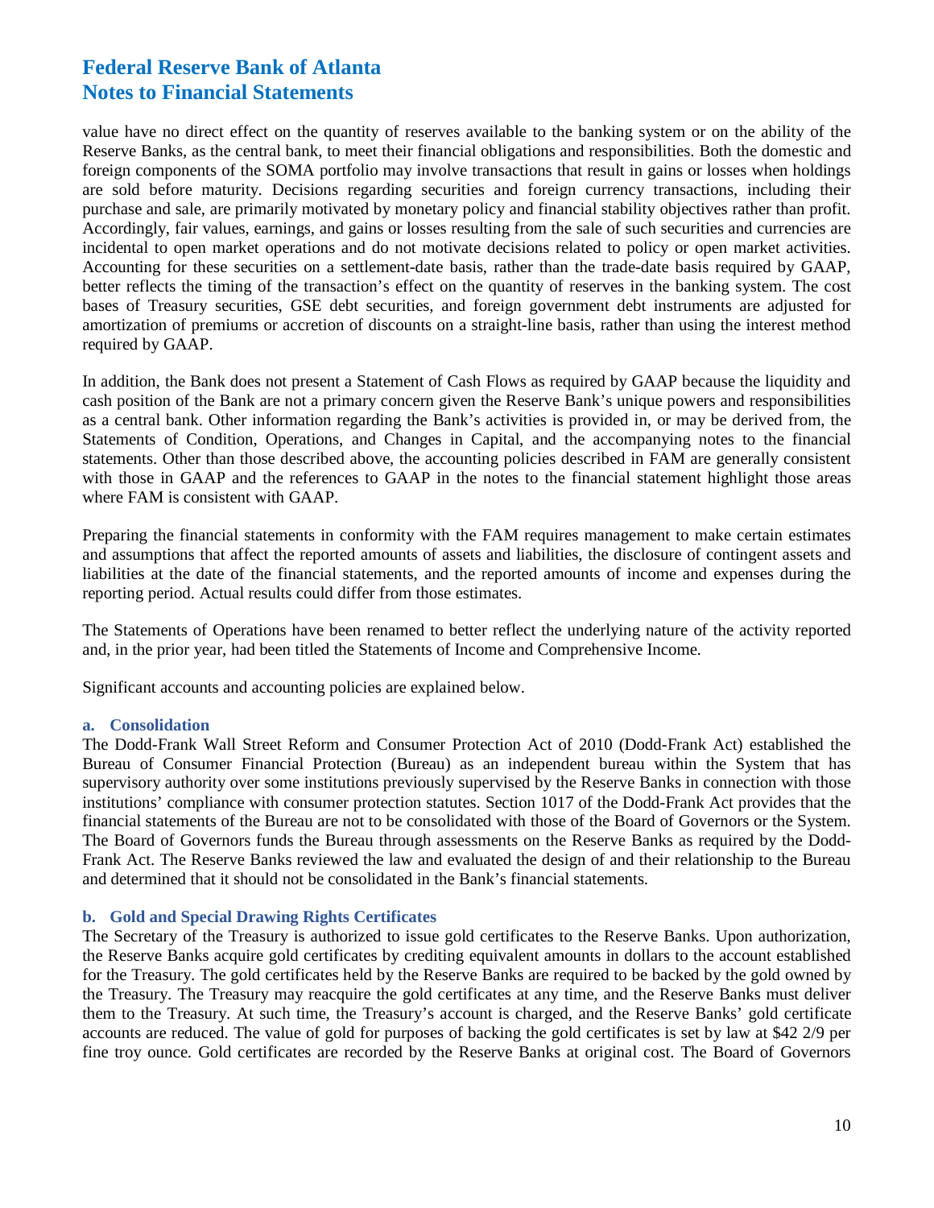value have no direct effect on the quantity of reserves available to the banking system or on the ability of the Reserve Banks, as the central bank, to meet their financial obligations and responsibilities. Both the domestic and foreign components of the SOMA portfolio may involve transactions that result in gains or losses when holdings are sold before maturity. Decisions regarding securities and foreign currency transactions, including their purchase and sale, are primarily motivated by monetary policy and financial stability objectives rather than profit. Accordingly, fair values, earnings, and gains or losses resulting from the sale of such securities and currencies are incidental to open market operations and do not motivate decisions related to policy or open market activities. Accounting for these securities on a settlement-date basis, rather than the trade-date basis required by GAAP, better reflects the timing of the transaction's effect on the quantity of reserves in the banking system. The cost bases of Treasury securities, GSE debt securities, and foreign government debt instruments are adjusted for amortization of premiums or accretion of discounts on a straight-line basis, rather than using the interest method required by GAAP.

In addition, the Bank does not present a Statement of Cash Flows as required by GAAP because the liquidity and cash position of the Bank are not a primary concern given the Reserve Bank's unique powers and responsibilities as a central bank. Other information regarding the Bank's activities is provided in, or may be derived from, the Statements of Condition, Operations, and Changes in Capital, and the accompanying notes to the financial statements. Other than those described above, the accounting policies described in FAM are generally consistent with those in GAAP and the references to GAAP in the notes to the financial statement highlight those areas where FAM is consistent with GAAP.

Preparing the financial statements in conformity with the FAM requires management to make certain estimates and assumptions that affect the reported amounts of assets and liabilities, the disclosure of contingent assets and liabilities at the date of the financial statements, and the reported amounts of income and expenses during the reporting period. Actual results could differ from those estimates.

The Statements of Operations have been renamed to better reflect the underlying nature of the activity reported and, in the prior year, had been titled the Statements of Income and Comprehensive Income.

Significant accounts and accounting policies are explained below.

### a. Consolidation

The Dodd-Frank Wall Street Reform and Consumer Protection Act of 2010 (Dodd-Frank Act) established the Bureau of Consumer Financial Protection (Bureau) as an independent bureau within the System that has supervisory authority over some institutions previously supervised by the Reserve Banks in connection with those institutions' compliance with consumer protection statutes. Section 1017 of the Dodd-Frank Act provides that the financial statements of the Bureau are not to be consolidated with those of the Board of Governors or the System. The Board of Governors funds the Bureau through assessments on the Reserve Banks as required by the Dodd-Frank Act. The Reserve Banks reviewed the law and evaluated the design of and their relationship to the Bureau and determined that it should not be consolidated in the Bank's financial statements.

### b. Gold and Special Drawing Rights Certificates

The Secretary of the Treasury is authorized to issue gold certificates to the Reserve Banks. Upon authorization, the Reserve Banks acquire gold certificates by crediting equivalent amounts in dollars to the account established for the Treasury. The gold certificates held by the Reserve Banks are required to be backed by the gold owned by the Treasury. The Treasury may reacquire the gold certificates at any time, and the Reserve Banks must deliver them to the Treasury. At such time, the Treasury's account is charged, and the Reserve Banks' gold certificate accounts are reduced. The value of gold for purposes of backing the gold certificates is set by law at $42 2/9 per fine troy ounce. Gold certificates are recorded by the Reserve Banks at original cost. The Board of Governors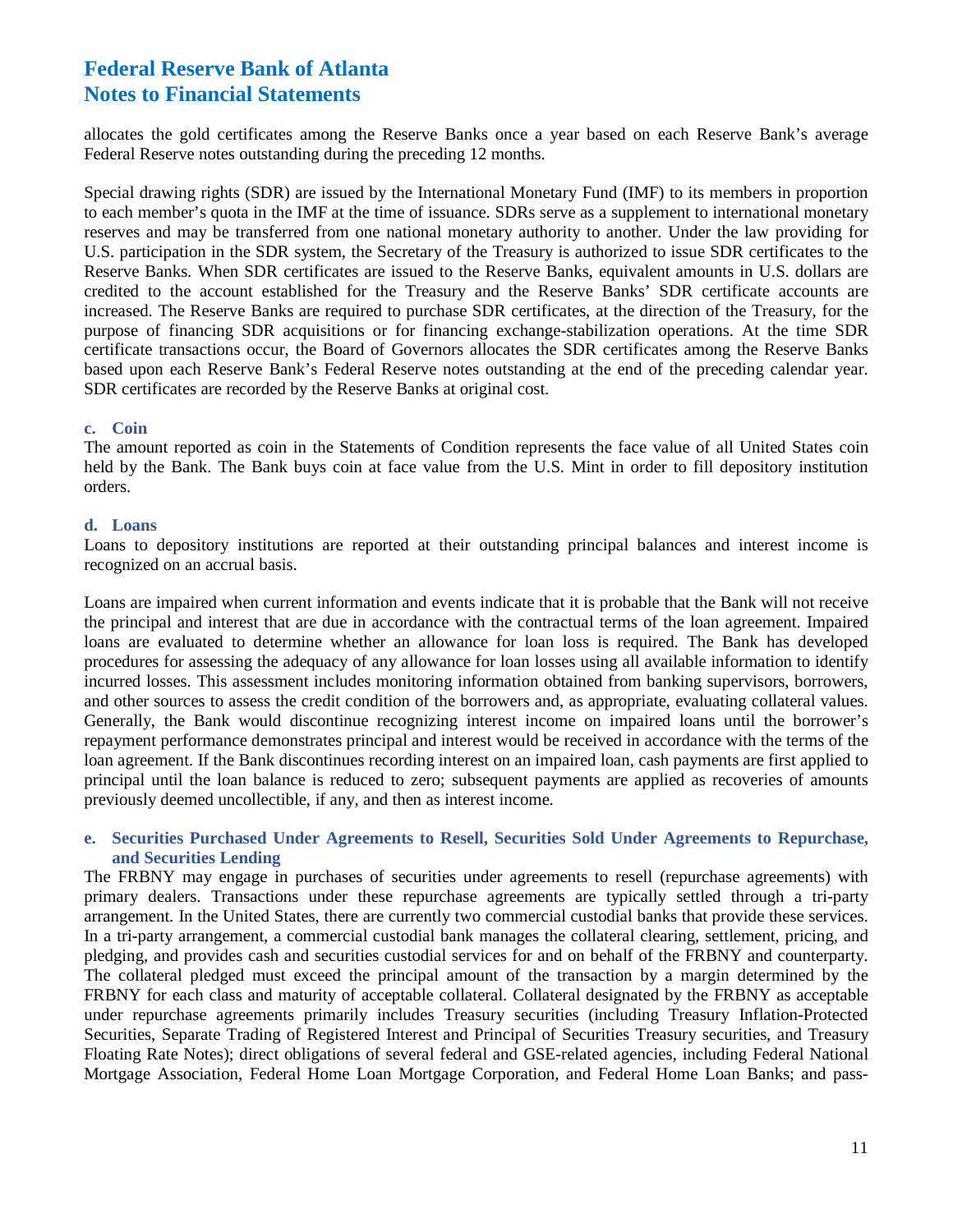allocates the gold certificates among the Reserve Banks once a year based on each Reserve Bank's average Federal Reserve notes outstanding during the preceding 12 months.

Special drawing rights (SDR) are issued by the International Monetary Fund (IMF) to its members in proportion to each member's quota in the IMF at the time of issuance. SDRs serve as a supplement to international monetary reserves and may be transferred from one national monetary authority to another. Under the law providing for U.S. participation in the SDR system, the Secretary of the Treasury is authorized to issue SDR certificates to the Reserve Banks. When SDR certificates are issued to the Reserve Banks, equivalent amounts in U.S. dollars are credited to the account established for the Treasury and the Reserve Banks' SDR certificate accounts are increased. The Reserve Banks are required to purchase SDR certificates, at the direction of the Treasury, for the purpose of financing SDR acquisitions or for financing exchange-stabilization operations. At the time SDR certificate transactions occur, the Board of Governors allocates the SDR certificates among the Reserve Banks based upon each Reserve Bank's Federal Reserve notes outstanding at the end of the preceding calendar year. SDR certificates are recorded by the Reserve Banks at original cost.

### c. Coin

The amount reported as coin in the Statements of Condition represents the face value of all United States coin held by the Bank. The Bank buys coin at face value from the U.S. Mint in order to fill depository institution orders.

### d. Loans

Loans to depository institutions are reported at their outstanding principal balances and interest income is recognized on an accrual basis.

Loans are impaired when current information and events indicate that it is probable that the Bank will not receive the principal and interest that are due in accordance with the contractual terms of the loan agreement. Impaired loans are evaluated to determine whether an allowance for loan loss is required. The Bank has developed procedures for assessing the adequacy of any allowance for loan losses using all available information to identify incurred losses. This assessment includes monitoring information obtained from banking supervisors, borrowers, and other sources to assess the credit condition of the borrowers and, as appropriate, evaluating collateral values. Generally, the Bank would discontinue recognizing interest income on impaired loans until the borrower's repayment performance demonstrates principal and interest would be received in accordance with the terms of the loan agreement. If the Bank discontinues recording interest on an impaired loan, cash payments are first applied to principal until the loan balance is reduced to zero; subsequent payments are applied as recoveries of amounts previously deemed uncollectible, if any, and then as interest income.

### e. Securities Purchased Under Agreements to Resell, Securities Sold Under Agreements to Repurchase, and Securities Lending

The FRBNY may engage in purchases of securities under agreements to resell (repurchase agreements) with primary dealers. Transactions under these repurchase agreements are typically settled through a tri-party arrangement. In the United States, there are currently two commercial custodial banks that provide these services. In a tri-party arrangement, a commercial custodial bank manages the collateral clearing, settlement, pricing, and pledging, and provides cash and securities custodial services for and on behalf of the FRBNY and counterparty. The collateral pledged must exceed the principal amount of the transaction by a margin determined by the FRBNY for each class and maturity of acceptable collateral. Collateral designated by the FRBNY as acceptable under repurchase agreements primarily includes Treasury securities (including Treasury Inflation-Protected Securities, Separate Trading of Registered Interest and Principal of Securities Treasury securities, and Treasury Floating Rate Notes); direct obligations of several federal and GSE-related agencies, including Federal National Mortgage Association, Federal Home Loan Mortgage Corporation, and Federal Home Loan Banks; and pass-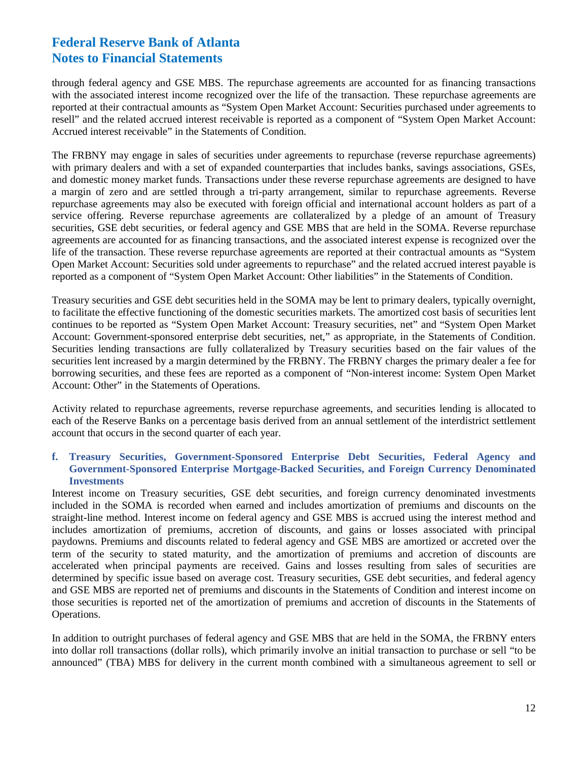through federal agency and GSE MBS. The repurchase agreements are accounted for as financing transactions with the associated interest income recognized over the life of the transaction. These repurchase agreements are reported at their contractual amounts as "System Open Market Account: Securities purchased under agreements to resell" and the related accrued interest receivable is reported as a component of "System Open Market Account: Accrued interest receivable" in the Statements of Condition.

The FRBNY may engage in sales of securities under agreements to repurchase (reverse repurchase agreements) with primary dealers and with a set of expanded counterparties that includes banks, savings associations, GSEs, and domestic money market funds. Transactions under these reverse repurchase agreements are designed to have a margin of zero and are settled through a tri-party arrangement, similar to repurchase agreements. Reverse repurchase agreements may also be executed with foreign official and international account holders as part of a service offering. Reverse repurchase agreements are collateralized by a pledge of an amount of Treasury securities, GSE debt securities, or federal agency and GSE MBS that are held in the SOMA. Reverse repurchase agreements are accounted for as financing transactions, and the associated interest expense is recognized over the life of the transaction. These reverse repurchase agreements are reported at their contractual amounts as "System Open Market Account: Securities sold under agreements to repurchase" and the related accrued interest payable is reported as a component of "System Open Market Account: Other liabilities" in the Statements of Condition.

Treasury securities and GSE debt securities held in the SOMA may be lent to primary dealers, typically overnight, to facilitate the effective functioning of the domestic securities markets. The amortized cost basis of securities lent continues to be reported as "System Open Market Account: Treasury securities, net" and "System Open Market Account: Government-sponsored enterprise debt securities, net," as appropriate, in the Statements of Condition. Securities lending transactions are fully collateralized by Treasury securities based on the fair values of the securities lent increased by a margin determined by the FRBNY. The FRBNY charges the primary dealer a fee for borrowing securities, and these fees are reported as a component of "Non-interest income: System Open Market Account: Other" in the Statements of Operations.

Activity related to repurchase agreements, reverse repurchase agreements, and securities lending is allocated to each of the Reserve Banks on a percentage basis derived from an annual settlement of the interdistrict settlement account that occurs in the second quarter of each year.

### f. Treasury Securities, Government-Sponsored Enterprise Debt Securities, Federal Agency and Government-Sponsored Enterprise Mortgage-Backed Securities, and Foreign Currency Denominated Investments

Interest income on Treasury securities, GSE debt securities, and foreign currency denominated investments included in the SOMA is recorded when earned and includes amortization of premiums and discounts on the straight-line method. Interest income on federal agency and GSE MBS is accrued using the interest method and includes amortization of premiums, accretion of discounts, and gains or losses associated with principal paydowns. Premiums and discounts related to federal agency and GSE MBS are amortized or accreted over the term of the security to stated maturity, and the amortization of premiums and accretion of discounts are accelerated when principal payments are received. Gains and losses resulting from sales of securities are determined by specific issue based on average cost. Treasury securities, GSE debt securities, and federal agency and GSE MBS are reported net of premiums and discounts in the Statements of Condition and interest income on those securities is reported net of the amortization of premiums and accretion of discounts in the Statements of Operations.

In addition to outright purchases of federal agency and GSE MBS that are held in the SOMA, the FRBNY enters into dollar roll transactions (dollar rolls), which primarily involve an initial transaction to purchase or sell "to be announced" (TBA) MBS for delivery in the current month combined with a simultaneous agreement to sell or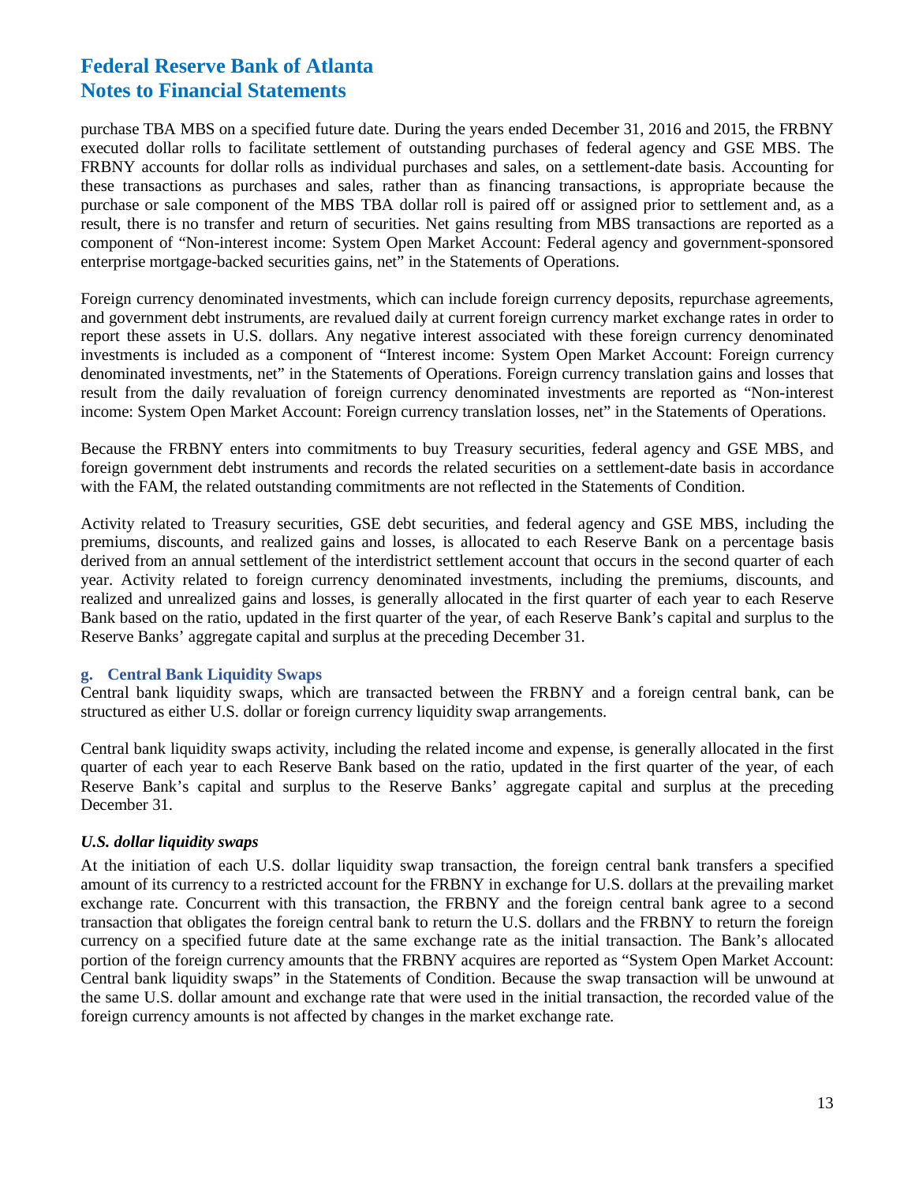purchase TBA MBS on a specified future date. During the years ended December 31, 2016 and 2015, the FRBNY executed dollar rolls to facilitate settlement of outstanding purchases of federal agency and GSE MBS. The FRBNY accounts for dollar rolls as individual purchases and sales, on a settlement-date basis. Accounting for these transactions as purchases and sales, rather than as financing transactions, is appropriate because the purchase or sale component of the MBS TBA dollar roll is paired off or assigned prior to settlement and, as a result, there is no transfer and return of securities. Net gains resulting from MBS transactions are reported as a component of "Non-interest income: System Open Market Account: Federal agency and government-sponsored enterprise mortgage-backed securities gains, net" in the Statements of Operations.

Foreign currency denominated investments, which can include foreign currency deposits, repurchase agreements, and government debt instruments, are revalued daily at current foreign currency market exchange rates in order to report these assets in U.S. dollars. Any negative interest associated with these foreign currency denominated investments is included as a component of "Interest income: System Open Market Account: Foreign currency denominated investments, net" in the Statements of Operations. Foreign currency translation gains and losses that result from the daily revaluation of foreign currency denominated investments are reported as "Non-interest income: System Open Market Account: Foreign currency translation losses, net" in the Statements of Operations.

Because the FRBNY enters into commitments to buy Treasury securities, federal agency and GSE MBS, and foreign government debt instruments and records the related securities on a settlement-date basis in accordance with the FAM, the related outstanding commitments are not reflected in the Statements of Condition.

Activity related to Treasury securities, GSE debt securities, and federal agency and GSE MBS, including the premiums, discounts, and realized gains and losses, is allocated to each Reserve Bank on a percentage basis derived from an annual settlement of the interdistrict settlement account that occurs in the second quarter of each year. Activity related to foreign currency denominated investments, including the premiums, discounts, and realized and unrealized gains and losses, is generally allocated in the first quarter of each year to each Reserve Bank based on the ratio, updated in the first quarter of the year, of each Reserve Bank's capital and surplus to the Reserve Banks' aggregate capital and surplus at the preceding December 31.

### g. Central Bank Liquidity Swaps

Central bank liquidity swaps, which are transacted between the FRBNY and a foreign central bank, can be structured as either U.S. dollar or foreign currency liquidity swap arrangements.

Central bank liquidity swaps activity, including the related income and expense, is generally allocated in the first quarter of each year to each Reserve Bank based on the ratio, updated in the first quarter of the year, of each Reserve Bank's capital and surplus to the Reserve Banks' aggregate capital and surplus at the preceding December 31.

#### *U.S. dollar liquidity swaps*

At the initiation of each U.S. dollar liquidity swap transaction, the foreign central bank transfers a specified amount of its currency to a restricted account for the FRBNY in exchange for U.S. dollars at the prevailing market exchange rate. Concurrent with this transaction, the FRBNY and the foreign central bank agree to a second transaction that obligates the foreign central bank to return the U.S. dollars and the FRBNY to return the foreign currency on a specified future date at the same exchange rate as the initial transaction. The Bank's allocated portion of the foreign currency amounts that the FRBNY acquires are reported as "System Open Market Account: Central bank liquidity swaps" in the Statements of Condition. Because the swap transaction will be unwound at the same U.S. dollar amount and exchange rate that were used in the initial transaction, the recorded value of the foreign currency amounts is not affected by changes in the market exchange rate.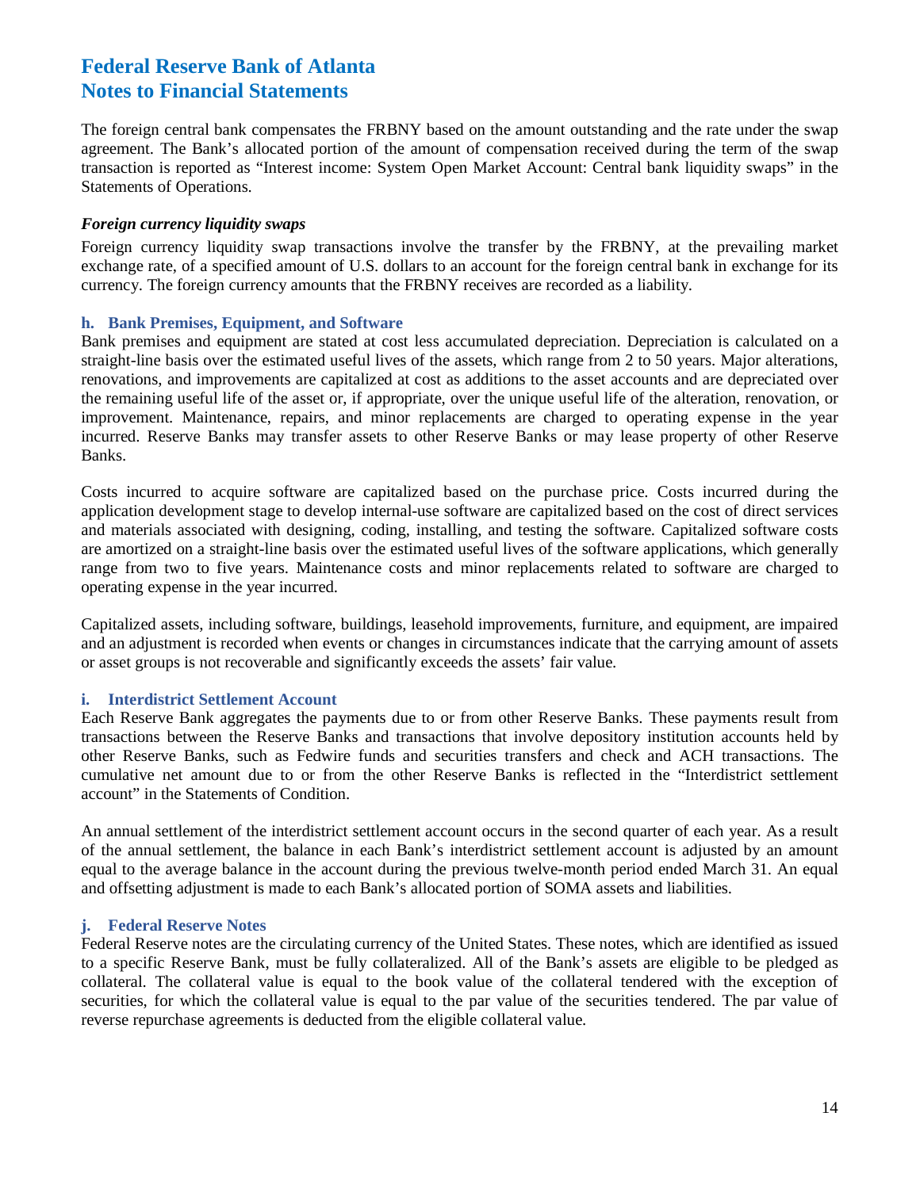The foreign central bank compensates the FRBNY based on the amount outstanding and the rate under the swap agreement. The Bank's allocated portion of the amount of compensation received during the term of the swap transaction is reported as "Interest income: System Open Market Account: Central bank liquidity swaps" in the Statements of Operations.

***Foreign currency liquidity swaps***

Foreign currency liquidity swap transactions involve the transfer by the FRBNY, at the prevailing market exchange rate, of a specified amount of U.S. dollars to an account for the foreign central bank in exchange for its currency. The foreign currency amounts that the FRBNY receives are recorded as a liability.

### h. Bank Premises, Equipment, and Software

Bank premises and equipment are stated at cost less accumulated depreciation. Depreciation is calculated on a straight-line basis over the estimated useful lives of the assets, which range from 2 to 50 years. Major alterations, renovations, and improvements are capitalized at cost as additions to the asset accounts and are depreciated over the remaining useful life of the asset or, if appropriate, over the unique useful life of the alteration, renovation, or improvement. Maintenance, repairs, and minor replacements are charged to operating expense in the year incurred. Reserve Banks may transfer assets to other Reserve Banks or may lease property of other Reserve Banks.

Costs incurred to acquire software are capitalized based on the purchase price. Costs incurred during the application development stage to develop internal-use software are capitalized based on the cost of direct services and materials associated with designing, coding, installing, and testing the software. Capitalized software costs are amortized on a straight-line basis over the estimated useful lives of the software applications, which generally range from two to five years. Maintenance costs and minor replacements related to software are charged to operating expense in the year incurred.

Capitalized assets, including software, buildings, leasehold improvements, furniture, and equipment, are impaired and an adjustment is recorded when events or changes in circumstances indicate that the carrying amount of assets or asset groups is not recoverable and significantly exceeds the assets' fair value.

### i. Interdistrict Settlement Account

Each Reserve Bank aggregates the payments due to or from other Reserve Banks. These payments result from transactions between the Reserve Banks and transactions that involve depository institution accounts held by other Reserve Banks, such as Fedwire funds and securities transfers and check and ACH transactions. The cumulative net amount due to or from the other Reserve Banks is reflected in the "Interdistrict settlement account" in the Statements of Condition.

An annual settlement of the interdistrict settlement account occurs in the second quarter of each year. As a result of the annual settlement, the balance in each Bank's interdistrict settlement account is adjusted by an amount equal to the average balance in the account during the previous twelve-month period ended March 31. An equal and offsetting adjustment is made to each Bank's allocated portion of SOMA assets and liabilities.

### j. Federal Reserve Notes

Federal Reserve notes are the circulating currency of the United States. These notes, which are identified as issued to a specific Reserve Bank, must be fully collateralized. All of the Bank's assets are eligible to be pledged as collateral. The collateral value is equal to the book value of the collateral tendered with the exception of securities, for which the collateral value is equal to the par value of the securities tendered. The par value of reverse repurchase agreements is deducted from the eligible collateral value.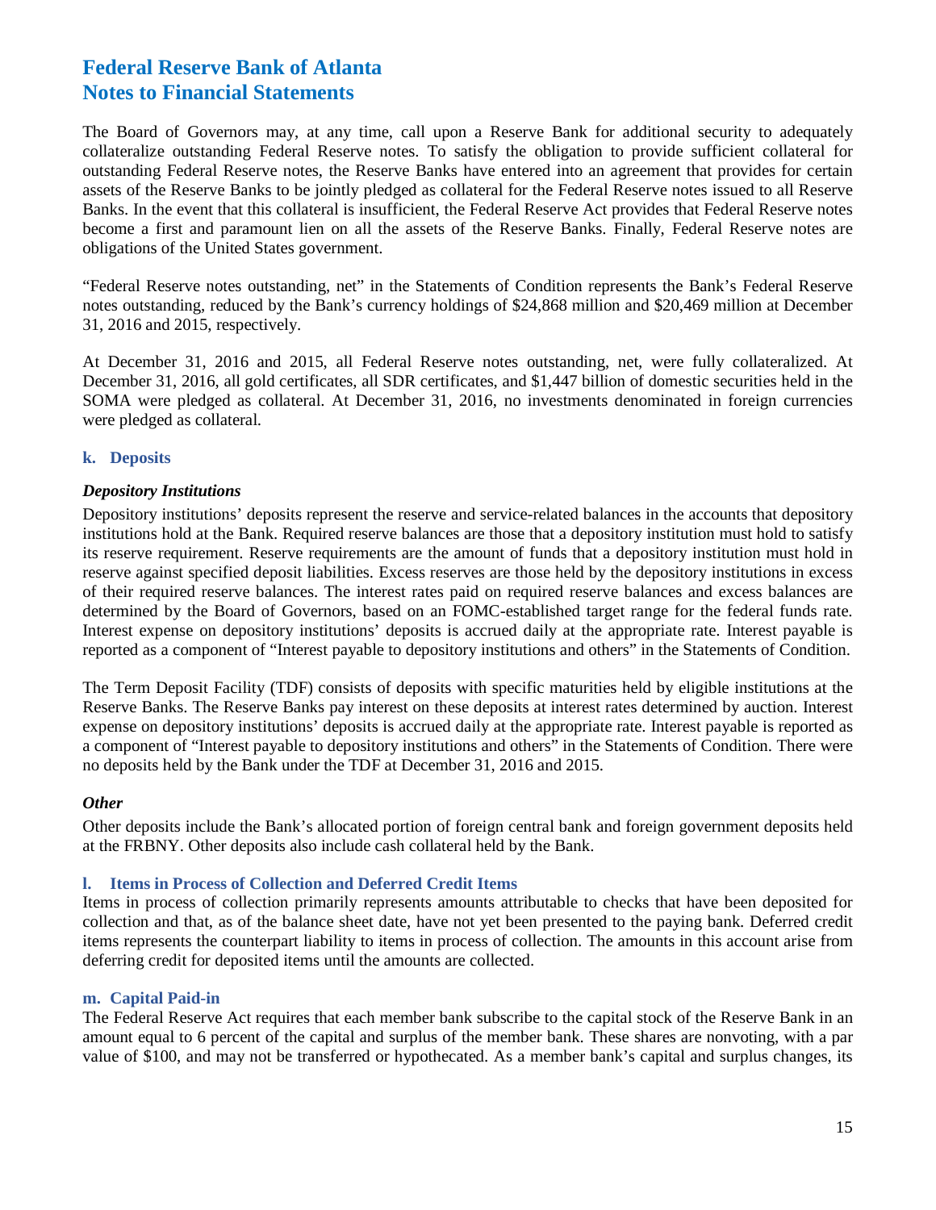# Federal Reserve Bank of Atlanta
# Notes to Financial Statements

The Board of Governors may, at any time, call upon a Reserve Bank for additional security to adequately collateralize outstanding Federal Reserve notes. To satisfy the obligation to provide sufficient collateral for outstanding Federal Reserve notes, the Reserve Banks have entered into an agreement that provides for certain assets of the Reserve Banks to be jointly pledged as collateral for the Federal Reserve notes issued to all Reserve Banks. In the event that this collateral is insufficient, the Federal Reserve Act provides that Federal Reserve notes become a first and paramount lien on all the assets of the Reserve Banks. Finally, Federal Reserve notes are obligations of the United States government.

"Federal Reserve notes outstanding, net" in the Statements of Condition represents the Bank's Federal Reserve notes outstanding, reduced by the Bank's currency holdings of $24,868 million and $20,469 million at December 31, 2016 and 2015, respectively.

At December 31, 2016 and 2015, all Federal Reserve notes outstanding, net, were fully collateralized. At December 31, 2016, all gold certificates, all SDR certificates, and $1,447 billion of domestic securities held in the SOMA were pledged as collateral. At December 31, 2016, no investments denominated in foreign currencies were pledged as collateral.

### k. Deposits

***Depository Institutions***

Depository institutions' deposits represent the reserve and service-related balances in the accounts that depository institutions hold at the Bank. Required reserve balances are those that a depository institution must hold to satisfy its reserve requirement. Reserve requirements are the amount of funds that a depository institution must hold in reserve against specified deposit liabilities. Excess reserves are those held by the depository institutions in excess of their required reserve balances. The interest rates paid on required reserve balances and excess balances are determined by the Board of Governors, based on an FOMC-established target range for the federal funds rate. Interest expense on depository institutions' deposits is accrued daily at the appropriate rate. Interest payable is reported as a component of "Interest payable to depository institutions and others" in the Statements of Condition.

The Term Deposit Facility (TDF) consists of deposits with specific maturities held by eligible institutions at the Reserve Banks. The Reserve Banks pay interest on these deposits at interest rates determined by auction. Interest expense on depository institutions' deposits is accrued daily at the appropriate rate. Interest payable is reported as a component of "Interest payable to depository institutions and others" in the Statements of Condition. There were no deposits held by the Bank under the TDF at December 31, 2016 and 2015.

***Other***

Other deposits include the Bank's allocated portion of foreign central bank and foreign government deposits held at the FRBNY. Other deposits also include cash collateral held by the Bank.

### l. Items in Process of Collection and Deferred Credit Items

Items in process of collection primarily represents amounts attributable to checks that have been deposited for collection and that, as of the balance sheet date, have not yet been presented to the paying bank. Deferred credit items represents the counterpart liability to items in process of collection. The amounts in this account arise from deferring credit for deposited items until the amounts are collected.

### m. Capital Paid-in

The Federal Reserve Act requires that each member bank subscribe to the capital stock of the Reserve Bank in an amount equal to 6 percent of the capital and surplus of the member bank. These shares are nonvoting, with a par value of $100, and may not be transferred or hypothecated. As a member bank's capital and surplus changes, its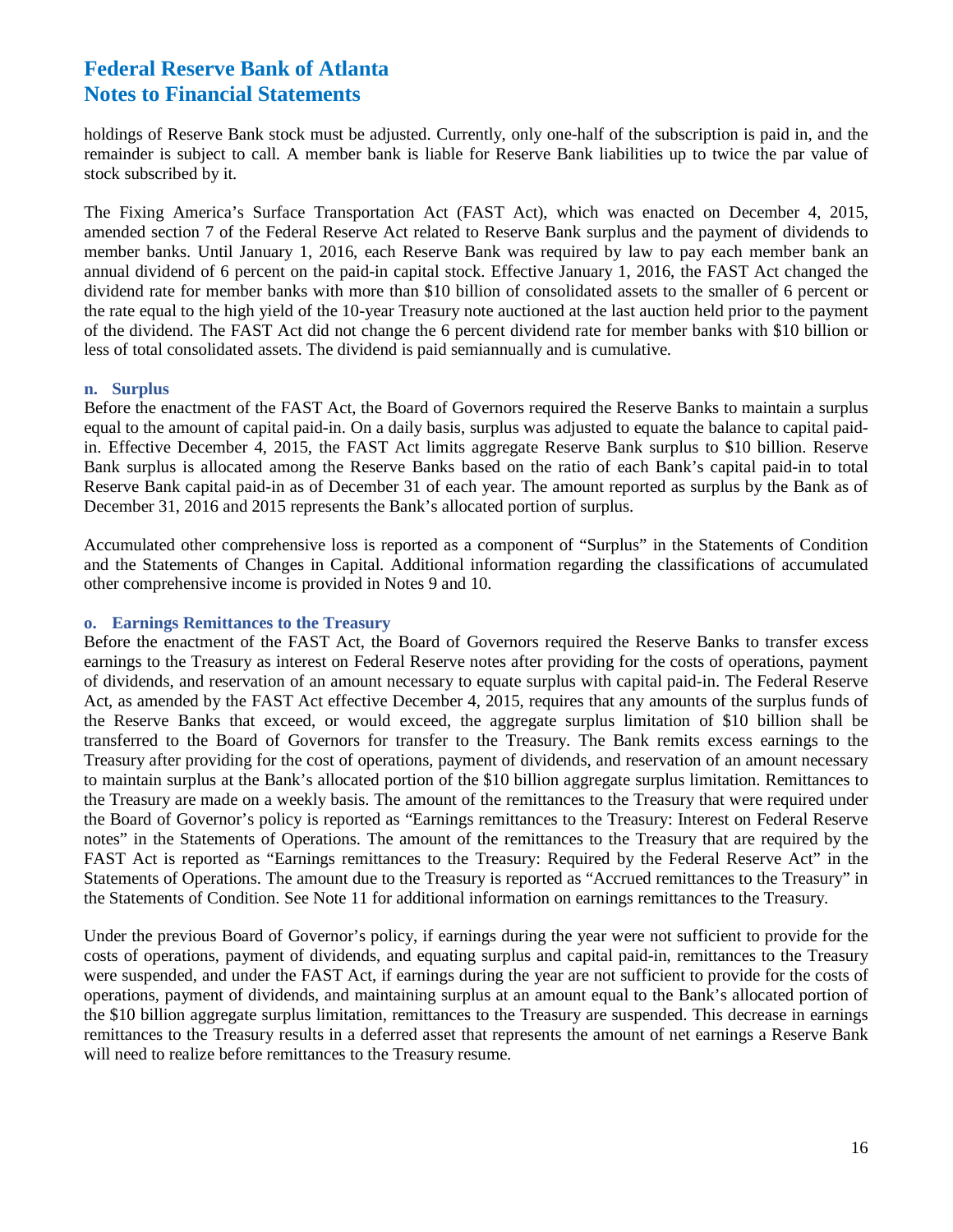holdings of Reserve Bank stock must be adjusted. Currently, only one-half of the subscription is paid in, and the remainder is subject to call. A member bank is liable for Reserve Bank liabilities up to twice the par value of stock subscribed by it.

The Fixing America's Surface Transportation Act (FAST Act), which was enacted on December 4, 2015, amended section 7 of the Federal Reserve Act related to Reserve Bank surplus and the payment of dividends to member banks. Until January 1, 2016, each Reserve Bank was required by law to pay each member bank an annual dividend of 6 percent on the paid-in capital stock. Effective January 1, 2016, the FAST Act changed the dividend rate for member banks with more than $10 billion of consolidated assets to the smaller of 6 percent or the rate equal to the high yield of the 10-year Treasury note auctioned at the last auction held prior to the payment of the dividend. The FAST Act did not change the 6 percent dividend rate for member banks with $10 billion or less of total consolidated assets. The dividend is paid semiannually and is cumulative.

### n. Surplus

Before the enactment of the FAST Act, the Board of Governors required the Reserve Banks to maintain a surplus equal to the amount of capital paid-in. On a daily basis, surplus was adjusted to equate the balance to capital paid-in. Effective December 4, 2015, the FAST Act limits aggregate Reserve Bank surplus to $10 billion. Reserve Bank surplus is allocated among the Reserve Banks based on the ratio of each Bank's capital paid-in to total Reserve Bank capital paid-in as of December 31 of each year. The amount reported as surplus by the Bank as of December 31, 2016 and 2015 represents the Bank's allocated portion of surplus.

Accumulated other comprehensive loss is reported as a component of "Surplus" in the Statements of Condition and the Statements of Changes in Capital. Additional information regarding the classifications of accumulated other comprehensive income is provided in Notes 9 and 10.

### o. Earnings Remittances to the Treasury

Before the enactment of the FAST Act, the Board of Governors required the Reserve Banks to transfer excess earnings to the Treasury as interest on Federal Reserve notes after providing for the costs of operations, payment of dividends, and reservation of an amount necessary to equate surplus with capital paid-in. The Federal Reserve Act, as amended by the FAST Act effective December 4, 2015, requires that any amounts of the surplus funds of the Reserve Banks that exceed, or would exceed, the aggregate surplus limitation of $10 billion shall be transferred to the Board of Governors for transfer to the Treasury. The Bank remits excess earnings to the Treasury after providing for the cost of operations, payment of dividends, and reservation of an amount necessary to maintain surplus at the Bank's allocated portion of the $10 billion aggregate surplus limitation. Remittances to the Treasury are made on a weekly basis. The amount of the remittances to the Treasury that were required under the Board of Governor's policy is reported as "Earnings remittances to the Treasury: Interest on Federal Reserve notes" in the Statements of Operations. The amount of the remittances to the Treasury that are required by the FAST Act is reported as "Earnings remittances to the Treasury: Required by the Federal Reserve Act" in the Statements of Operations. The amount due to the Treasury is reported as "Accrued remittances to the Treasury" in the Statements of Condition. See Note 11 for additional information on earnings remittances to the Treasury.

Under the previous Board of Governor's policy, if earnings during the year were not sufficient to provide for the costs of operations, payment of dividends, and equating surplus and capital paid-in, remittances to the Treasury were suspended, and under the FAST Act, if earnings during the year are not sufficient to provide for the costs of operations, payment of dividends, and maintaining surplus at an amount equal to the Bank's allocated portion of the $10 billion aggregate surplus limitation, remittances to the Treasury are suspended. This decrease in earnings remittances to the Treasury results in a deferred asset that represents the amount of net earnings a Reserve Bank will need to realize before remittances to the Treasury resume.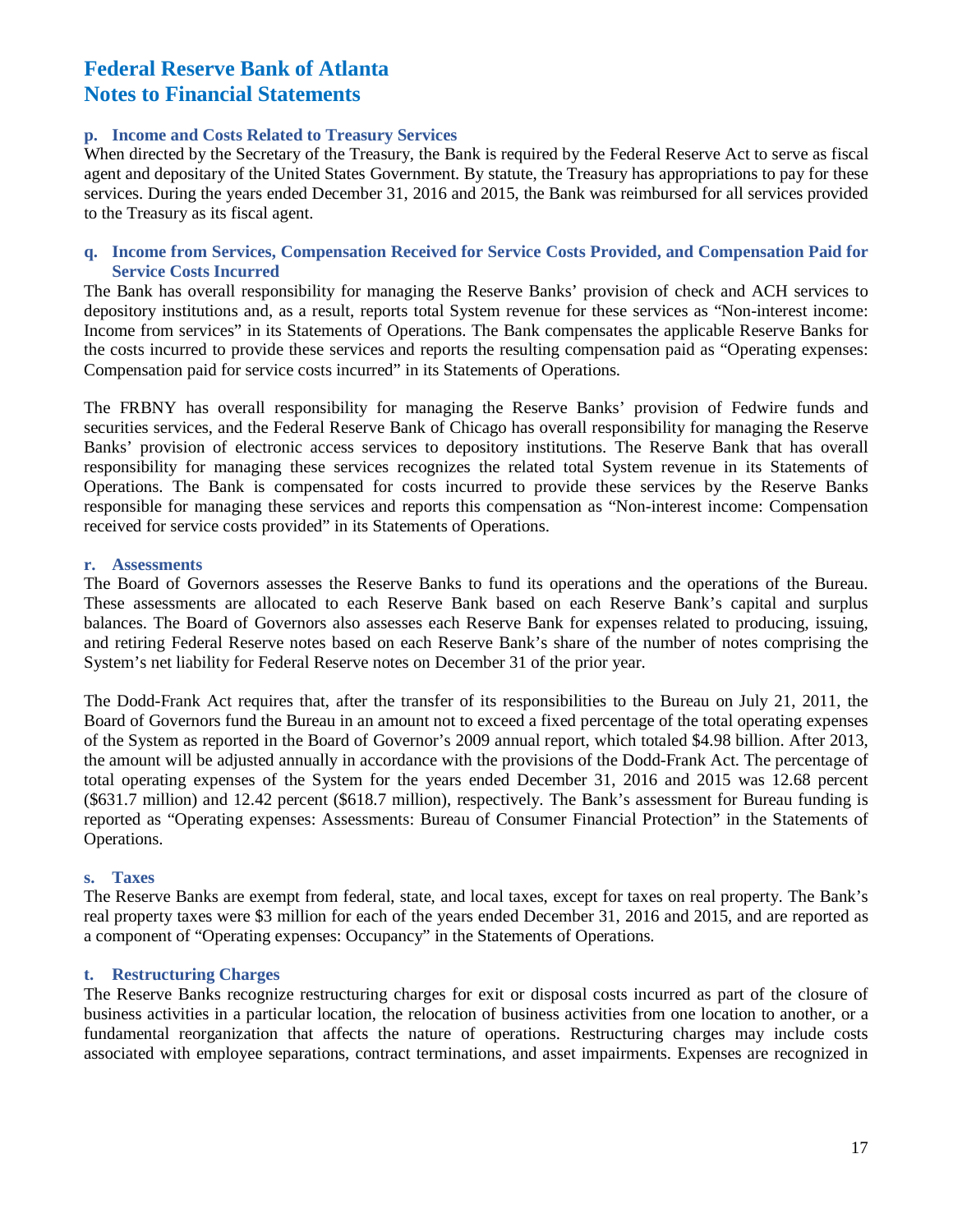**p. Income and Costs Related to Treasury Services**

When directed by the Secretary of the Treasury, the Bank is required by the Federal Reserve Act to serve as fiscal agent and depositary of the United States Government. By statute, the Treasury has appropriations to pay for these services. During the years ended December 31, 2016 and 2015, the Bank was reimbursed for all services provided to the Treasury as its fiscal agent.

**q. Income from Services, Compensation Received for Service Costs Provided, and Compensation Paid for Service Costs Incurred**

The Bank has overall responsibility for managing the Reserve Banks' provision of check and ACH services to depository institutions and, as a result, reports total System revenue for these services as "Non-interest income: Income from services" in its Statements of Operations. The Bank compensates the applicable Reserve Banks for the costs incurred to provide these services and reports the resulting compensation paid as "Operating expenses: Compensation paid for service costs incurred" in its Statements of Operations.

The FRBNY has overall responsibility for managing the Reserve Banks' provision of Fedwire funds and securities services, and the Federal Reserve Bank of Chicago has overall responsibility for managing the Reserve Banks' provision of electronic access services to depository institutions. The Reserve Bank that has overall responsibility for managing these services recognizes the related total System revenue in its Statements of Operations. The Bank is compensated for costs incurred to provide these services by the Reserve Banks responsible for managing these services and reports this compensation as "Non-interest income: Compensation received for service costs provided" in its Statements of Operations.

**r. Assessments**

The Board of Governors assesses the Reserve Banks to fund its operations and the operations of the Bureau. These assessments are allocated to each Reserve Bank based on each Reserve Bank's capital and surplus balances. The Board of Governors also assesses each Reserve Bank for expenses related to producing, issuing, and retiring Federal Reserve notes based on each Reserve Bank's share of the number of notes comprising the System's net liability for Federal Reserve notes on December 31 of the prior year.

The Dodd-Frank Act requires that, after the transfer of its responsibilities to the Bureau on July 21, 2011, the Board of Governors fund the Bureau in an amount not to exceed a fixed percentage of the total operating expenses of the System as reported in the Board of Governor's 2009 annual report, which totaled $4.98 billion. After 2013, the amount will be adjusted annually in accordance with the provisions of the Dodd-Frank Act. The percentage of total operating expenses of the System for the years ended December 31, 2016 and 2015 was 12.68 percent ($631.7 million) and 12.42 percent ($618.7 million), respectively. The Bank's assessment for Bureau funding is reported as "Operating expenses: Assessments: Bureau of Consumer Financial Protection" in the Statements of Operations.

**s. Taxes**

The Reserve Banks are exempt from federal, state, and local taxes, except for taxes on real property. The Bank's real property taxes were $3 million for each of the years ended December 31, 2016 and 2015, and are reported as a component of "Operating expenses: Occupancy" in the Statements of Operations.

**t. Restructuring Charges**

The Reserve Banks recognize restructuring charges for exit or disposal costs incurred as part of the closure of business activities in a particular location, the relocation of business activities from one location to another, or a fundamental reorganization that affects the nature of operations. Restructuring charges may include costs associated with employee separations, contract terminations, and asset impairments. Expenses are recognized in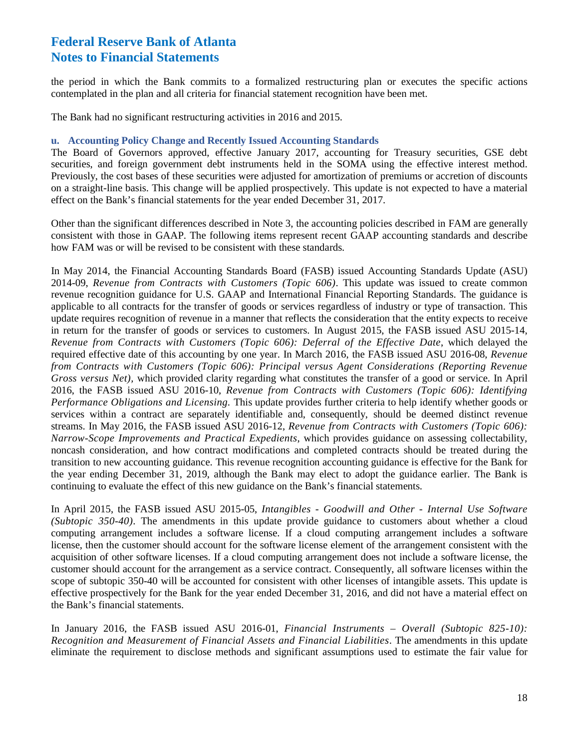the period in which the Bank commits to a formalized restructuring plan or executes the specific actions contemplated in the plan and all criteria for financial statement recognition have been met.

The Bank had no significant restructuring activities in 2016 and 2015.

### u. Accounting Policy Change and Recently Issued Accounting Standards

The Board of Governors approved, effective January 2017, accounting for Treasury securities, GSE debt securities, and foreign government debt instruments held in the SOMA using the effective interest method. Previously, the cost bases of these securities were adjusted for amortization of premiums or accretion of discounts on a straight-line basis. This change will be applied prospectively. This update is not expected to have a material effect on the Bank's financial statements for the year ended December 31, 2017.

Other than the significant differences described in Note 3, the accounting policies described in FAM are generally consistent with those in GAAP. The following items represent recent GAAP accounting standards and describe how FAM was or will be revised to be consistent with these standards.

In May 2014, the Financial Accounting Standards Board (FASB) issued Accounting Standards Update (ASU) 2014-09, *Revenue from Contracts with Customers (Topic 606)*. This update was issued to create common revenue recognition guidance for U.S. GAAP and International Financial Reporting Standards. The guidance is applicable to all contracts for the transfer of goods or services regardless of industry or type of transaction. This update requires recognition of revenue in a manner that reflects the consideration that the entity expects to receive in return for the transfer of goods or services to customers. In August 2015, the FASB issued ASU 2015-14, *Revenue from Contracts with Customers (Topic 606): Deferral of the Effective Date*, which delayed the required effective date of this accounting by one year. In March 2016, the FASB issued ASU 2016-08, *Revenue from Contracts with Customers (Topic 606): Principal versus Agent Considerations (Reporting Revenue Gross versus Net),* which provided clarity regarding what constitutes the transfer of a good or service. In April 2016, the FASB issued ASU 2016-10, *Revenue from Contracts with Customers (Topic 606): Identifying Performance Obligations and Licensing*. This update provides further criteria to help identify whether goods or services within a contract are separately identifiable and, consequently, should be deemed distinct revenue streams. In May 2016, the FASB issued ASU 2016-12, *Revenue from Contracts with Customers (Topic 606): Narrow-Scope Improvements and Practical Expedients*, which provides guidance on assessing collectability, noncash consideration, and how contract modifications and completed contracts should be treated during the transition to new accounting guidance. This revenue recognition accounting guidance is effective for the Bank for the year ending December 31, 2019, although the Bank may elect to adopt the guidance earlier. The Bank is continuing to evaluate the effect of this new guidance on the Bank's financial statements.

In April 2015, the FASB issued ASU 2015-05, *Intangibles - Goodwill and Other - Internal Use Software (Subtopic 350-40)*. The amendments in this update provide guidance to customers about whether a cloud computing arrangement includes a software license. If a cloud computing arrangement includes a software license, then the customer should account for the software license element of the arrangement consistent with the acquisition of other software licenses. If a cloud computing arrangement does not include a software license, the customer should account for the arrangement as a service contract. Consequently, all software licenses within the scope of subtopic 350-40 will be accounted for consistent with other licenses of intangible assets. This update is effective prospectively for the Bank for the year ended December 31, 2016, and did not have a material effect on the Bank's financial statements.

In January 2016, the FASB issued ASU 2016-01, *Financial Instruments – Overall (Subtopic 825-10): Recognition and Measurement of Financial Assets and Financial Liabilities*. The amendments in this update eliminate the requirement to disclose methods and significant assumptions used to estimate the fair value for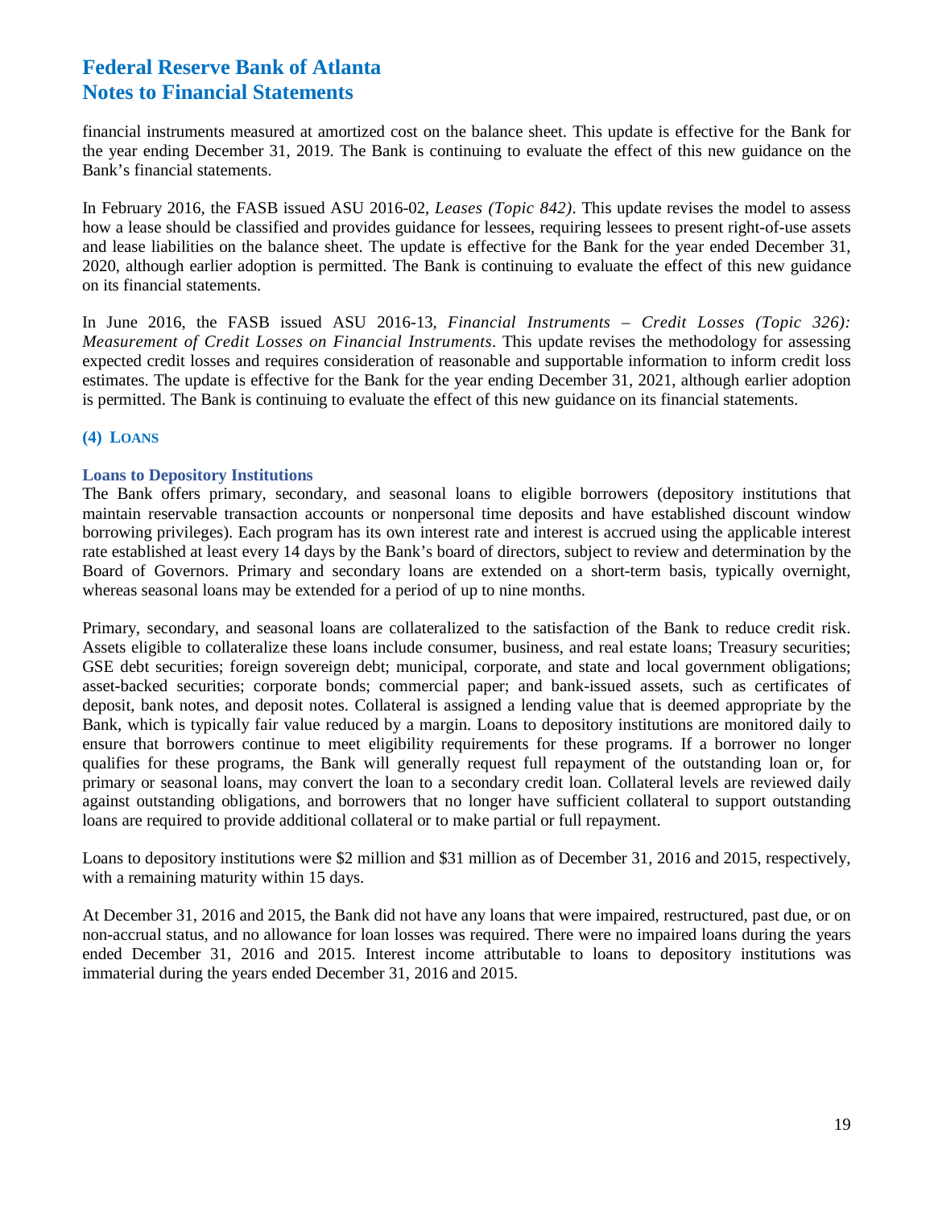financial instruments measured at amortized cost on the balance sheet. This update is effective for the Bank for the year ending December 31, 2019. The Bank is continuing to evaluate the effect of this new guidance on the Bank's financial statements.

In February 2016, the FASB issued ASU 2016-02, *Leases (Topic 842)*. This update revises the model to assess how a lease should be classified and provides guidance for lessees, requiring lessees to present right-of-use assets and lease liabilities on the balance sheet. The update is effective for the Bank for the year ended December 31, 2020, although earlier adoption is permitted. The Bank is continuing to evaluate the effect of this new guidance on its financial statements.

In June 2016, the FASB issued ASU 2016-13, *Financial Instruments – Credit Losses (Topic 326): Measurement of Credit Losses on Financial Instruments*. This update revises the methodology for assessing expected credit losses and requires consideration of reasonable and supportable information to inform credit loss estimates. The update is effective for the Bank for the year ending December 31, 2021, although earlier adoption is permitted. The Bank is continuing to evaluate the effect of this new guidance on its financial statements.

## (4) LOANS

### Loans to Depository Institutions

The Bank offers primary, secondary, and seasonal loans to eligible borrowers (depository institutions that maintain reservable transaction accounts or nonpersonal time deposits and have established discount window borrowing privileges). Each program has its own interest rate and interest is accrued using the applicable interest rate established at least every 14 days by the Bank's board of directors, subject to review and determination by the Board of Governors. Primary and secondary loans are extended on a short-term basis, typically overnight, whereas seasonal loans may be extended for a period of up to nine months.

Primary, secondary, and seasonal loans are collateralized to the satisfaction of the Bank to reduce credit risk. Assets eligible to collateralize these loans include consumer, business, and real estate loans; Treasury securities; GSE debt securities; foreign sovereign debt; municipal, corporate, and state and local government obligations; asset-backed securities; corporate bonds; commercial paper; and bank-issued assets, such as certificates of deposit, bank notes, and deposit notes. Collateral is assigned a lending value that is deemed appropriate by the Bank, which is typically fair value reduced by a margin. Loans to depository institutions are monitored daily to ensure that borrowers continue to meet eligibility requirements for these programs. If a borrower no longer qualifies for these programs, the Bank will generally request full repayment of the outstanding loan or, for primary or seasonal loans, may convert the loan to a secondary credit loan. Collateral levels are reviewed daily against outstanding obligations, and borrowers that no longer have sufficient collateral to support outstanding loans are required to provide additional collateral or to make partial or full repayment.

Loans to depository institutions were $2 million and $31 million as of December 31, 2016 and 2015, respectively, with a remaining maturity within 15 days.

At December 31, 2016 and 2015, the Bank did not have any loans that were impaired, restructured, past due, or on non-accrual status, and no allowance for loan losses was required. There were no impaired loans during the years ended December 31, 2016 and 2015. Interest income attributable to loans to depository institutions was immaterial during the years ended December 31, 2016 and 2015.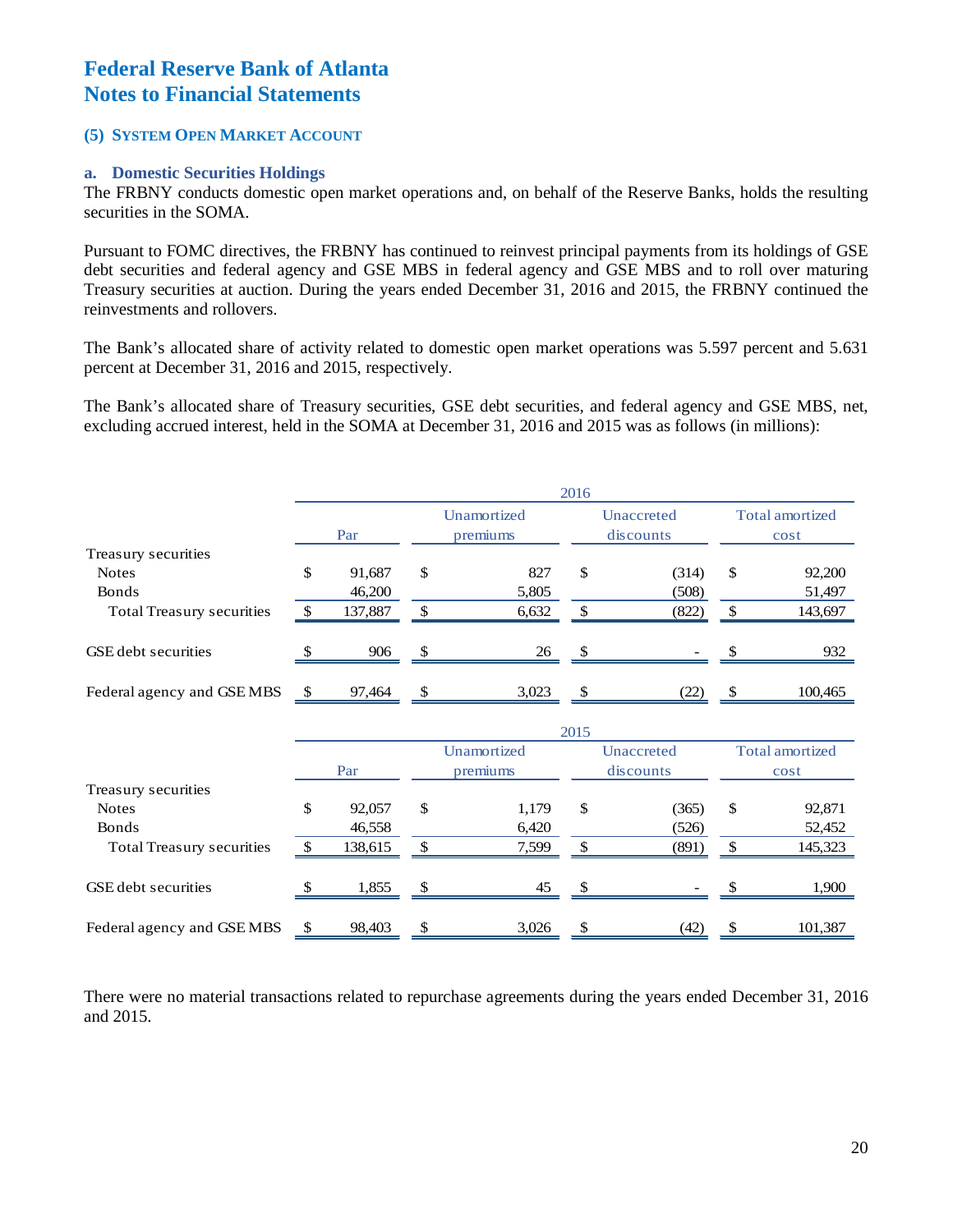# Federal Reserve Bank of Atlanta
# Notes to Financial Statements

### (5) SYSTEM OPEN MARKET ACCOUNT

#### a. Domestic Securities Holdings

The FRBNY conducts domestic open market operations and, on behalf of the Reserve Banks, holds the resulting securities in the SOMA.

Pursuant to FOMC directives, the FRBNY has continued to reinvest principal payments from its holdings of GSE debt securities and federal agency and GSE MBS in federal agency and GSE MBS and to roll over maturing Treasury securities at auction. During the years ended December 31, 2016 and 2015, the FRBNY continued the reinvestments and rollovers.

The Bank's allocated share of activity related to domestic open market operations was 5.597 percent and 5.631 percent at December 31, 2016 and 2015, respectively.

The Bank's allocated share of Treasury securities, GSE debt securities, and federal agency and GSE MBS, net, excluding accrued interest, held in the SOMA at December 31, 2016 and 2015 was as follows (in millions):

| | 2016 | | | |
|---|---|---|---|---|
| | Par | Unamortized premiums | Unaccreted discounts | Total amortized cost |
| Treasury securities | | | | |
| Notes | $ 91,687 | $ 827 | $ (314) | $ 92,200 |
| Bonds | 46,200 | 5,805 | (508) | 51,497 |
| Total Treasury securities | $ 137,887 | $ 6,632 | $ (822) | $ 143,697 |
| GSE debt securities | $ 906 | $ 26 | $ - | $ 932 |
| Federal agency and GSE MBS | $ 97,464 | $ 3,023 | $ (22) | $ 100,465 |

| | 2015 | | | |
|---|---|---|---|---|
| | Par | Unamortized premiums | Unaccreted discounts | Total amortized cost |
| Treasury securities | | | | |
| Notes | $ 92,057 | $ 1,179 | $ (365) | $ 92,871 |
| Bonds | 46,558 | 6,420 | (526) | 52,452 |
| Total Treasury securities | $ 138,615 | $ 7,599 | $ (891) | $ 145,323 |
| GSE debt securities | $ 1,855 | $ 45 | $ - | $ 1,900 |
| Federal agency and GSE MBS | $ 98,403 | $ 3,026 | $ (42) | $ 101,387 |

There were no material transactions related to repurchase agreements during the years ended December 31, 2016 and 2015.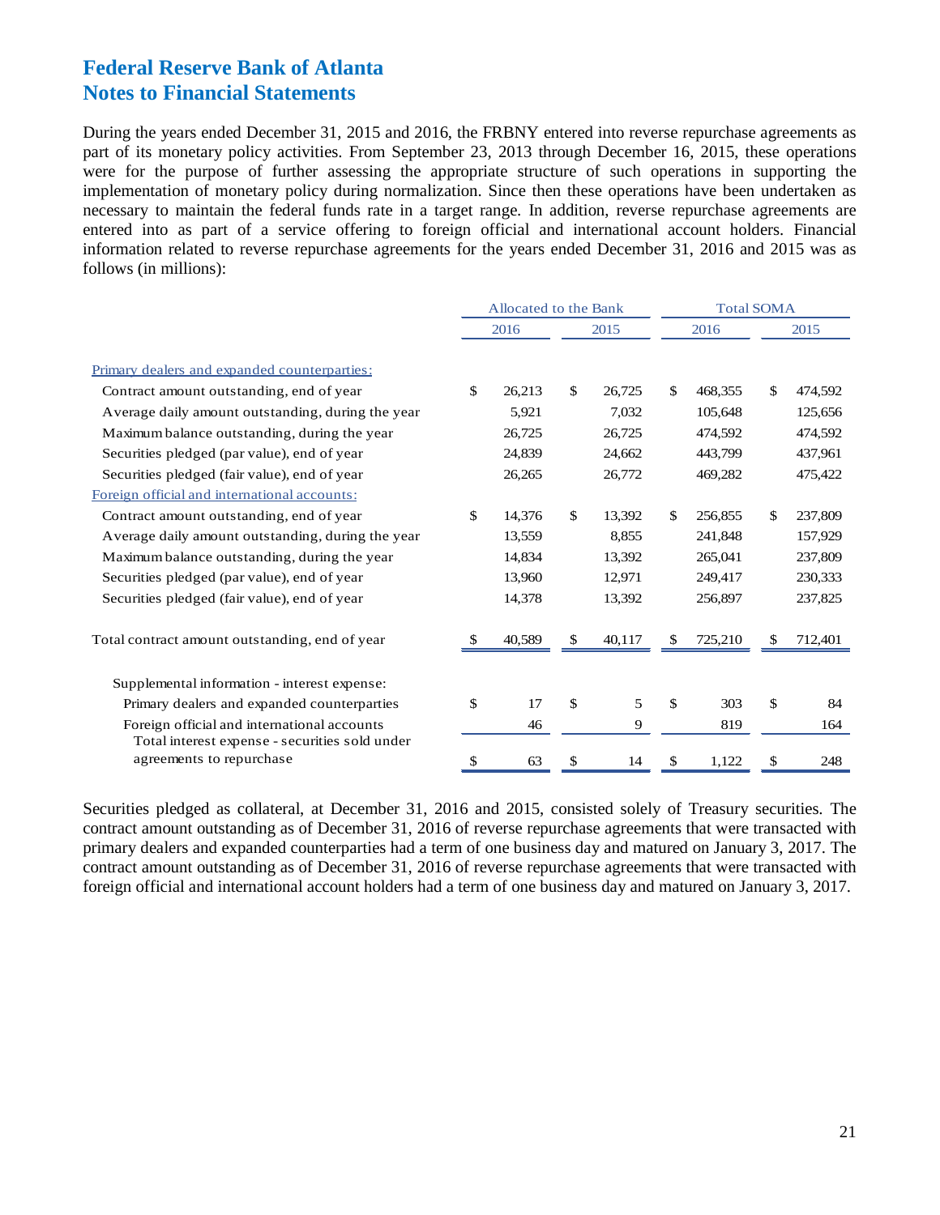# Federal Reserve Bank of Atlanta
# Notes to Financial Statements

During the years ended December 31, 2015 and 2016, the FRBNY entered into reverse repurchase agreements as part of its monetary policy activities. From September 23, 2013 through December 16, 2015, these operations were for the purpose of further assessing the appropriate structure of such operations in supporting the implementation of monetary policy during normalization. Since then these operations have been undertaken as necessary to maintain the federal funds rate in a target range. In addition, reverse repurchase agreements are entered into as part of a service offering to foreign official and international account holders. Financial information related to reverse repurchase agreements for the years ended December 31, 2016 and 2015 was as follows (in millions):

| | Allocated to the Bank | | Total SOMA | |
|---|---|---|---|---|
| | 2016 | 2015 | 2016 | 2015 |
| Primary dealers and expanded counterparties: | | | | |
| Contract amount outstanding, end of year | $ 26,213 | $ 26,725 | $ 468,355 | $ 474,592 |
| Average daily amount outstanding, during the year | 5,921 | 7,032 | 105,648 | 125,656 |
| Maximum balance outstanding, during the year | 26,725 | 26,725 | 474,592 | 474,592 |
| Securities pledged (par value), end of year | 24,839 | 24,662 | 443,799 | 437,961 |
| Securities pledged (fair value), end of year | 26,265 | 26,772 | 469,282 | 475,422 |
| Foreign official and international accounts: | | | | |
| Contract amount outstanding, end of year | $ 14,376 | $ 13,392 | $ 256,855 | $ 237,809 |
| Average daily amount outstanding, during the year | 13,559 | 8,855 | 241,848 | 157,929 |
| Maximum balance outstanding, during the year | 14,834 | 13,392 | 265,041 | 237,809 |
| Securities pledged (par value), end of year | 13,960 | 12,971 | 249,417 | 230,333 |
| Securities pledged (fair value), end of year | 14,378 | 13,392 | 256,897 | 237,825 |
| Total contract amount outstanding, end of year | $ 40,589 | $ 40,117 | $ 725,210 | $ 712,401 |
| Supplemental information - interest expense: | | | | |
| Primary dealers and expanded counterparties | $ 17 | $ 5 | $ 303 | $ 84 |
| Foreign official and international accounts | 46 | 9 | 819 | 164 |
| Total interest expense - securities sold under agreements to repurchase | $ 63 | $ 14 | $ 1,122 | $ 248 |

Securities pledged as collateral, at December 31, 2016 and 2015, consisted solely of Treasury securities. The contract amount outstanding as of December 31, 2016 of reverse repurchase agreements that were transacted with primary dealers and expanded counterparties had a term of one business day and matured on January 3, 2017. The contract amount outstanding as of December 31, 2016 of reverse repurchase agreements that were transacted with foreign official and international account holders had a term of one business day and matured on January 3, 2017.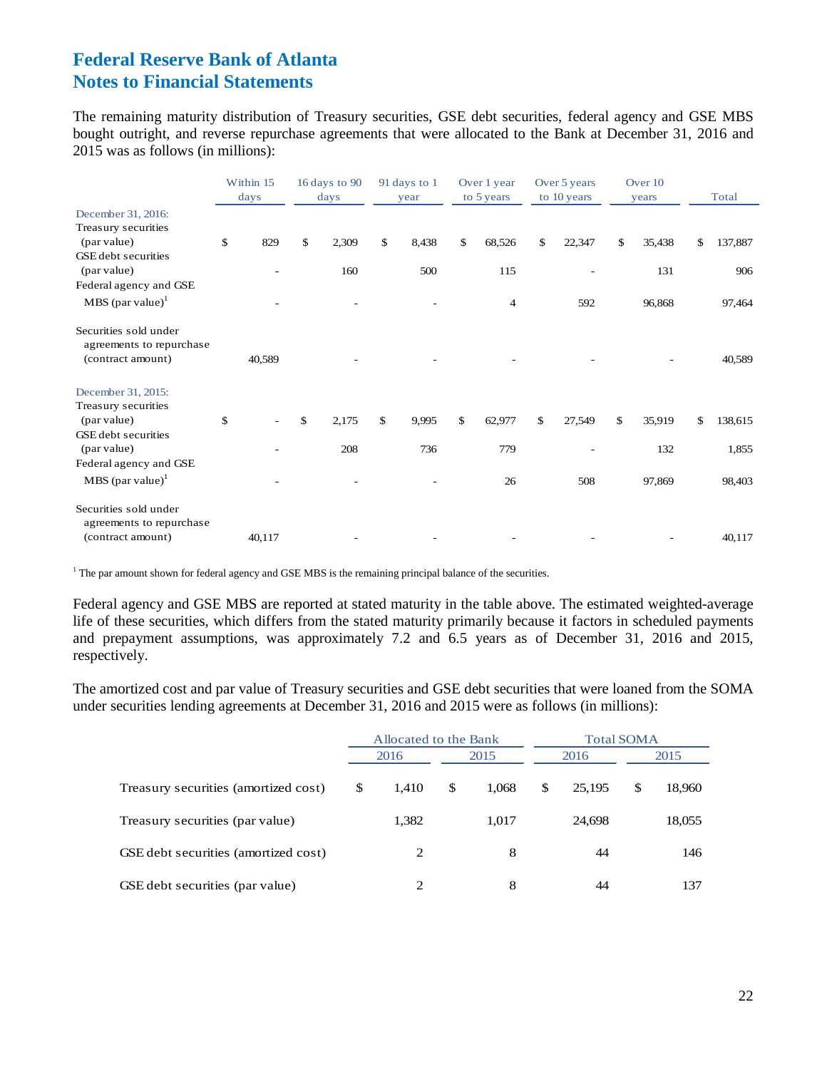# Federal Reserve Bank of Atlanta
# Notes to Financial Statements

The remaining maturity distribution of Treasury securities, GSE debt securities, federal agency and GSE MBS bought outright, and reverse repurchase agreements that were allocated to the Bank at December 31, 2016 and 2015 was as follows (in millions):

| | Within 15 days | 16 days to 90 days | 91 days to 1 year | Over 1 year to 5 years | Over 5 years to 10 years | Over 10 years | Total |
|---|---|---|---|---|---|---|---|
| December 31, 2016: | | | | | | | |
| Treasury securities (par value) | $ 829 | $ 2,309 | $ 8,438 | $ 68,526 | $ 22,347 | $ 35,438 | $ 137,887 |
| GSE debt securities (par value) | - | 160 | 500 | 115 | - | 131 | 906 |
| Federal agency and GSE MBS (par value)[1] | - | - | - | 4 | 592 | 96,868 | 97,464 |
| Securities sold under agreements to repurchase (contract amount) | 40,589 | - | - | - | - | - | 40,589 |
| December 31, 2015: | | | | | | | |
| Treasury securities (par value) | $ - | $ 2,175 | $ 9,995 | $ 62,977 | $ 27,549 | $ 35,919 | $ 138,615 |
| GSE debt securities (par value) | - | 208 | 736 | 779 | - | 132 | 1,855 |
| Federal agency and GSE MBS (par value)[1] | - | - | - | 26 | 508 | 97,869 | 98,403 |
| Securities sold under agreements to repurchase (contract amount) | 40,117 | - | - | - | - | - | 40,117 |

[1] The par amount shown for federal agency and GSE MBS is the remaining principal balance of the securities.

Federal agency and GSE MBS are reported at stated maturity in the table above. The estimated weighted-average life of these securities, which differs from the stated maturity primarily because it factors in scheduled payments and prepayment assumptions, was approximately 7.2 and 6.5 years as of December 31, 2016 and 2015, respectively.

The amortized cost and par value of Treasury securities and GSE debt securities that were loaned from the SOMA under securities lending agreements at December 31, 2016 and 2015 were as follows (in millions):

| | Allocated to the Bank | | Total SOMA | |
|---|---|---|---|---|
| | 2016 | 2015 | 2016 | 2015 |
| Treasury securities (amortized cost) | $ 1,410 | $ 1,068 | $ 25,195 | $ 18,960 |
| Treasury securities (par value) | 1,382 | 1,017 | 24,698 | 18,055 |
| GSE debt securities (amortized cost) | 2 | 8 | 44 | 146 |
| GSE debt securities (par value) | 2 | 8 | 44 | 137 |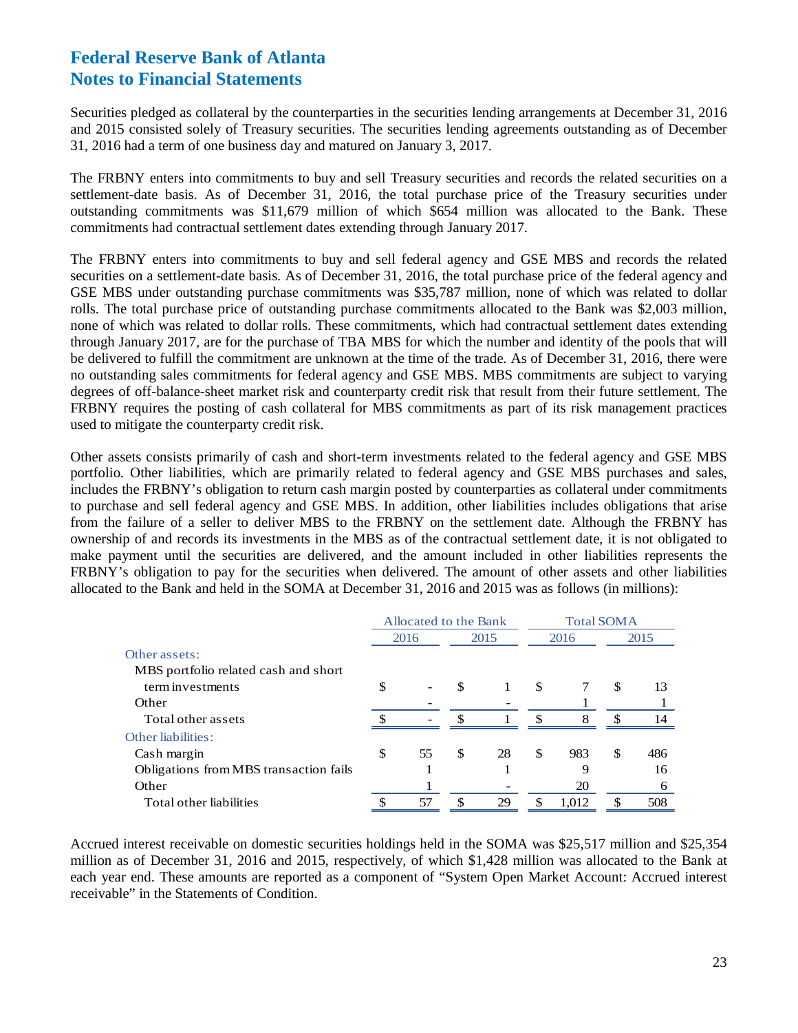# Federal Reserve Bank of Atlanta
# Notes to Financial Statements

Securities pledged as collateral by the counterparties in the securities lending arrangements at December 31, 2016 and 2015 consisted solely of Treasury securities. The securities lending agreements outstanding as of December 31, 2016 had a term of one business day and matured on January 3, 2017.

The FRBNY enters into commitments to buy and sell Treasury securities and records the related securities on a settlement-date basis. As of December 31, 2016, the total purchase price of the Treasury securities under outstanding commitments was $11,679 million of which $654 million was allocated to the Bank. These commitments had contractual settlement dates extending through January 2017.

The FRBNY enters into commitments to buy and sell federal agency and GSE MBS and records the related securities on a settlement-date basis. As of December 31, 2016, the total purchase price of the federal agency and GSE MBS under outstanding purchase commitments was $35,787 million, none of which was related to dollar rolls. The total purchase price of outstanding purchase commitments allocated to the Bank was $2,003 million, none of which was related to dollar rolls. These commitments, which had contractual settlement dates extending through January 2017, are for the purchase of TBA MBS for which the number and identity of the pools that will be delivered to fulfill the commitment are unknown at the time of the trade. As of December 31, 2016, there were no outstanding sales commitments for federal agency and GSE MBS. MBS commitments are subject to varying degrees of off-balance-sheet market risk and counterparty credit risk that result from their future settlement. The FRBNY requires the posting of cash collateral for MBS commitments as part of its risk management practices used to mitigate the counterparty credit risk.

Other assets consists primarily of cash and short-term investments related to the federal agency and GSE MBS portfolio. Other liabilities, which are primarily related to federal agency and GSE MBS purchases and sales, includes the FRBNY's obligation to return cash margin posted by counterparties as collateral under commitments to purchase and sell federal agency and GSE MBS. In addition, other liabilities includes obligations that arise from the failure of a seller to deliver MBS to the FRBNY on the settlement date. Although the FRBNY has ownership of and records its investments in the MBS as of the contractual settlement date, it is not obligated to make payment until the securities are delivered, and the amount included in other liabilities represents the FRBNY's obligation to pay for the securities when delivered. The amount of other assets and other liabilities allocated to the Bank and held in the SOMA at December 31, 2016 and 2015 was as follows (in millions):

| | Allocated to the Bank | | Total SOMA | |
|---|---|---|---|---|
| | 2016 | 2015 | 2016 | 2015 |
| Other assets: | | | | |
| MBS portfolio related cash and short term investments | $ - | $ 1 | $ 7 | $ 13 |
| Other | - | - | 1 | 1 |
| Total other assets | $ - | $ 1 | $ 8 | $ 14 |
| Other liabilities: | | | | |
| Cash margin | $ 55 | $ 28 | $ 983 | $ 486 |
| Obligations from MBS transaction fails | 1 | 1 | 9 | 16 |
| Other | 1 | - | 20 | 6 |
| Total other liabilities | $ 57 | $ 29 | $ 1,012 | $ 508 |

Accrued interest receivable on domestic securities holdings held in the SOMA was $25,517 million and $25,354 million as of December 31, 2016 and 2015, respectively, of which $1,428 million was allocated to the Bank at each year end. These amounts are reported as a component of "System Open Market Account: Accrued interest receivable" in the Statements of Condition.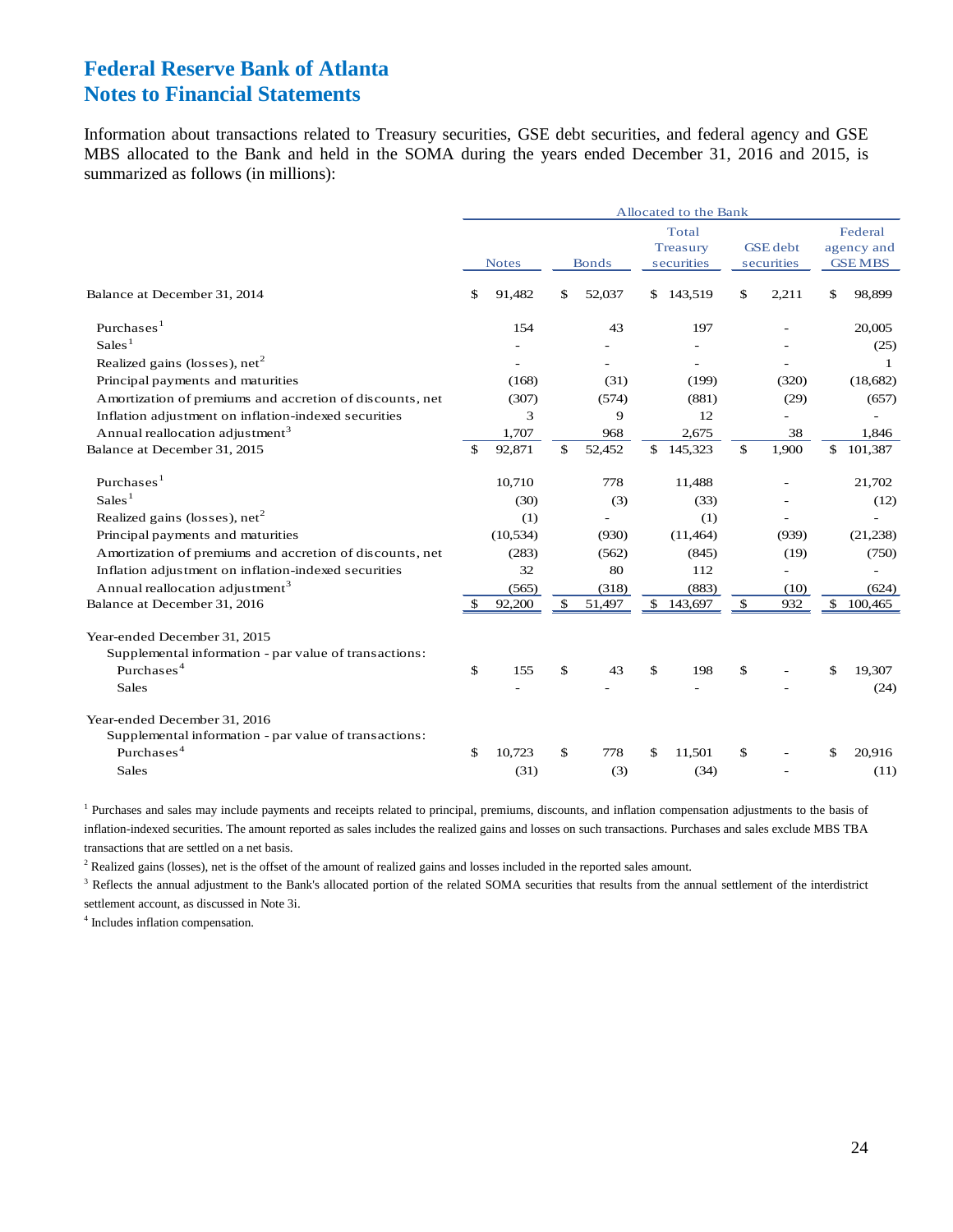# Federal Reserve Bank of Atlanta
# Notes to Financial Statements

Information about transactions related to Treasury securities, GSE debt securities, and federal agency and GSE MBS allocated to the Bank and held in the SOMA during the years ended December 31, 2016 and 2015, is summarized as follows (in millions):

| | Allocated to the Bank | | | | |
|---|---|---|---|---|---|
| | Notes | Bonds | Total Treasury securities | GSE debt securities | Federal agency and GSE MBS |
| Balance at December 31, 2014 | $ 91,482 | $ 52,037 | $ 143,519 | $ 2,211 | $ 98,899 |
| Purchases[1] | 154 | 43 | 197 | - | 20,005 |
| Sales[1] | - | - | - | - | (25) |
| Realized gains (losses), net[2] | - | - | - | - | 1 |
| Principal payments and maturities | (168) | (31) | (199) | (320) | (18,682) |
| Amortization of premiums and accretion of discounts, net | (307) | (574) | (881) | (29) | (657) |
| Inflation adjustment on inflation-indexed securities | 3 | 9 | 12 | - | - |
| Annual reallocation adjustment[3] | 1,707 | 968 | 2,675 | 38 | 1,846 |
| Balance at December 31, 2015 | $ 92,871 | $ 52,452 | $ 145,323 | $ 1,900 | $ 101,387 |
| Purchases[1] | 10,710 | 778 | 11,488 | - | 21,702 |
| Sales[1] | (30) | (3) | (33) | - | (12) |
| Realized gains (losses), net[2] | (1) | - | (1) | - | - |
| Principal payments and maturities | (10,534) | (930) | (11,464) | (939) | (21,238) |
| Amortization of premiums and accretion of discounts, net | (283) | (562) | (845) | (19) | (750) |
| Inflation adjustment on inflation-indexed securities | 32 | 80 | 112 | - | - |
| Annual reallocation adjustment[3] | (565) | (318) | (883) | (10) | (624) |
| Balance at December 31, 2016 | $ 92,200 | $ 51,497 | $ 143,697 | $ 932 | $ 100,465 |
| Year-ended December 31, 2015 | | | | | |
| Supplemental information - par value of transactions: | | | | | |
| Purchases[4] | $ 155 | $ 43 | $ 198 | $ - | $ 19,307 |
| Sales | - | - | - | - | (24) |
| Year-ended December 31, 2016 | | | | | |
| Supplemental information - par value of transactions: | | | | | |
| Purchases[4] | $ 10,723 | $ 778 | $ 11,501 | $ - | $ 20,916 |
| Sales | (31) | (3) | (34) | - | (11) |

[1] Purchases and sales may include payments and receipts related to principal, premiums, discounts, and inflation compensation adjustments to the basis of inflation-indexed securities. The amount reported as sales includes the realized gains and losses on such transactions. Purchases and sales exclude MBS TBA transactions that are settled on a net basis.

[2] Realized gains (losses), net is the offset of the amount of realized gains and losses included in the reported sales amount.

[3] Reflects the annual adjustment to the Bank's allocated portion of the related SOMA securities that results from the annual settlement of the interdistrict settlement account, as discussed in Note 3i.

[4] Includes inflation compensation.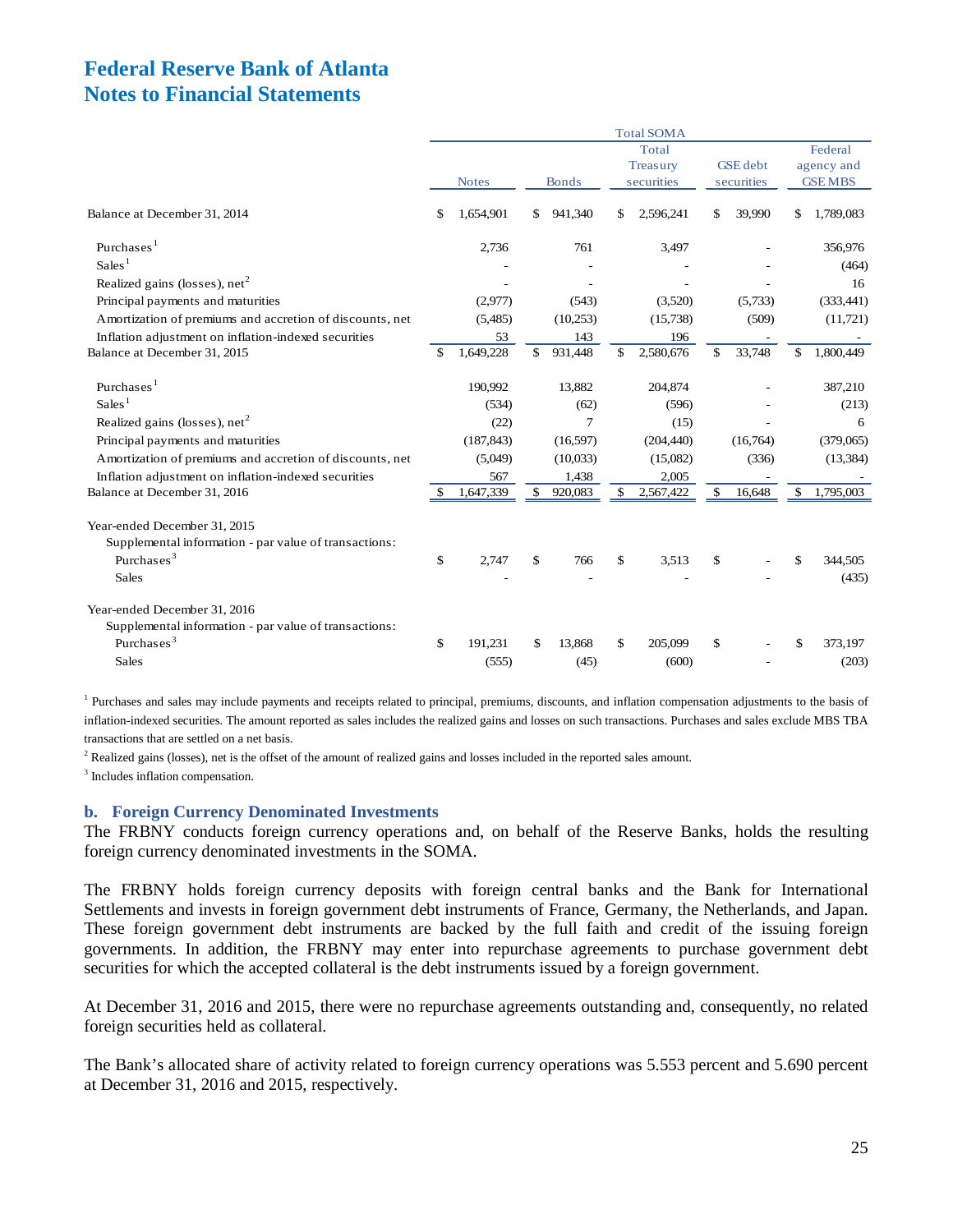# Federal Reserve Bank of Atlanta
# Notes to Financial Statements

| | Total SOMA | | | | |
|---|---|---|---|---|---|
| | Notes | Bonds | Total Treasury securities | GSE debt securities | Federal agency and GSE MBS |
| Balance at December 31, 2014 | $ 1,654,901 | $ 941,340 | $ 2,596,241 | $ 39,990 | $ 1,789,083 |
| Purchases[1] | 2,736 | 761 | 3,497 | - | 356,976 |
| Sales[1] | - | - | - | - | (464) |
| Realized gains (losses), net[2] | - | - | - | - | 16 |
| Principal payments and maturities | (2,977) | (543) | (3,520) | (5,733) | (333,441) |
| Amortization of premiums and accretion of discounts, net | (5,485) | (10,253) | (15,738) | (509) | (11,721) |
| Inflation adjustment on inflation-indexed securities | 53 | 143 | 196 | - | - |
| Balance at December 31, 2015 | $ 1,649,228 | $ 931,448 | $ 2,580,676 | $ 33,748 | $ 1,800,449 |
| Purchases[1] | 190,992 | 13,882 | 204,874 | - | 387,210 |
| Sales[1] | (534) | (62) | (596) | - | (213) |
| Realized gains (losses), net[2] | (22) | 7 | (15) | - | 6 |
| Principal payments and maturities | (187,843) | (16,597) | (204,440) | (16,764) | (379,065) |
| Amortization of premiums and accretion of discounts, net | (5,049) | (10,033) | (15,082) | (336) | (13,384) |
| Inflation adjustment on inflation-indexed securities | 567 | 1,438 | 2,005 | - | - |
| Balance at December 31, 2016 | $ 1,647,339 | $ 920,083 | $ 2,567,422 | $ 16,648 | $ 1,795,003 |
| Year-ended December 31, 2015 | | | | | |
| Supplemental information - par value of transactions: | | | | | |
| Purchases[3] | $ 2,747 | $ 766 | $ 3,513 | $ - | $ 344,505 |
| Sales | - | - | - | - | (435) |
| Year-ended December 31, 2016 | | | | | |
| Supplemental information - par value of transactions: | | | | | |
| Purchases[3] | $ 191,231 | $ 13,868 | $ 205,099 | $ - | $ 373,197 |
| Sales | (555) | (45) | (600) | - | (203) |

[1] Purchases and sales may include payments and receipts related to principal, premiums, discounts, and inflation compensation adjustments to the basis of inflation-indexed securities. The amount reported as sales includes the realized gains and losses on such transactions. Purchases and sales exclude MBS TBA transactions that are settled on a net basis.

[2] Realized gains (losses), net is the offset of the amount of realized gains and losses included in the reported sales amount.

[3] Includes inflation compensation.

### b. Foreign Currency Denominated Investments

The FRBNY conducts foreign currency operations and, on behalf of the Reserve Banks, holds the resulting foreign currency denominated investments in the SOMA.

The FRBNY holds foreign currency deposits with foreign central banks and the Bank for International Settlements and invests in foreign government debt instruments of France, Germany, the Netherlands, and Japan. These foreign government debt instruments are backed by the full faith and credit of the issuing foreign governments. In addition, the FRBNY may enter into repurchase agreements to purchase government debt securities for which the accepted collateral is the debt instruments issued by a foreign government.

At December 31, 2016 and 2015, there were no repurchase agreements outstanding and, consequently, no related foreign securities held as collateral.

The Bank's allocated share of activity related to foreign currency operations was 5.553 percent and 5.690 percent at December 31, 2016 and 2015, respectively.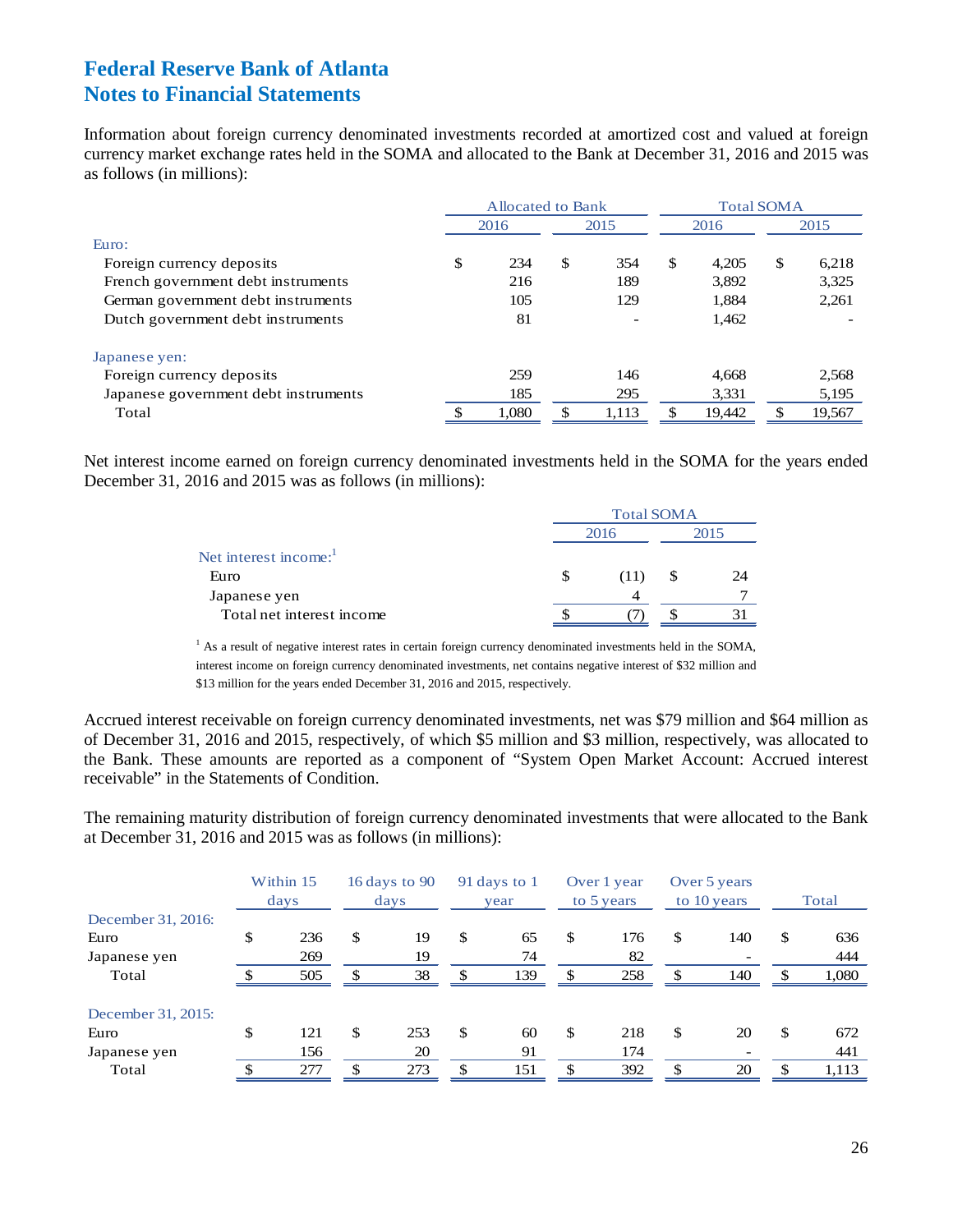# Federal Reserve Bank of Atlanta
# Notes to Financial Statements

Information about foreign currency denominated investments recorded at amortized cost and valued at foreign currency market exchange rates held in the SOMA and allocated to the Bank at December 31, 2016 and 2015 was as follows (in millions):

| | Allocated to Bank | | Total SOMA | |
|---|---|---|---|---|
| | 2016 | 2015 | 2016 | 2015 |
| Euro: | | | | |
| Foreign currency deposits | $ 234 | $ 354 | $ 4,205 | $ 6,218 |
| French government debt instruments | 216 | 189 | 3,892 | 3,325 |
| German government debt instruments | 105 | 129 | 1,884 | 2,261 |
| Dutch government debt instruments | 81 | - | 1,462 | - |
| Japanese yen: | | | | |
| Foreign currency deposits | 259 | 146 | 4,668 | 2,568 |
| Japanese government debt instruments | 185 | 295 | 3,331 | 5,195 |
| Total | $ 1,080 | $ 1,113 | $ 19,442 | $ 19,567 |

Net interest income earned on foreign currency denominated investments held in the SOMA for the years ended December 31, 2016 and 2015 was as follows (in millions):

| | Total SOMA | |
|---|---|---|
| | 2016 | 2015 |
| Net interest income:[1] | | |
| Euro | $ (11) | $ 24 |
| Japanese yen | 4 | 7 |
| Total net interest income | $ (7) | $ 31 |

[1] As a result of negative interest rates in certain foreign currency denominated investments held in the SOMA, interest income on foreign currency denominated investments, net contains negative interest of $32 million and $13 million for the years ended December 31, 2016 and 2015, respectively.

Accrued interest receivable on foreign currency denominated investments, net was $79 million and $64 million as of December 31, 2016 and 2015, respectively, of which $5 million and $3 million, respectively, was allocated to the Bank. These amounts are reported as a component of "System Open Market Account: Accrued interest receivable" in the Statements of Condition.

The remaining maturity distribution of foreign currency denominated investments that were allocated to the Bank at December 31, 2016 and 2015 was as follows (in millions):

| | Within 15 days | 16 days to 90 days | 91 days to 1 year | Over 1 year to 5 years | Over 5 years to 10 years | Total |
|---|---|---|---|---|---|---|
| December 31, 2016: | | | | | | |
| Euro | $ 236 | $ 19 | $ 65 | $ 176 | $ 140 | $ 636 |
| Japanese yen | 269 | 19 | 74 | 82 | - | 444 |
| Total | $ 505 | $ 38 | $ 139 | $ 258 | $ 140 | $ 1,080 |
| December 31, 2015: | | | | | | |
| Euro | $ 121 | $ 253 | $ 60 | $ 218 | $ 20 | $ 672 |
| Japanese yen | 156 | 20 | 91 | 174 | - | 441 |
| Total | $ 277 | $ 273 | $ 151 | $ 392 | $ 20 | $ 1,113 |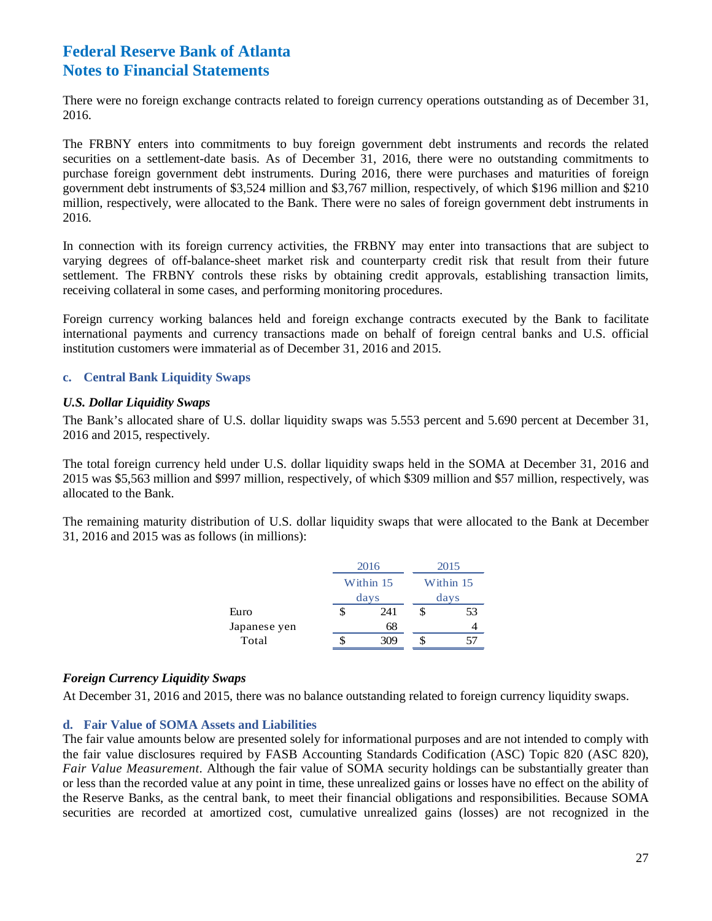# Federal Reserve Bank of Atlanta
# Notes to Financial Statements

There were no foreign exchange contracts related to foreign currency operations outstanding as of December 31, 2016.

The FRBNY enters into commitments to buy foreign government debt instruments and records the related securities on a settlement-date basis. As of December 31, 2016, there were no outstanding commitments to purchase foreign government debt instruments. During 2016, there were purchases and maturities of foreign government debt instruments of $3,524 million and $3,767 million, respectively, of which $196 million and $210 million, respectively, were allocated to the Bank. There were no sales of foreign government debt instruments in 2016.

In connection with its foreign currency activities, the FRBNY may enter into transactions that are subject to varying degrees of off-balance-sheet market risk and counterparty credit risk that result from their future settlement. The FRBNY controls these risks by obtaining credit approvals, establishing transaction limits, receiving collateral in some cases, and performing monitoring procedures.

Foreign currency working balances held and foreign exchange contracts executed by the Bank to facilitate international payments and currency transactions made on behalf of foreign central banks and U.S. official institution customers were immaterial as of December 31, 2016 and 2015.

### c. Central Bank Liquidity Swaps

***U.S. Dollar Liquidity Swaps***

The Bank's allocated share of U.S. dollar liquidity swaps was 5.553 percent and 5.690 percent at December 31, 2016 and 2015, respectively.

The total foreign currency held under U.S. dollar liquidity swaps held in the SOMA at December 31, 2016 and 2015 was $5,563 million and $997 million, respectively, of which $309 million and $57 million, respectively, was allocated to the Bank.

The remaining maturity distribution of U.S. dollar liquidity swaps that were allocated to the Bank at December 31, 2016 and 2015 was as follows (in millions):

| | 2016 | 2015 |
|---|---|---|
| | Within 15 days | Within 15 days |
| Euro | $ 241 | $ 53 |
| Japanese yen | 68 | 4 |
| Total | $ 309 | $ 57 |

***Foreign Currency Liquidity Swaps***

At December 31, 2016 and 2015, there was no balance outstanding related to foreign currency liquidity swaps.

### d. Fair Value of SOMA Assets and Liabilities

The fair value amounts below are presented solely for informational purposes and are not intended to comply with the fair value disclosures required by FASB Accounting Standards Codification (ASC) Topic 820 (ASC 820), *Fair Value Measurement*. Although the fair value of SOMA security holdings can be substantially greater than or less than the recorded value at any point in time, these unrealized gains or losses have no effect on the ability of the Reserve Banks, as the central bank, to meet their financial obligations and responsibilities. Because SOMA securities are recorded at amortized cost, cumulative unrealized gains (losses) are not recognized in the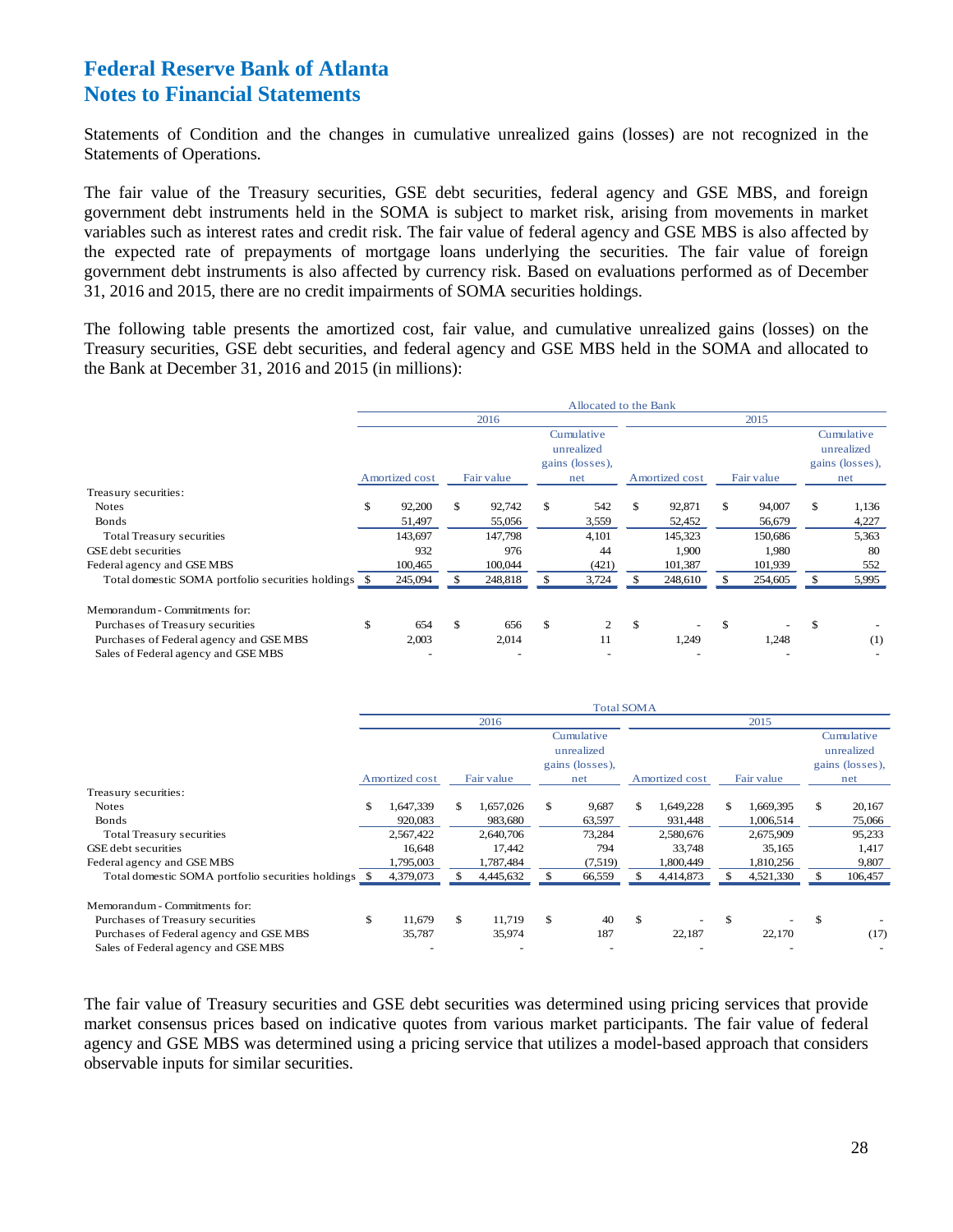Statements of Condition and the changes in cumulative unrealized gains (losses) are not recognized in the Statements of Operations.

The fair value of the Treasury securities, GSE debt securities, federal agency and GSE MBS, and foreign government debt instruments held in the SOMA is subject to market risk, arising from movements in market variables such as interest rates and credit risk. The fair value of federal agency and GSE MBS is also affected by the expected rate of prepayments of mortgage loans underlying the securities. The fair value of foreign government debt instruments is also affected by currency risk. Based on evaluations performed as of December 31, 2016 and 2015, there are no credit impairments of SOMA securities holdings.

The following table presents the amortized cost, fair value, and cumulative unrealized gains (losses) on the Treasury securities, GSE debt securities, and federal agency and GSE MBS held in the SOMA and allocated to the Bank at December 31, 2016 and 2015 (in millions):

| | Allocated to the Bank | | | | | |
|---|---|---|---|---|---|---|
| | 2016 | | | 2015 | | |
| | Amortized cost | Fair value | Cumulative unrealized gains (losses), net | Amortized cost | Fair value | Cumulative unrealized gains (losses), net |
| Treasury securities: | | | | | | |
| Notes | $ 92,200 | $ 92,742 | $ 542 | $ 92,871 | $ 94,007 | $ 1,136 |
| Bonds | 51,497 | 55,056 | 3,559 | 52,452 | 56,679 | 4,227 |
| Total Treasury securities | 143,697 | 147,798 | 4,101 | 145,323 | 150,686 | 5,363 |
| GSE debt securities | 932 | 976 | 44 | 1,900 | 1,980 | 80 |
| Federal agency and GSE MBS | 100,465 | 100,044 | (421) | 101,387 | 101,939 | 552 |
| Total domestic SOMA portfolio securities holdings | $ 245,094 | $ 248,818 | $ 3,724 | $ 248,610 | $ 254,605 | $ 5,995 |
| | | | | | | |
| Memorandum - Commitments for: | | | | | | |
| Purchases of Treasury securities | $ 654 | $ 656 | $ 2 | $ - | $ - | $ - |
| Purchases of Federal agency and GSE MBS | 2,003 | 2,014 | 11 | 1,249 | 1,248 | (1) |
| Sales of Federal agency and GSE MBS | - | - | - | - | - | - |

| | Total SOMA | | | | | |
|---|---|---|---|---|---|---|
| | 2016 | | | 2015 | | |
| | Amortized cost | Fair value | Cumulative unrealized gains (losses), net | Amortized cost | Fair value | Cumulative unrealized gains (losses), net |
| Treasury securities: | | | | | | |
| Notes | $ 1,647,339 | $ 1,657,026 | $ 9,687 | $ 1,649,228 | $ 1,669,395 | $ 20,167 |
| Bonds | 920,083 | 983,680 | 63,597 | 931,448 | 1,006,514 | 75,066 |
| Total Treasury securities | 2,567,422 | 2,640,706 | 73,284 | 2,580,676 | 2,675,909 | 95,233 |
| GSE debt securities | 16,648 | 17,442 | 794 | 33,748 | 35,165 | 1,417 |
| Federal agency and GSE MBS | 1,795,003 | 1,787,484 | (7,519) | 1,800,449 | 1,810,256 | 9,807 |
| Total domestic SOMA portfolio securities holdings | $ 4,379,073 | $ 4,445,632 | $ 66,559 | $ 4,414,873 | $ 4,521,330 | $ 106,457 |
| | | | | | | |
| Memorandum - Commitments for: | | | | | | |
| Purchases of Treasury securities | $ 11,679 | $ 11,719 | $ 40 | $ - | $ - | $ - |
| Purchases of Federal agency and GSE MBS | 35,787 | 35,974 | 187 | 22,187 | 22,170 | (17) |
| Sales of Federal agency and GSE MBS | - | - | - | - | - | - |

The fair value of Treasury securities and GSE debt securities was determined using pricing services that provide market consensus prices based on indicative quotes from various market participants. The fair value of federal agency and GSE MBS was determined using a pricing service that utilizes a model-based approach that considers observable inputs for similar securities.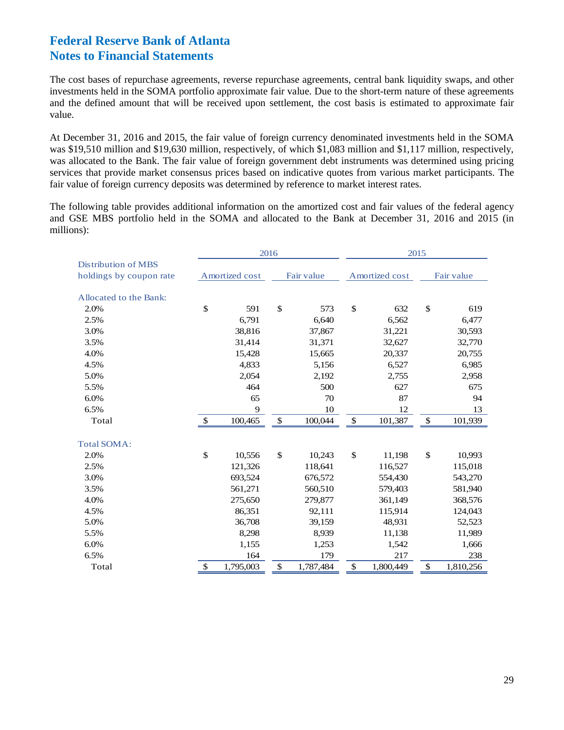# Federal Reserve Bank of Atlanta
# Notes to Financial Statements

The cost bases of repurchase agreements, reverse repurchase agreements, central bank liquidity swaps, and other investments held in the SOMA portfolio approximate fair value. Due to the short-term nature of these agreements and the defined amount that will be received upon settlement, the cost basis is estimated to approximate fair value.

At December 31, 2016 and 2015, the fair value of foreign currency denominated investments held in the SOMA was $19,510 million and $19,630 million, respectively, of which $1,083 million and $1,117 million, respectively, was allocated to the Bank. The fair value of foreign government debt instruments was determined using pricing services that provide market consensus prices based on indicative quotes from various market participants. The fair value of foreign currency deposits was determined by reference to market interest rates.

The following table provides additional information on the amortized cost and fair values of the federal agency and GSE MBS portfolio held in the SOMA and allocated to the Bank at December 31, 2016 and 2015 (in millions):

| Distribution of MBS holdings by coupon rate | 2016 | | 2015 | |
|---|---|---|---|---|
| | Amortized cost | Fair value | Amortized cost | Fair value |
| **Allocated to the Bank:** | | | | |
| 2.0% | $ 591 | $ 573 | $ 632 | $ 619 |
| 2.5% | 6,791 | 6,640 | 6,562 | 6,477 |
| 3.0% | 38,816 | 37,867 | 31,221 | 30,593 |
| 3.5% | 31,414 | 31,371 | 32,627 | 32,770 |
| 4.0% | 15,428 | 15,665 | 20,337 | 20,755 |
| 4.5% | 4,833 | 5,156 | 6,527 | 6,985 |
| 5.0% | 2,054 | 2,192 | 2,755 | 2,958 |
| 5.5% | 464 | 500 | 627 | 675 |
| 6.0% | 65 | 70 | 87 | 94 |
| 6.5% | 9 | 10 | 12 | 13 |
| Total | $ 100,465 | $ 100,044 | $ 101,387 | $ 101,939 |
| **Total SOMA:** | | | | |
| 2.0% | $ 10,556 | $ 10,243 | $ 11,198 | $ 10,993 |
| 2.5% | 121,326 | 118,641 | 116,527 | 115,018 |
| 3.0% | 693,524 | 676,572 | 554,430 | 543,270 |
| 3.5% | 561,271 | 560,510 | 579,403 | 581,940 |
| 4.0% | 275,650 | 279,877 | 361,149 | 368,576 |
| 4.5% | 86,351 | 92,111 | 115,914 | 124,043 |
| 5.0% | 36,708 | 39,159 | 48,931 | 52,523 |
| 5.5% | 8,298 | 8,939 | 11,138 | 11,989 |
| 6.0% | 1,155 | 1,253 | 1,542 | 1,666 |
| 6.5% | 164 | 179 | 217 | 238 |
| Total | $ 1,795,003 | $ 1,787,484 | $ 1,800,449 | $ 1,810,256 |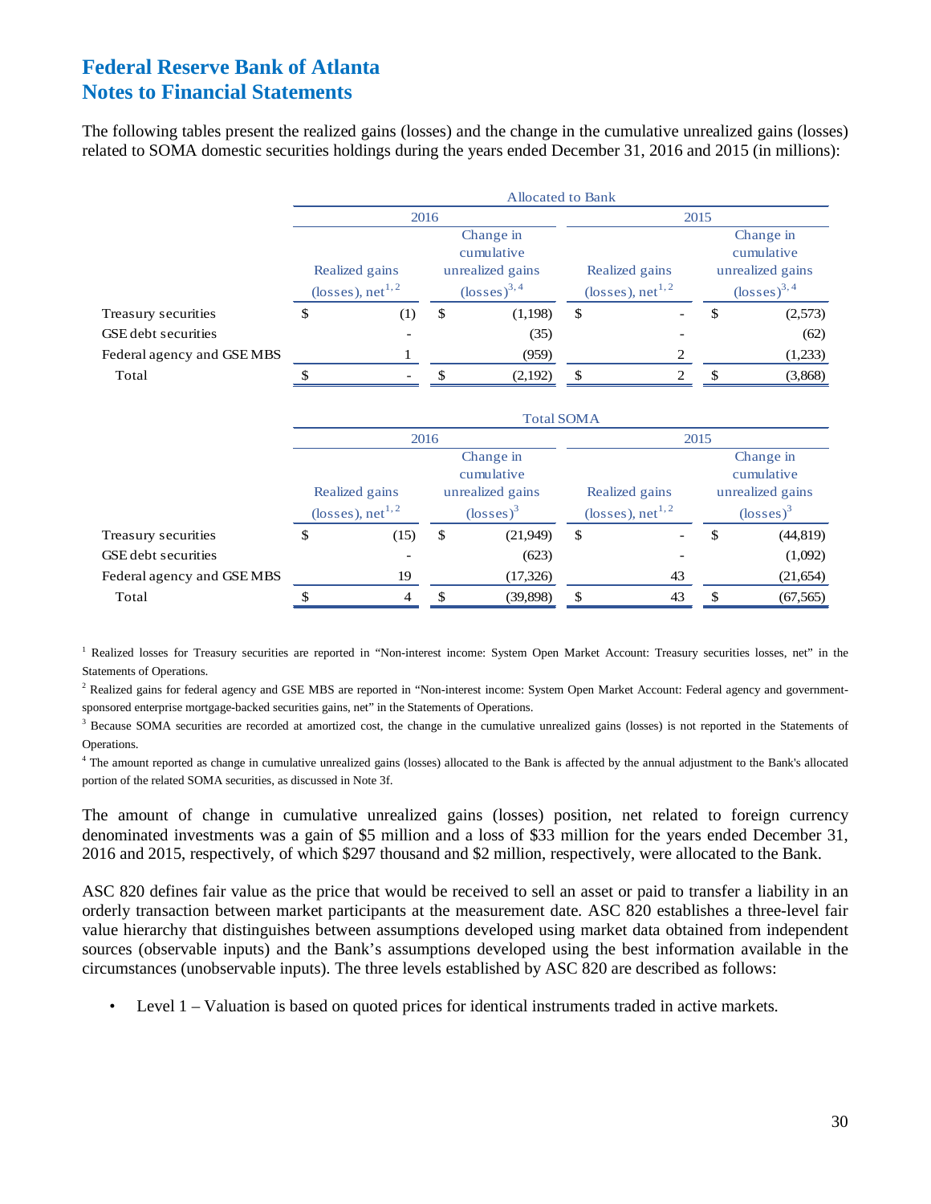# Federal Reserve Bank of Atlanta
# Notes to Financial Statements

The following tables present the realized gains (losses) and the change in the cumulative unrealized gains (losses) related to SOMA domestic securities holdings during the years ended December 31, 2016 and 2015 (in millions):

| | Allocated to Bank | | | |
|---|---|---|---|---|
| | 2016 | | 2015 | |
| | Realized gains (losses), net[1,2] | Change in cumulative unrealized gains (losses)[3,4] | Realized gains (losses), net[1,2] | Change in cumulative unrealized gains (losses)[3,4] |
| Treasury securities | $ (1) | $ (1,198) | $ - | $ (2,573) |
| GSE debt securities | - | (35) | - | (62) |
| Federal agency and GSE MBS | 1 | (959) | 2 | (1,233) |
| Total | $ - | $ (2,192) | $ 2 | $ (3,868) |

| | Total SOMA | | | |
|---|---|---|---|---|
| | 2016 | | 2015 | |
| | Realized gains (losses), net[1,2] | Change in cumulative unrealized gains (losses)[3] | Realized gains (losses), net[1,2] | Change in cumulative unrealized gains (losses)[3] |
| Treasury securities | $ (15) | $ (21,949) | $ - | $ (44,819) |
| GSE debt securities | - | (623) | - | (1,092) |
| Federal agency and GSE MBS | 19 | (17,326) | 43 | (21,654) |
| Total | $ 4 | $ (39,898) | $ 43 | $ (67,565) |

[1] Realized losses for Treasury securities are reported in "Non-interest income: System Open Market Account: Treasury securities losses, net" in the Statements of Operations.

[2] Realized gains for federal agency and GSE MBS are reported in "Non-interest income: System Open Market Account: Federal agency and government-sponsored enterprise mortgage-backed securities gains, net" in the Statements of Operations.

[3] Because SOMA securities are recorded at amortized cost, the change in the cumulative unrealized gains (losses) is not reported in the Statements of Operations.

[4] The amount reported as change in cumulative unrealized gains (losses) allocated to the Bank is affected by the annual adjustment to the Bank's allocated portion of the related SOMA securities, as discussed in Note 3f.

The amount of change in cumulative unrealized gains (losses) position, net related to foreign currency denominated investments was a gain of $5 million and a loss of $33 million for the years ended December 31, 2016 and 2015, respectively, of which $297 thousand and $2 million, respectively, were allocated to the Bank.

ASC 820 defines fair value as the price that would be received to sell an asset or paid to transfer a liability in an orderly transaction between market participants at the measurement date. ASC 820 establishes a three-level fair value hierarchy that distinguishes between assumptions developed using market data obtained from independent sources (observable inputs) and the Bank's assumptions developed using the best information available in the circumstances (unobservable inputs). The three levels established by ASC 820 are described as follows:

- Level 1 – Valuation is based on quoted prices for identical instruments traded in active markets.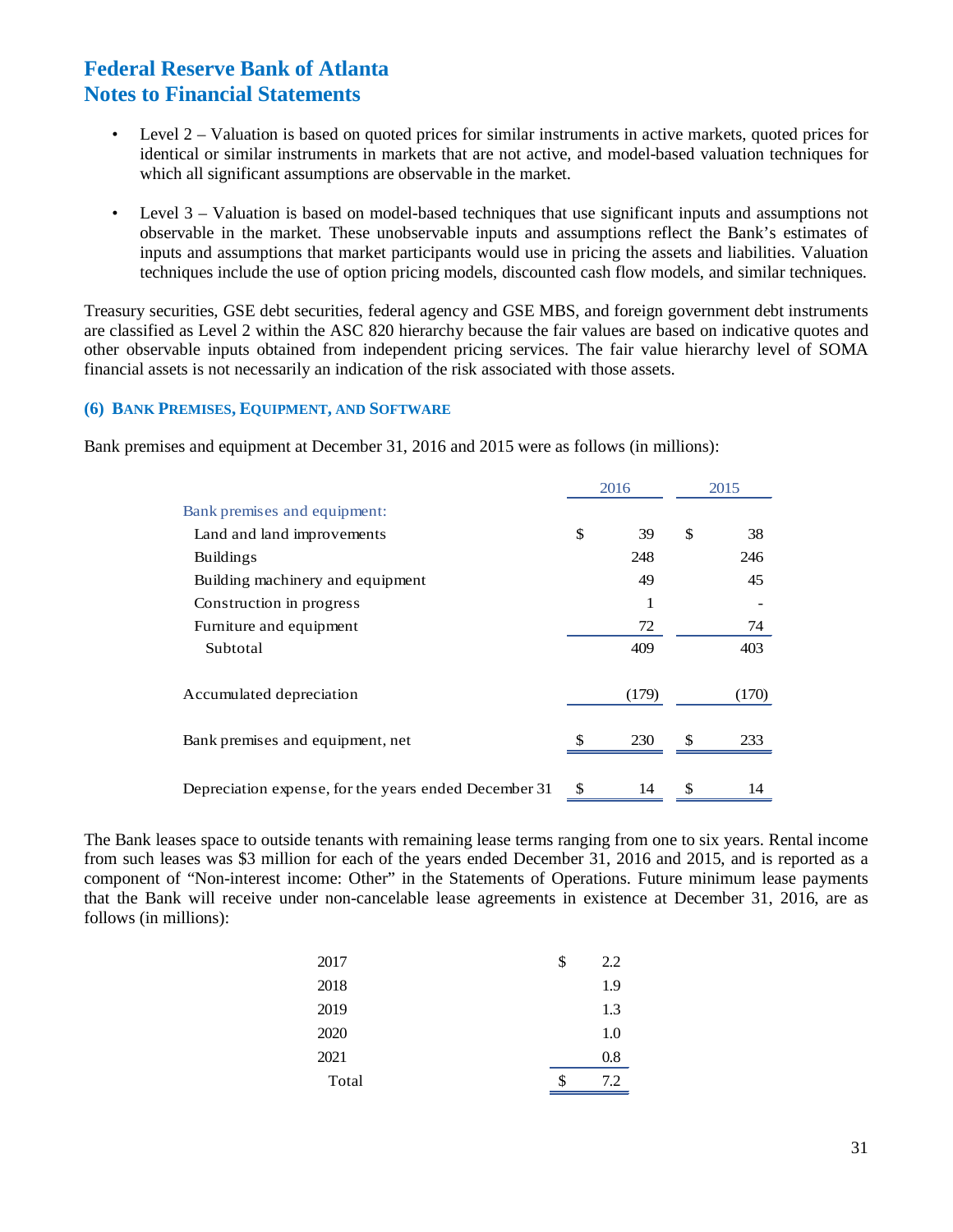- Level 2 – Valuation is based on quoted prices for similar instruments in active markets, quoted prices for identical or similar instruments in markets that are not active, and model-based valuation techniques for which all significant assumptions are observable in the market.

- Level 3 – Valuation is based on model-based techniques that use significant inputs and assumptions not observable in the market. These unobservable inputs and assumptions reflect the Bank's estimates of inputs and assumptions that market participants would use in pricing the assets and liabilities. Valuation techniques include the use of option pricing models, discounted cash flow models, and similar techniques.

Treasury securities, GSE debt securities, federal agency and GSE MBS, and foreign government debt instruments are classified as Level 2 within the ASC 820 hierarchy because the fair values are based on indicative quotes and other observable inputs obtained from independent pricing services. The fair value hierarchy level of SOMA financial assets is not necessarily an indication of the risk associated with those assets.

### (6) BANK PREMISES, EQUIPMENT, AND SOFTWARE

Bank premises and equipment at December 31, 2016 and 2015 were as follows (in millions):

| | 2016 | 2015 |
|---|---|---|
| Bank premises and equipment: | | |
| Land and land improvements | $ 39 | $ 38 |
| Buildings | 248 | 246 |
| Building machinery and equipment | 49 | 45 |
| Construction in progress | 1 | - |
| Furniture and equipment | 72 | 74 |
| Subtotal | 409 | 403 |
| Accumulated depreciation | (179) | (170) |
| Bank premises and equipment, net | $ 230 | $ 233 |
| Depreciation expense, for the years ended December 31 | $ 14 | $ 14 |

The Bank leases space to outside tenants with remaining lease terms ranging from one to six years. Rental income from such leases was $3 million for each of the years ended December 31, 2016 and 2015, and is reported as a component of "Non-interest income: Other" in the Statements of Operations. Future minimum lease payments that the Bank will receive under non-cancelable lease agreements in existence at December 31, 2016, are as follows (in millions):

| | |
|---|---|
| 2017 | $ 2.2 |
| 2018 | 1.9 |
| 2019 | 1.3 |
| 2020 | 1.0 |
| 2021 | 0.8 |
| Total | $ 7.2 |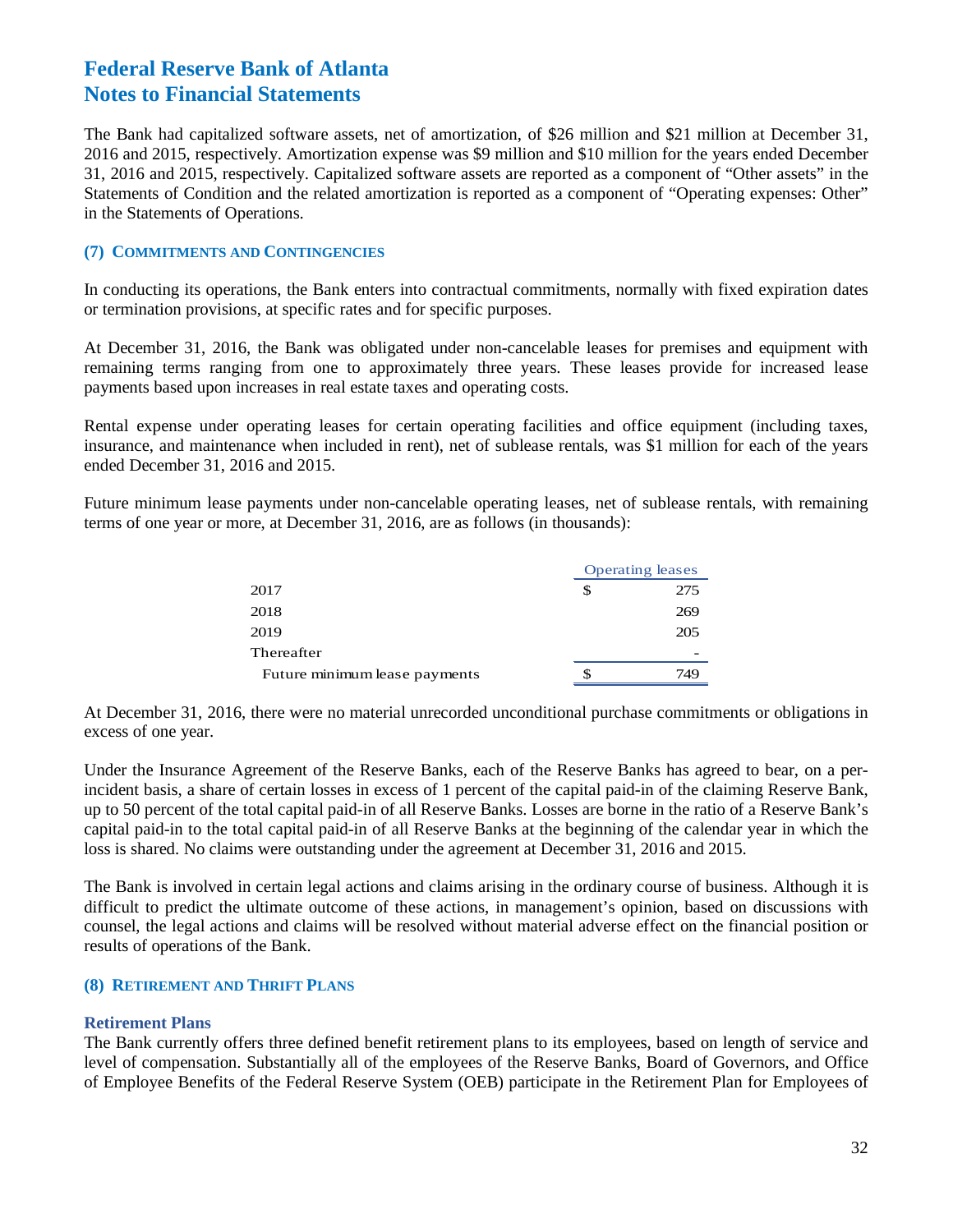# Federal Reserve Bank of Atlanta
# Notes to Financial Statements

The Bank had capitalized software assets, net of amortization, of $26 million and $21 million at December 31, 2016 and 2015, respectively. Amortization expense was $9 million and $10 million for the years ended December 31, 2016 and 2015, respectively. Capitalized software assets are reported as a component of "Other assets" in the Statements of Condition and the related amortization is reported as a component of "Operating expenses: Other" in the Statements of Operations.

### (7) COMMITMENTS AND CONTINGENCIES

In conducting its operations, the Bank enters into contractual commitments, normally with fixed expiration dates or termination provisions, at specific rates and for specific purposes.

At December 31, 2016, the Bank was obligated under non-cancelable leases for premises and equipment with remaining terms ranging from one to approximately three years. These leases provide for increased lease payments based upon increases in real estate taxes and operating costs.

Rental expense under operating leases for certain operating facilities and office equipment (including taxes, insurance, and maintenance when included in rent), net of sublease rentals, was $1 million for each of the years ended December 31, 2016 and 2015.

Future minimum lease payments under non-cancelable operating leases, net of sublease rentals, with remaining terms of one year or more, at December 31, 2016, are as follows (in thousands):

| | Operating leases |
|---|---|
| 2017 | $ 275 |
| 2018 | 269 |
| 2019 | 205 |
| Thereafter | - |
| Future minimum lease payments | $ 749 |

At December 31, 2016, there were no material unrecorded unconditional purchase commitments or obligations in excess of one year.

Under the Insurance Agreement of the Reserve Banks, each of the Reserve Banks has agreed to bear, on a per-incident basis, a share of certain losses in excess of 1 percent of the capital paid-in of the claiming Reserve Bank, up to 50 percent of the total capital paid-in of all Reserve Banks. Losses are borne in the ratio of a Reserve Bank's capital paid-in to the total capital paid-in of all Reserve Banks at the beginning of the calendar year in which the loss is shared. No claims were outstanding under the agreement at December 31, 2016 and 2015.

The Bank is involved in certain legal actions and claims arising in the ordinary course of business. Although it is difficult to predict the ultimate outcome of these actions, in management's opinion, based on discussions with counsel, the legal actions and claims will be resolved without material adverse effect on the financial position or results of operations of the Bank.

### (8) RETIREMENT AND THRIFT PLANS

#### Retirement Plans

The Bank currently offers three defined benefit retirement plans to its employees, based on length of service and level of compensation. Substantially all of the employees of the Reserve Banks, Board of Governors, and Office of Employee Benefits of the Federal Reserve System (OEB) participate in the Retirement Plan for Employees of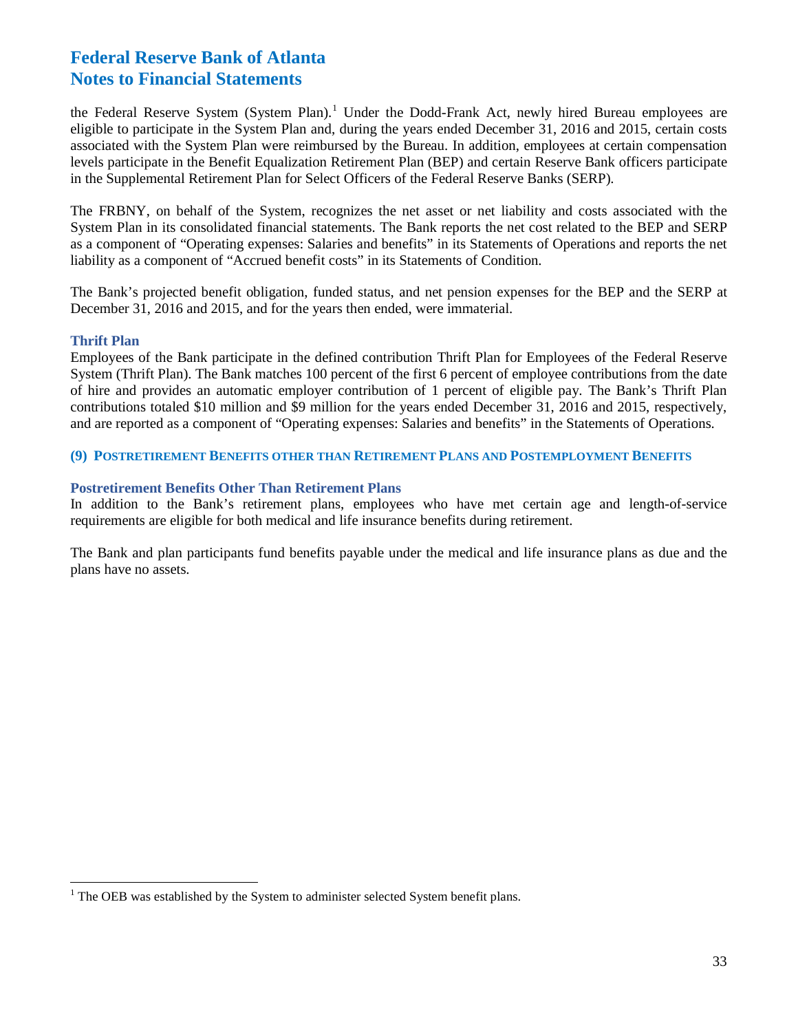the Federal Reserve System (System Plan).[1] Under the Dodd-Frank Act, newly hired Bureau employees are eligible to participate in the System Plan and, during the years ended December 31, 2016 and 2015, certain costs associated with the System Plan were reimbursed by the Bureau. In addition, employees at certain compensation levels participate in the Benefit Equalization Retirement Plan (BEP) and certain Reserve Bank officers participate in the Supplemental Retirement Plan for Select Officers of the Federal Reserve Banks (SERP).

The FRBNY, on behalf of the System, recognizes the net asset or net liability and costs associated with the System Plan in its consolidated financial statements. The Bank reports the net cost related to the BEP and SERP as a component of "Operating expenses: Salaries and benefits" in its Statements of Operations and reports the net liability as a component of "Accrued benefit costs" in its Statements of Condition.

The Bank's projected benefit obligation, funded status, and net pension expenses for the BEP and the SERP at December 31, 2016 and 2015, and for the years then ended, were immaterial.

### Thrift Plan

Employees of the Bank participate in the defined contribution Thrift Plan for Employees of the Federal Reserve System (Thrift Plan). The Bank matches 100 percent of the first 6 percent of employee contributions from the date of hire and provides an automatic employer contribution of 1 percent of eligible pay. The Bank's Thrift Plan contributions totaled $10 million and $9 million for the years ended December 31, 2016 and 2015, respectively, and are reported as a component of "Operating expenses: Salaries and benefits" in the Statements of Operations.

## (9) Postretirement Benefits other than Retirement Plans and Postemployment Benefits

### Postretirement Benefits Other Than Retirement Plans

In addition to the Bank's retirement plans, employees who have met certain age and length-of-service requirements are eligible for both medical and life insurance benefits during retirement.

The Bank and plan participants fund benefits payable under the medical and life insurance plans as due and the plans have no assets.

---

[1] The OEB was established by the System to administer selected System benefit plans.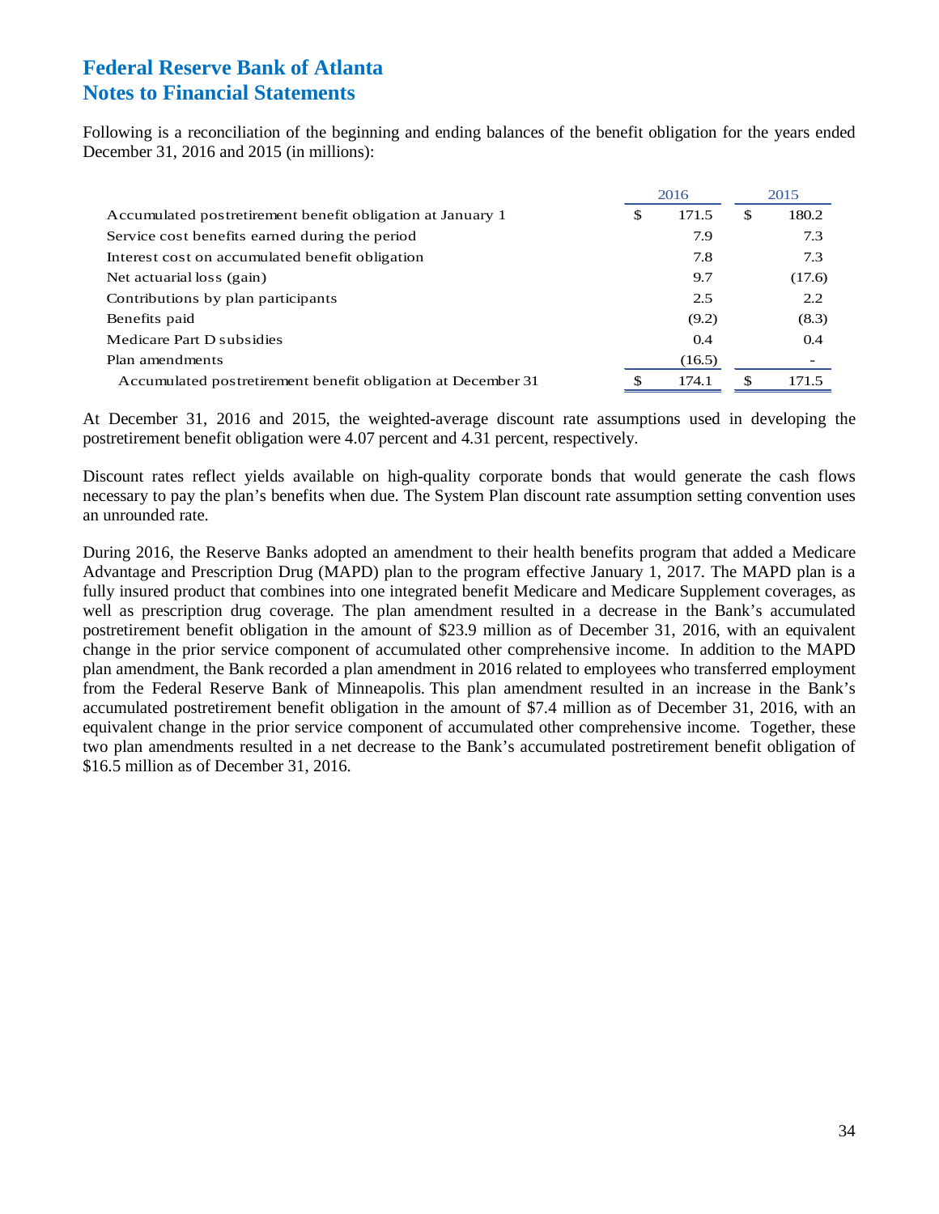# Federal Reserve Bank of Atlanta
# Notes to Financial Statements

Following is a reconciliation of the beginning and ending balances of the benefit obligation for the years ended December 31, 2016 and 2015 (in millions):

| | 2016 | 2015 |
|---|---|---|
| Accumulated postretirement benefit obligation at January 1 | $ 171.5 | $ 180.2 |
| Service cost benefits earned during the period | 7.9 | 7.3 |
| Interest cost on accumulated benefit obligation | 7.8 | 7.3 |
| Net actuarial loss (gain) | 9.7 | (17.6) |
| Contributions by plan participants | 2.5 | 2.2 |
| Benefits paid | (9.2) | (8.3) |
| Medicare Part D subsidies | 0.4 | 0.4 |
| Plan amendments | (16.5) | - |
| Accumulated postretirement benefit obligation at December 31 | $ 174.1 | $ 171.5 |

At December 31, 2016 and 2015, the weighted-average discount rate assumptions used in developing the postretirement benefit obligation were 4.07 percent and 4.31 percent, respectively.

Discount rates reflect yields available on high-quality corporate bonds that would generate the cash flows necessary to pay the plan's benefits when due. The System Plan discount rate assumption setting convention uses an unrounded rate.

During 2016, the Reserve Banks adopted an amendment to their health benefits program that added a Medicare Advantage and Prescription Drug (MAPD) plan to the program effective January 1, 2017. The MAPD plan is a fully insured product that combines into one integrated benefit Medicare and Medicare Supplement coverages, as well as prescription drug coverage. The plan amendment resulted in a decrease in the Bank's accumulated postretirement benefit obligation in the amount of $23.9 million as of December 31, 2016, with an equivalent change in the prior service component of accumulated other comprehensive income. In addition to the MAPD plan amendment, the Bank recorded a plan amendment in 2016 related to employees who transferred employment from the Federal Reserve Bank of Minneapolis. This plan amendment resulted in an increase in the Bank's accumulated postretirement benefit obligation in the amount of $7.4 million as of December 31, 2016, with an equivalent change in the prior service component of accumulated other comprehensive income. Together, these two plan amendments resulted in a net decrease to the Bank's accumulated postretirement benefit obligation of $16.5 million as of December 31, 2016.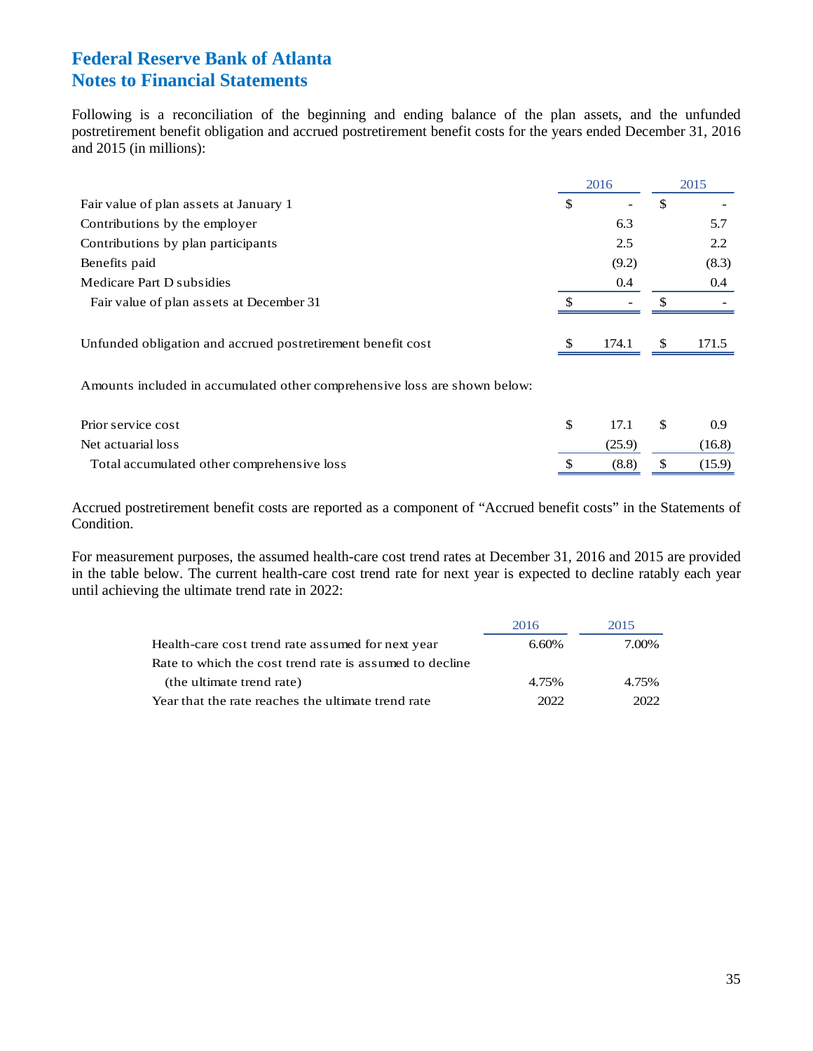# Federal Reserve Bank of Atlanta
# Notes to Financial Statements

Following is a reconciliation of the beginning and ending balance of the plan assets, and the unfunded postretirement benefit obligation and accrued postretirement benefit costs for the years ended December 31, 2016 and 2015 (in millions):

| | 2016 | 2015 |
|---|---|---|
| Fair value of plan assets at January 1 | $ - | $ - |
| Contributions by the employer | 6.3 | 5.7 |
| Contributions by plan participants | 2.5 | 2.2 |
| Benefits paid | (9.2) | (8.3) |
| Medicare Part D subsidies | 0.4 | 0.4 |
| Fair value of plan assets at December 31 | $ - | $ - |
| | | |
| Unfunded obligation and accrued postretirement benefit cost | $ 174.1 | $ 171.5 |
| | | |
| Amounts included in accumulated other comprehensive loss are shown below: | | |
| | | |
| Prior service cost | $ 17.1 | $ 0.9 |
| Net actuarial loss | (25.9) | (16.8) |
| Total accumulated other comprehensive loss | $ (8.8) | $ (15.9) |

Accrued postretirement benefit costs are reported as a component of "Accrued benefit costs" in the Statements of Condition.

For measurement purposes, the assumed health-care cost trend rates at December 31, 2016 and 2015 are provided in the table below. The current health-care cost trend rate for next year is expected to decline ratably each year until achieving the ultimate trend rate in 2022:

| | 2016 | 2015 |
|---|---|---|
| Health-care cost trend rate assumed for next year | 6.60% | 7.00% |
| Rate to which the cost trend rate is assumed to decline (the ultimate trend rate) | 4.75% | 4.75% |
| Year that the rate reaches the ultimate trend rate | 2022 | 2022 |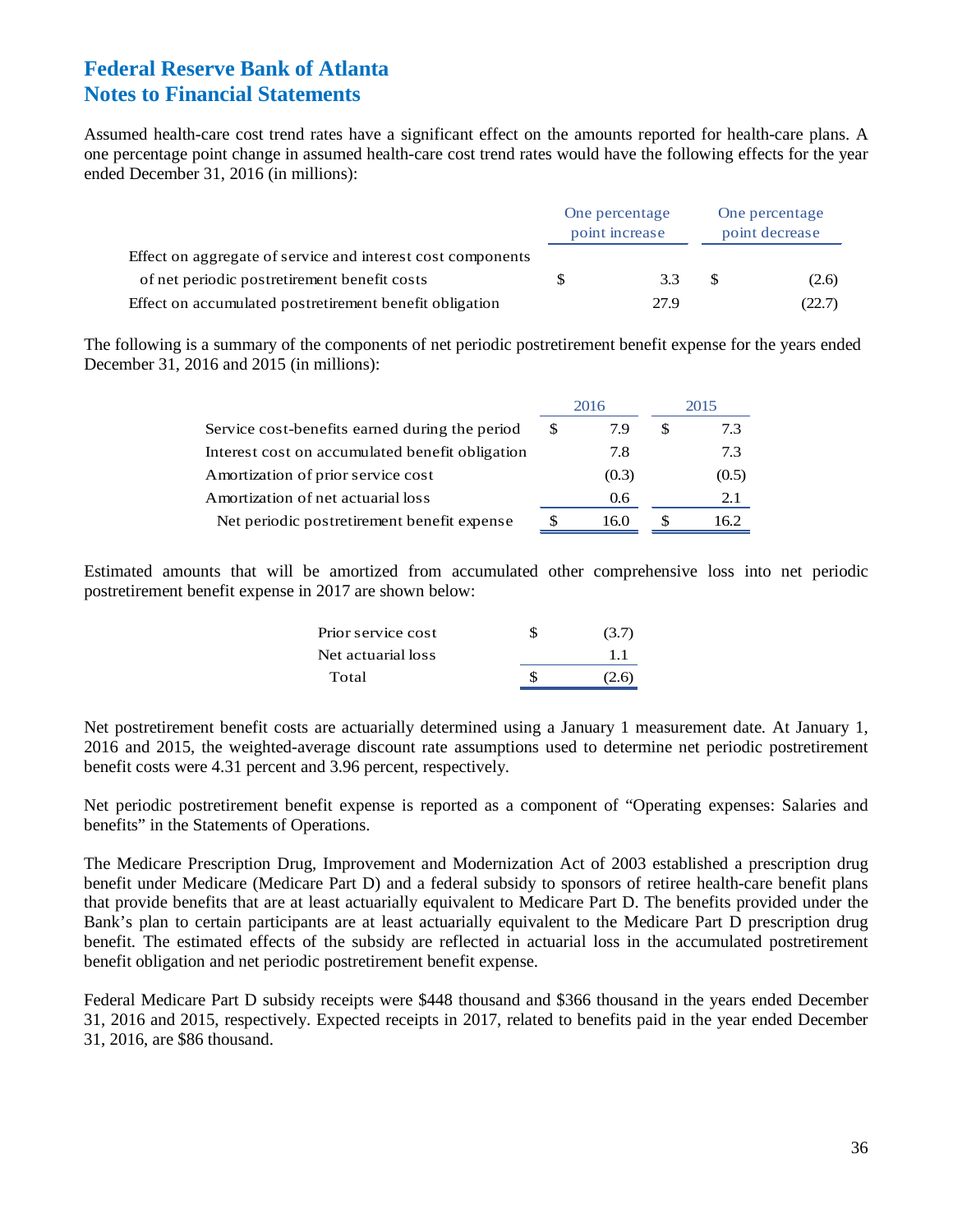# Federal Reserve Bank of Atlanta
# Notes to Financial Statements

Assumed health-care cost trend rates have a significant effect on the amounts reported for health-care plans. A one percentage point change in assumed health-care cost trend rates would have the following effects for the year ended December 31, 2016 (in millions):

| | One percentage point increase | One percentage point decrease |
|---|---|---|
| Effect on aggregate of service and interest cost components of net periodic postretirement benefit costs | $ 3.3 | $ (2.6) |
| Effect on accumulated postretirement benefit obligation | 27.9 | (22.7) |

The following is a summary of the components of net periodic postretirement benefit expense for the years ended December 31, 2016 and 2015 (in millions):

| | 2016 | 2015 |
|---|---|---|
| Service cost-benefits earned during the period | $ 7.9 | $ 7.3 |
| Interest cost on accumulated benefit obligation | 7.8 | 7.3 |
| Amortization of prior service cost | (0.3) | (0.5) |
| Amortization of net actuarial loss | 0.6 | 2.1 |
| Net periodic postretirement benefit expense | $ 16.0 | $ 16.2 |

Estimated amounts that will be amortized from accumulated other comprehensive loss into net periodic postretirement benefit expense in 2017 are shown below:

| | |
|---|---|
| Prior service cost | $ (3.7) |
| Net actuarial loss | 1.1 |
| Total | $ (2.6) |

Net postretirement benefit costs are actuarially determined using a January 1 measurement date. At January 1, 2016 and 2015, the weighted-average discount rate assumptions used to determine net periodic postretirement benefit costs were 4.31 percent and 3.96 percent, respectively.

Net periodic postretirement benefit expense is reported as a component of "Operating expenses: Salaries and benefits" in the Statements of Operations.

The Medicare Prescription Drug, Improvement and Modernization Act of 2003 established a prescription drug benefit under Medicare (Medicare Part D) and a federal subsidy to sponsors of retiree health-care benefit plans that provide benefits that are at least actuarially equivalent to Medicare Part D. The benefits provided under the Bank's plan to certain participants are at least actuarially equivalent to the Medicare Part D prescription drug benefit. The estimated effects of the subsidy are reflected in actuarial loss in the accumulated postretirement benefit obligation and net periodic postretirement benefit expense.

Federal Medicare Part D subsidy receipts were $448 thousand and $366 thousand in the years ended December 31, 2016 and 2015, respectively. Expected receipts in 2017, related to benefits paid in the year ended December 31, 2016, are $86 thousand.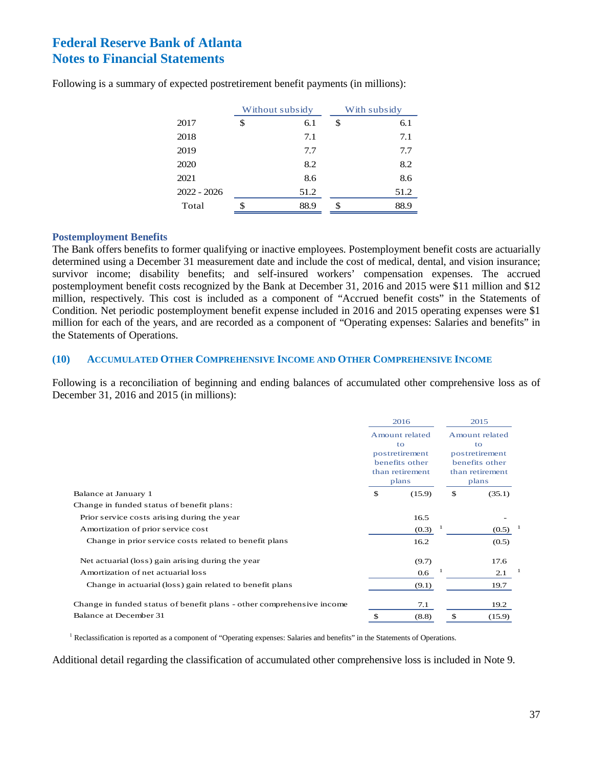# Federal Reserve Bank of Atlanta
# Notes to Financial Statements

Following is a summary of expected postretirement benefit payments (in millions):

| | Without subsidy | With subsidy |
|---|---|---|
| 2017 | $ 6.1 | $ 6.1 |
| 2018 | 7.1 | 7.1 |
| 2019 | 7.7 | 7.7 |
| 2020 | 8.2 | 8.2 |
| 2021 | 8.6 | 8.6 |
| 2022 - 2026 | 51.2 | 51.2 |
| Total | $ 88.9 | $ 88.9 |

### Postemployment Benefits

The Bank offers benefits to former qualifying or inactive employees. Postemployment benefit costs are actuarially determined using a December 31 measurement date and include the cost of medical, dental, and vision insurance; survivor income; disability benefits; and self-insured workers' compensation expenses. The accrued postemployment benefit costs recognized by the Bank at December 31, 2016 and 2015 were $11 million and $12 million, respectively. This cost is included as a component of "Accrued benefit costs" in the Statements of Condition. Net periodic postemployment benefit expense included in 2016 and 2015 operating expenses were $1 million for each of the years, and are recorded as a component of "Operating expenses: Salaries and benefits" in the Statements of Operations.

## (10) Accumulated Other Comprehensive Income and Other Comprehensive Income

Following is a reconciliation of beginning and ending balances of accumulated other comprehensive loss as of December 31, 2016 and 2015 (in millions):

| | 2016 | 2015 |
|---|---|---|
| | Amount related to postretirement benefits other than retirement plans | Amount related to postretirement benefits other than retirement plans |
| Balance at January 1 | $ (15.9) | $ (35.1) |
| Change in funded status of benefit plans: | | |
| Prior service costs arising during the year | 16.5 | - |
| Amortization of prior service cost | (0.3) [1] | (0.5) [1] |
| Change in prior service costs related to benefit plans | 16.2 | (0.5) |
| Net actuarial (loss) gain arising during the year | (9.7) | 17.6 |
| Amortization of net actuarial loss | 0.6 [1] | 2.1 [1] |
| Change in actuarial (loss) gain related to benefit plans | (9.1) | 19.7 |
| Change in funded status of benefit plans - other comprehensive income | 7.1 | 19.2 |
| Balance at December 31 | $ (8.8) | $ (15.9) |

[1] Reclassification is reported as a component of "Operating expenses: Salaries and benefits" in the Statements of Operations.

Additional detail regarding the classification of accumulated other comprehensive loss is included in Note 9.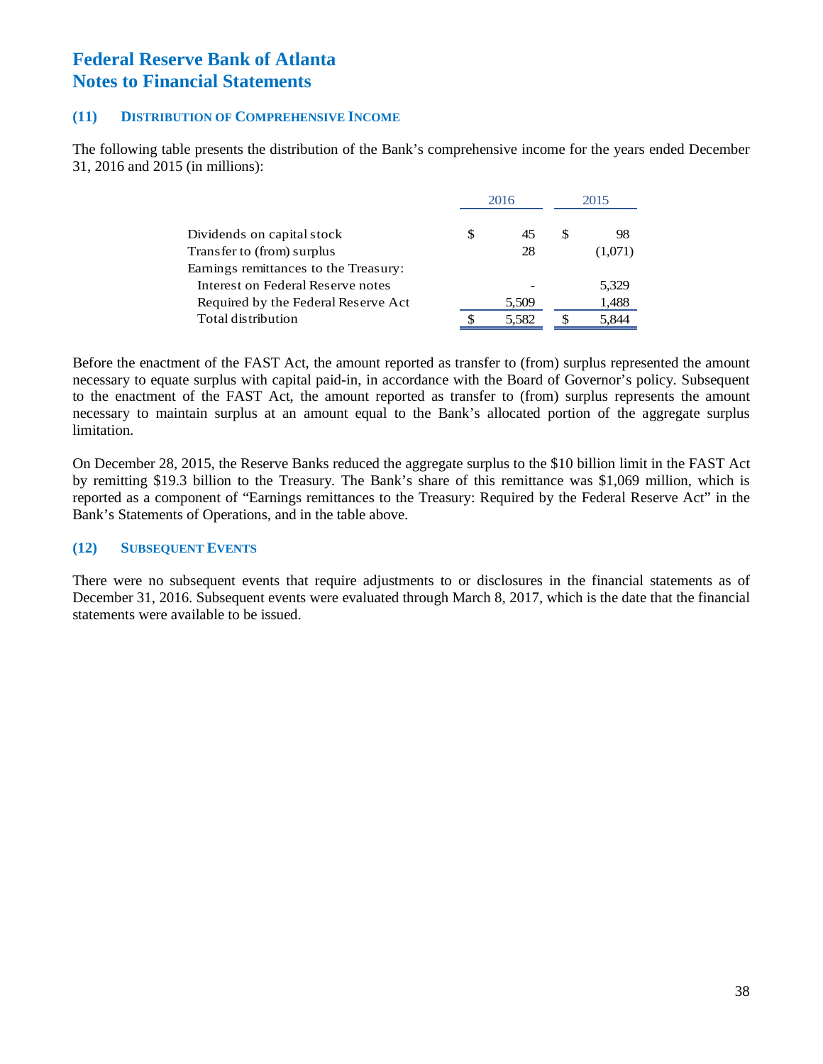# Federal Reserve Bank of Atlanta
# Notes to Financial Statements

### (11) DISTRIBUTION OF COMPREHENSIVE INCOME

The following table presents the distribution of the Bank's comprehensive income for the years ended December 31, 2016 and 2015 (in millions):

| | 2016 | 2015 |
|---|---|---|
| Dividends on capital stock | $ 45 | $ 98 |
| Transfer to (from) surplus | 28 | (1,071) |
| Earnings remittances to the Treasury: | | |
| Interest on Federal Reserve notes | - | 5,329 |
| Required by the Federal Reserve Act | 5,509 | 1,488 |
| Total distribution | $ 5,582 | $ 5,844 |

Before the enactment of the FAST Act, the amount reported as transfer to (from) surplus represented the amount necessary to equate surplus with capital paid-in, in accordance with the Board of Governor's policy. Subsequent to the enactment of the FAST Act, the amount reported as transfer to (from) surplus represents the amount necessary to maintain surplus at an amount equal to the Bank's allocated portion of the aggregate surplus limitation.

On December 28, 2015, the Reserve Banks reduced the aggregate surplus to the $10 billion limit in the FAST Act by remitting $19.3 billion to the Treasury. The Bank's share of this remittance was $1,069 million, which is reported as a component of "Earnings remittances to the Treasury: Required by the Federal Reserve Act" in the Bank's Statements of Operations, and in the table above.

### (12) SUBSEQUENT EVENTS

There were no subsequent events that require adjustments to or disclosures in the financial statements as of December 31, 2016. Subsequent events were evaluated through March 8, 2017, which is the date that the financial statements were available to be issued.